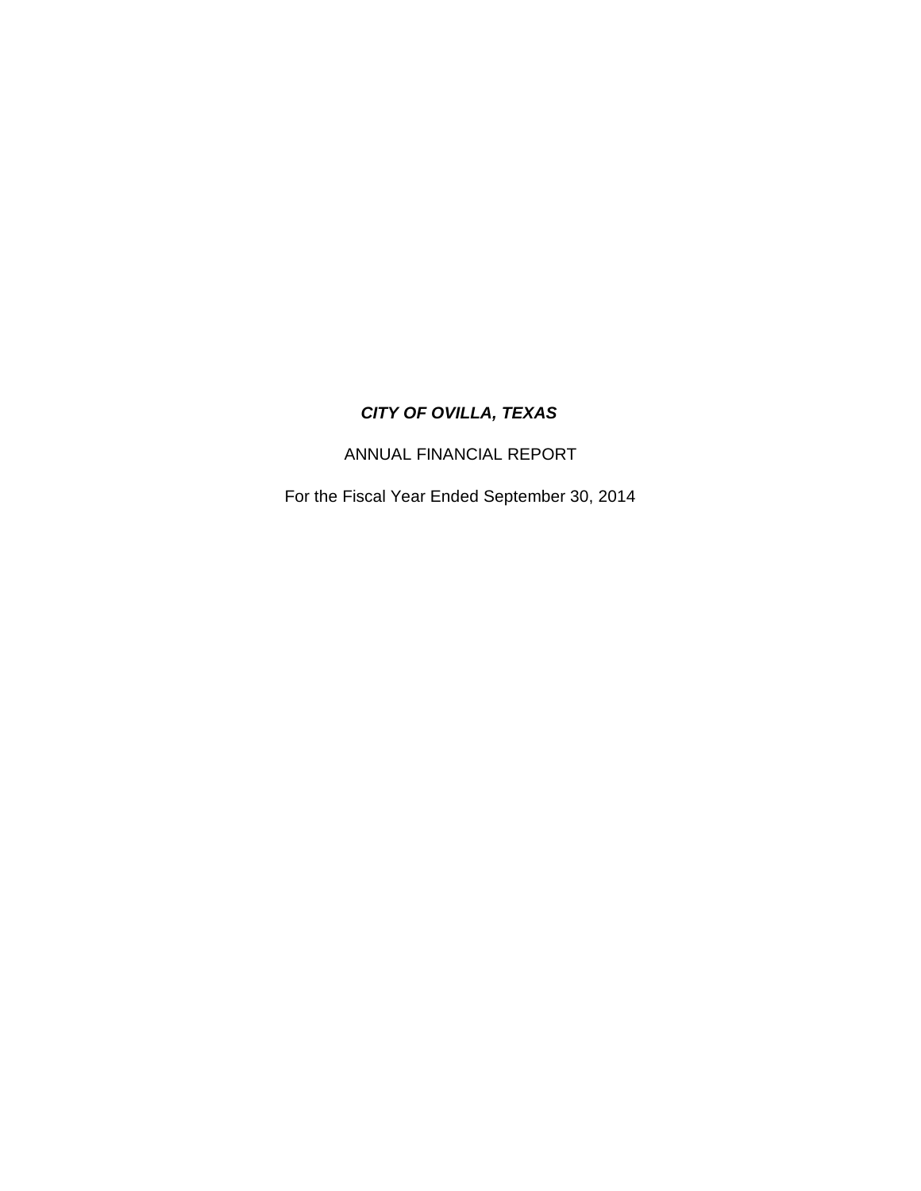***CITY OF OVILLA, TEXAS***

ANNUAL FINANCIAL REPORT

For the Fiscal Year Ended September 30, 2014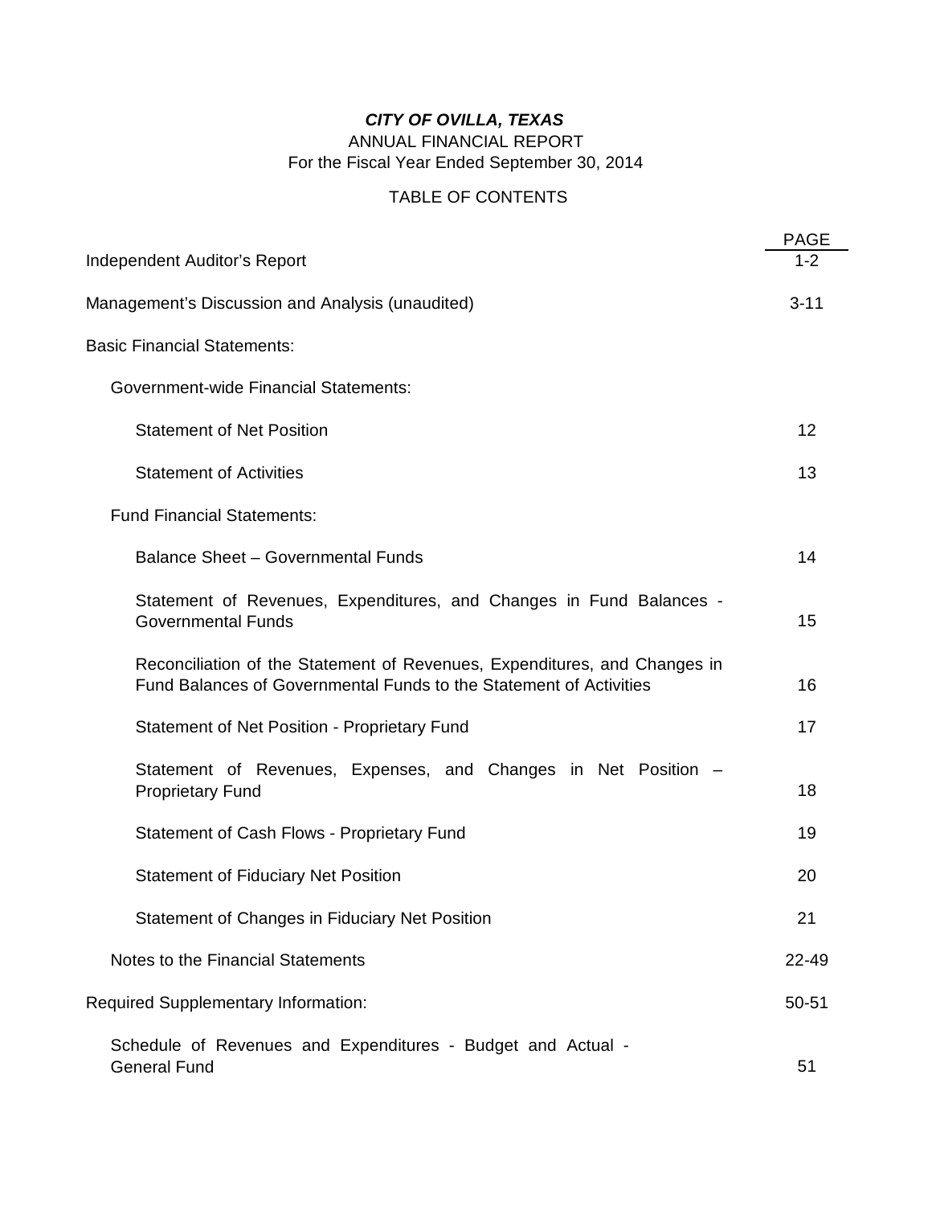***CITY OF OVILLA, TEXAS***

ANNUAL FINANCIAL REPORT

For the Fiscal Year Ended September 30, 2014

TABLE OF CONTENTS

| | PAGE |
|---|---|
| Independent Auditor's Report | 1-2 |
| Management's Discussion and Analysis (unaudited) | 3-11 |
| Basic Financial Statements: | |
| Government-wide Financial Statements: | |
| Statement of Net Position | 12 |
| Statement of Activities | 13 |
| Fund Financial Statements: | |
| Balance Sheet – Governmental Funds | 14 |
| Statement of Revenues, Expenditures, and Changes in Fund Balances - Governmental Funds | 15 |
| Reconciliation of the Statement of Revenues, Expenditures, and Changes in Fund Balances of Governmental Funds to the Statement of Activities | 16 |
| Statement of Net Position - Proprietary Fund | 17 |
| Statement of Revenues, Expenses, and Changes in Net Position – Proprietary Fund | 18 |
| Statement of Cash Flows - Proprietary Fund | 19 |
| Statement of Fiduciary Net Position | 20 |
| Statement of Changes in Fiduciary Net Position | 21 |
| Notes to the Financial Statements | 22-49 |
| Required Supplementary Information: | 50-51 |
| Schedule of Revenues and Expenditures - Budget and Actual - General Fund | 51 |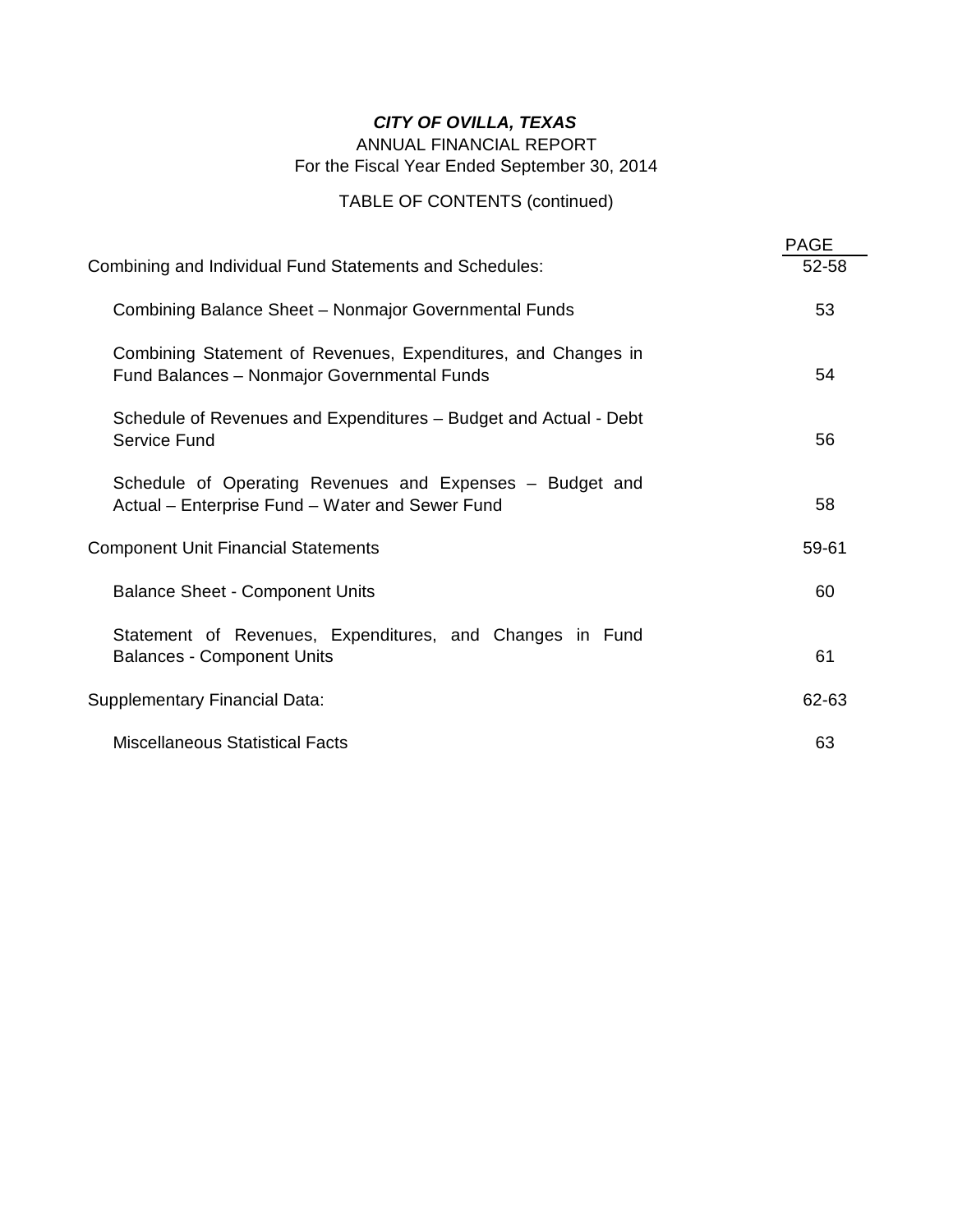***CITY OF OVILLA, TEXAS***

ANNUAL FINANCIAL REPORT

For the Fiscal Year Ended September 30, 2014

TABLE OF CONTENTS (continued)

| | PAGE |
|---|---|
| Combining and Individual Fund Statements and Schedules: | 52-58 |
| Combining Balance Sheet – Nonmajor Governmental Funds | 53 |
| Combining Statement of Revenues, Expenditures, and Changes in Fund Balances – Nonmajor Governmental Funds | 54 |
| Schedule of Revenues and Expenditures – Budget and Actual - Debt Service Fund | 56 |
| Schedule of Operating Revenues and Expenses – Budget and Actual – Enterprise Fund – Water and Sewer Fund | 58 |
| Component Unit Financial Statements | 59-61 |
| Balance Sheet - Component Units | 60 |
| Statement of Revenues, Expenditures, and Changes in Fund Balances - Component Units | 61 |
| Supplementary Financial Data: | 62-63 |
| Miscellaneous Statistical Facts | 63 |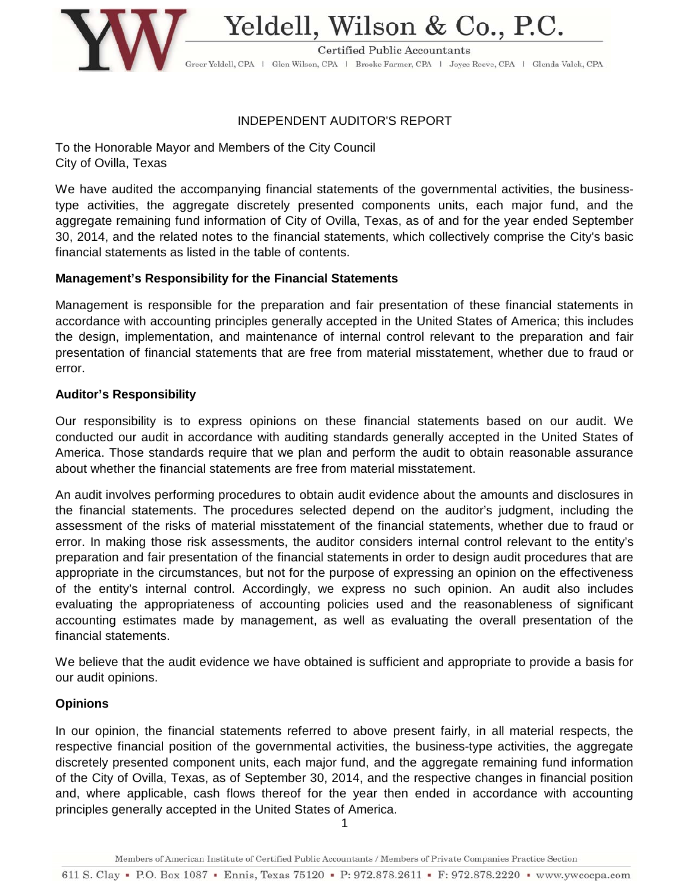# INDEPENDENT AUDITOR'S REPORT

To the Honorable Mayor and Members of the City Council
City of Ovilla, Texas

We have audited the accompanying financial statements of the governmental activities, the business-type activities, the aggregate discretely presented components units, each major fund, and the aggregate remaining fund information of City of Ovilla, Texas, as of and for the year ended September 30, 2014, and the related notes to the financial statements, which collectively comprise the City's basic financial statements as listed in the table of contents.

**Management's Responsibility for the Financial Statements**

Management is responsible for the preparation and fair presentation of these financial statements in accordance with accounting principles generally accepted in the United States of America; this includes the design, implementation, and maintenance of internal control relevant to the preparation and fair presentation of financial statements that are free from material misstatement, whether due to fraud or error.

**Auditor's Responsibility**

Our responsibility is to express opinions on these financial statements based on our audit. We conducted our audit in accordance with auditing standards generally accepted in the United States of America. Those standards require that we plan and perform the audit to obtain reasonable assurance about whether the financial statements are free from material misstatement.

An audit involves performing procedures to obtain audit evidence about the amounts and disclosures in the financial statements. The procedures selected depend on the auditor's judgment, including the assessment of the risks of material misstatement of the financial statements, whether due to fraud or error. In making those risk assessments, the auditor considers internal control relevant to the entity's preparation and fair presentation of the financial statements in order to design audit procedures that are appropriate in the circumstances, but not for the purpose of expressing an opinion on the effectiveness of the entity's internal control. Accordingly, we express no such opinion. An audit also includes evaluating the appropriateness of accounting policies used and the reasonableness of significant accounting estimates made by management, as well as evaluating the overall presentation of the financial statements.

We believe that the audit evidence we have obtained is sufficient and appropriate to provide a basis for our audit opinions.

**Opinions**

In our opinion, the financial statements referred to above present fairly, in all material respects, the respective financial position of the governmental activities, the business-type activities, the aggregate discretely presented component units, each major fund, and the aggregate remaining fund information of the City of Ovilla, Texas, as of September 30, 2014, and the respective changes in financial position and, where applicable, cash flows thereof for the year then ended in accordance with accounting principles generally accepted in the United States of America.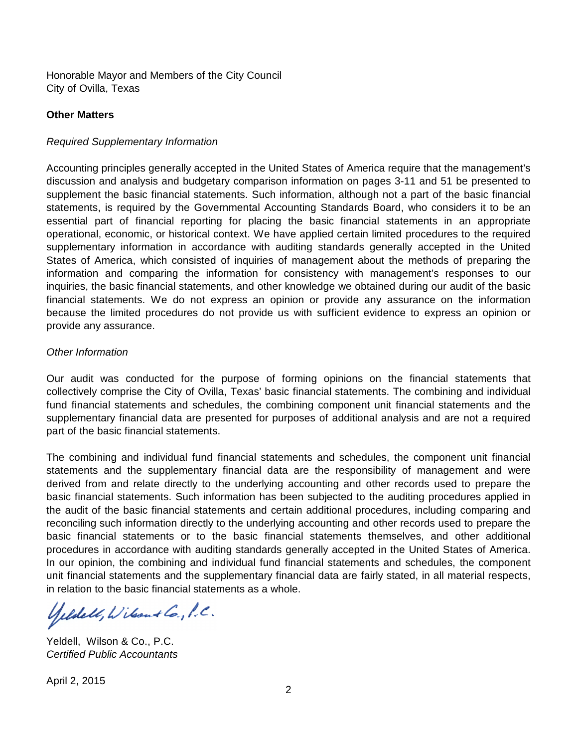Honorable Mayor and Members of the City Council
City of Ovilla, Texas

**Other Matters**

*Required Supplementary Information*

Accounting principles generally accepted in the United States of America require that the management's discussion and analysis and budgetary comparison information on pages 3-11 and 51 be presented to supplement the basic financial statements. Such information, although not a part of the basic financial statements, is required by the Governmental Accounting Standards Board, who considers it to be an essential part of financial reporting for placing the basic financial statements in an appropriate operational, economic, or historical context. We have applied certain limited procedures to the required supplementary information in accordance with auditing standards generally accepted in the United States of America, which consisted of inquiries of management about the methods of preparing the information and comparing the information for consistency with management's responses to our inquiries, the basic financial statements, and other knowledge we obtained during our audit of the basic financial statements. We do not express an opinion or provide any assurance on the information because the limited procedures do not provide us with sufficient evidence to express an opinion or provide any assurance.

*Other Information*

Our audit was conducted for the purpose of forming opinions on the financial statements that collectively comprise the City of Ovilla, Texas' basic financial statements. The combining and individual fund financial statements and schedules, the combining component unit financial statements and the supplementary financial data are presented for purposes of additional analysis and are not a required part of the basic financial statements.

The combining and individual fund financial statements and schedules, the component unit financial statements and the supplementary financial data are the responsibility of management and were derived from and relate directly to the underlying accounting and other records used to prepare the basic financial statements. Such information has been subjected to the auditing procedures applied in the audit of the basic financial statements and certain additional procedures, including comparing and reconciling such information directly to the underlying accounting and other records used to prepare the basic financial statements or to the basic financial statements themselves, and other additional procedures in accordance with auditing standards generally accepted in the United States of America. In our opinion, the combining and individual fund financial statements and schedules, the component unit financial statements and the supplementary financial data are fairly stated, in all material respects, in relation to the basic financial statements as a whole.

Yeldell, Wilson & Co., P.C.

Yeldell, Wilson & Co., P.C.
*Certified Public Accountants*

April 2, 2015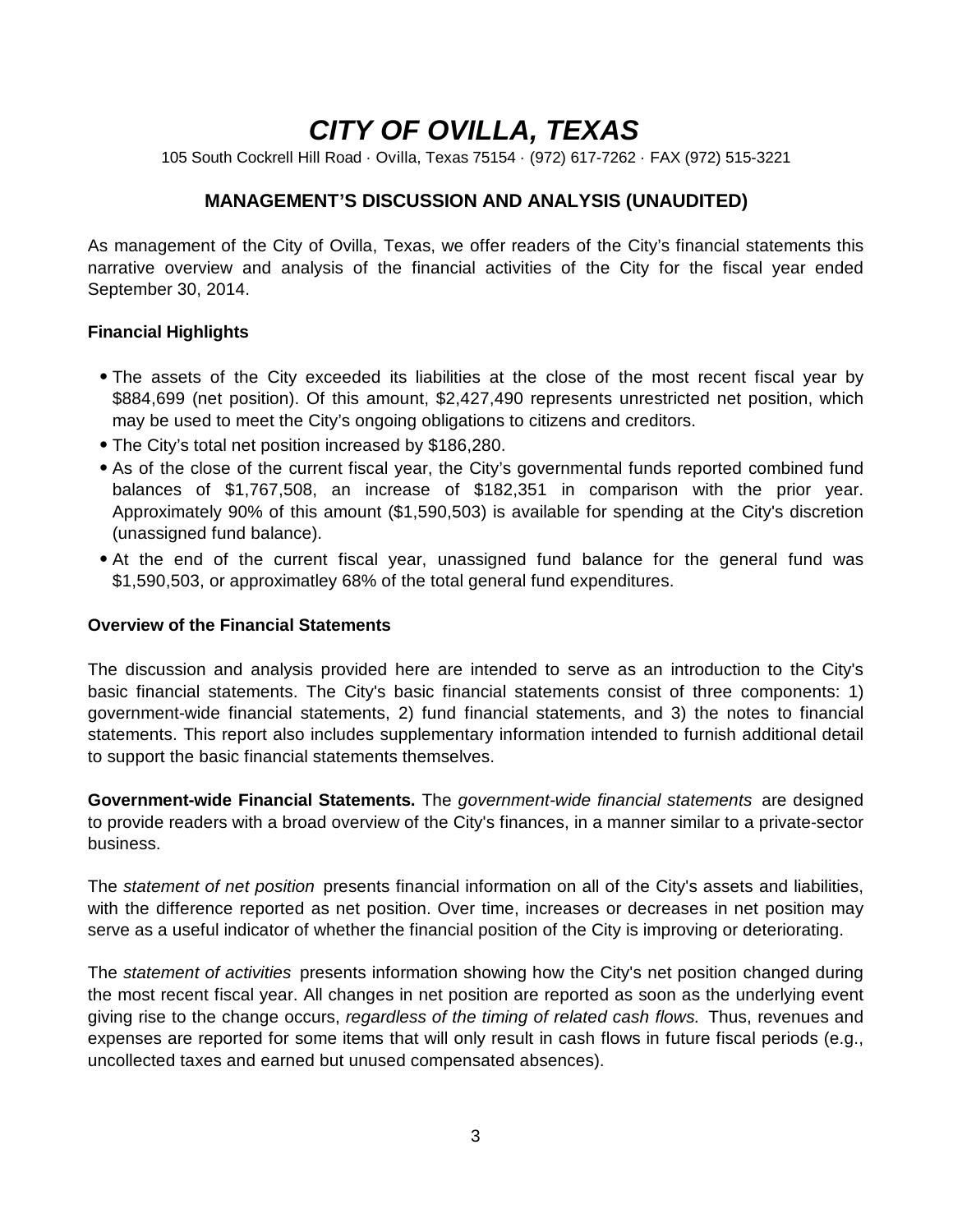# *CITY OF OVILLA, TEXAS*

105 South Cockrell Hill Road · Ovilla, Texas 75154 · (972) 617-7262 · FAX (972) 515-3221

## MANAGEMENT'S DISCUSSION AND ANALYSIS (UNAUDITED)

As management of the City of Ovilla, Texas, we offer readers of the City's financial statements this narrative overview and analysis of the financial activities of the City for the fiscal year ended September 30, 2014.

### Financial Highlights

- The assets of the City exceeded its liabilities at the close of the most recent fiscal year by $884,699 (net position). Of this amount, $2,427,490 represents unrestricted net position, which may be used to meet the City's ongoing obligations to citizens and creditors.
- The City's total net position increased by $186,280.
- As of the close of the current fiscal year, the City's governmental funds reported combined fund balances of $1,767,508, an increase of $182,351 in comparison with the prior year. Approximately 90% of this amount ($1,590,503) is available for spending at the City's discretion (unassigned fund balance).
- At the end of the current fiscal year, unassigned fund balance for the general fund was $1,590,503, or approximatley 68% of the total general fund expenditures.

### Overview of the Financial Statements

The discussion and analysis provided here are intended to serve as an introduction to the City's basic financial statements. The City's basic financial statements consist of three components: 1) government-wide financial statements, 2) fund financial statements, and 3) the notes to financial statements. This report also includes supplementary information intended to furnish additional detail to support the basic financial statements themselves.

**Government-wide Financial Statements.** The *government-wide financial statements* are designed to provide readers with a broad overview of the City's finances, in a manner similar to a private-sector business.

The *statement of net position* presents financial information on all of the City's assets and liabilities, with the difference reported as net position. Over time, increases or decreases in net position may serve as a useful indicator of whether the financial position of the City is improving or deteriorating.

The *statement of activities* presents information showing how the City's net position changed during the most recent fiscal year. All changes in net position are reported as soon as the underlying event giving rise to the change occurs, *regardless of the timing of related cash flows.* Thus, revenues and expenses are reported for some items that will only result in cash flows in future fiscal periods (e.g., uncollected taxes and earned but unused compensated absences).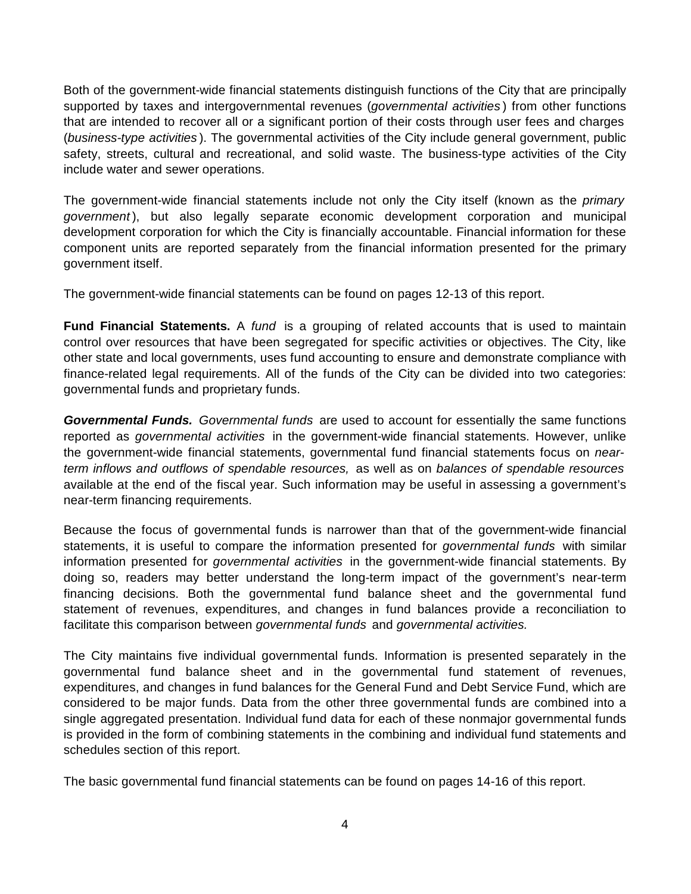Both of the government-wide financial statements distinguish functions of the City that are principally supported by taxes and intergovernmental revenues (*governmental activities*) from other functions that are intended to recover all or a significant portion of their costs through user fees and charges (*business-type activities*). The governmental activities of the City include general government, public safety, streets, cultural and recreational, and solid waste. The business-type activities of the City include water and sewer operations.

The government-wide financial statements include not only the City itself (known as the *primary government*), but also legally separate economic development corporation and municipal development corporation for which the City is financially accountable. Financial information for these component units are reported separately from the financial information presented for the primary government itself.

The government-wide financial statements can be found on pages 12-13 of this report.

**Fund Financial Statements.** A *fund* is a grouping of related accounts that is used to maintain control over resources that have been segregated for specific activities or objectives. The City, like other state and local governments, uses fund accounting to ensure and demonstrate compliance with finance-related legal requirements. All of the funds of the City can be divided into two categories: governmental funds and proprietary funds.

***Governmental Funds.*** *Governmental funds* are used to account for essentially the same functions reported as *governmental activities* in the government-wide financial statements. However, unlike the government-wide financial statements, governmental fund financial statements focus on *near-term inflows and outflows of spendable resources,* as well as on *balances of spendable resources* available at the end of the fiscal year. Such information may be useful in assessing a government's near-term financing requirements.

Because the focus of governmental funds is narrower than that of the government-wide financial statements, it is useful to compare the information presented for *governmental funds* with similar information presented for *governmental activities* in the government-wide financial statements. By doing so, readers may better understand the long-term impact of the government's near-term financing decisions. Both the governmental fund balance sheet and the governmental fund statement of revenues, expenditures, and changes in fund balances provide a reconciliation to facilitate this comparison between *governmental funds* and *governmental activities.*

The City maintains five individual governmental funds. Information is presented separately in the governmental fund balance sheet and in the governmental fund statement of revenues, expenditures, and changes in fund balances for the General Fund and Debt Service Fund, which are considered to be major funds. Data from the other three governmental funds are combined into a single aggregated presentation. Individual fund data for each of these nonmajor governmental funds is provided in the form of combining statements in the combining and individual fund statements and schedules section of this report.

The basic governmental fund financial statements can be found on pages 14-16 of this report.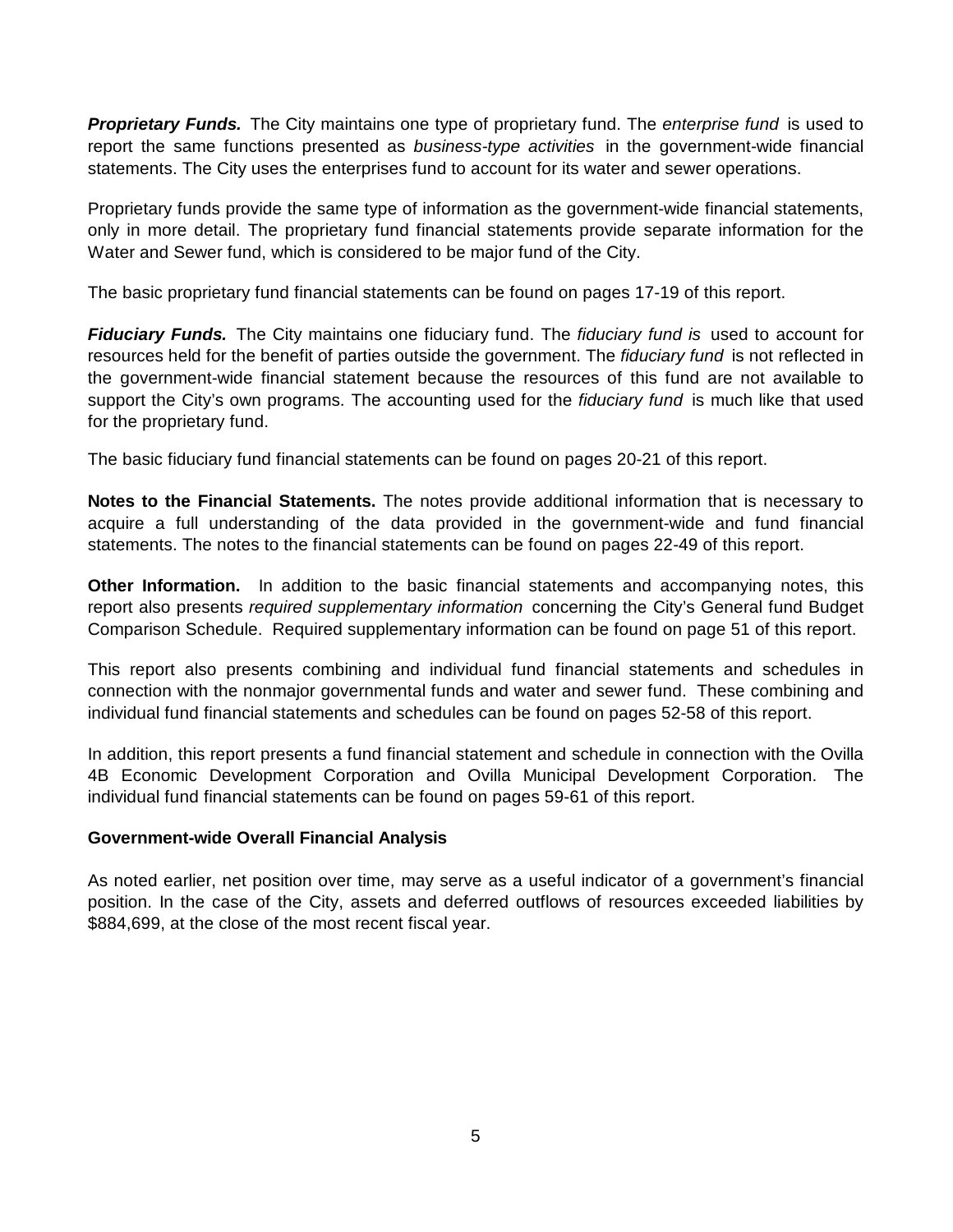***Proprietary Funds.*** The City maintains one type of proprietary fund. The *enterprise fund* is used to report the same functions presented as *business-type activities* in the government-wide financial statements. The City uses the enterprises fund to account for its water and sewer operations.

Proprietary funds provide the same type of information as the government-wide financial statements, only in more detail. The proprietary fund financial statements provide separate information for the Water and Sewer fund, which is considered to be major fund of the City.

The basic proprietary fund financial statements can be found on pages 17-19 of this report.

***Fiduciary Funds.*** The City maintains one fiduciary fund. The *fiduciary fund is* used to account for resources held for the benefit of parties outside the government. The *fiduciary fund* is not reflected in the government-wide financial statement because the resources of this fund are not available to support the City's own programs. The accounting used for the *fiduciary fund* is much like that used for the proprietary fund.

The basic fiduciary fund financial statements can be found on pages 20-21 of this report.

**Notes to the Financial Statements.** The notes provide additional information that is necessary to acquire a full understanding of the data provided in the government-wide and fund financial statements. The notes to the financial statements can be found on pages 22-49 of this report.

**Other Information.** In addition to the basic financial statements and accompanying notes, this report also presents *required supplementary information* concerning the City's General fund Budget Comparison Schedule. Required supplementary information can be found on page 51 of this report.

This report also presents combining and individual fund financial statements and schedules in connection with the nonmajor governmental funds and water and sewer fund. These combining and individual fund financial statements and schedules can be found on pages 52-58 of this report.

In addition, this report presents a fund financial statement and schedule in connection with the Ovilla 4B Economic Development Corporation and Ovilla Municipal Development Corporation. The individual fund financial statements can be found on pages 59-61 of this report.

**Government-wide Overall Financial Analysis**

As noted earlier, net position over time, may serve as a useful indicator of a government's financial position. In the case of the City, assets and deferred outflows of resources exceeded liabilities by $884,699, at the close of the most recent fiscal year.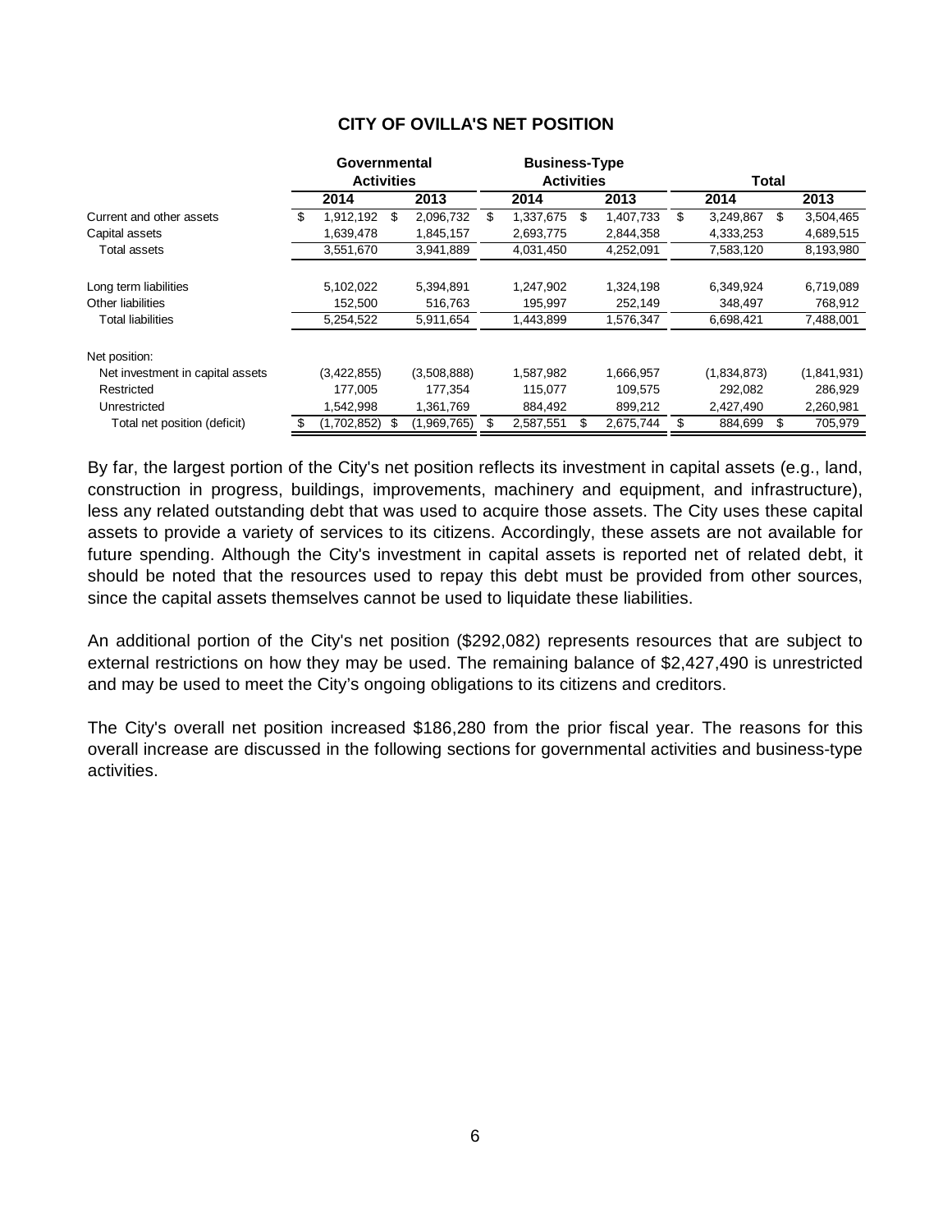## CITY OF OVILLA'S NET POSITION

| | Governmental Activities | | Business-Type Activities | | Total | |
|---|---|---|---|---|---|---|
| | 2014 | 2013 | 2014 | 2013 | 2014 | 2013 |
| Current and other assets | $ 1,912,192 | $ 2,096,732 | $ 1,337,675 | $ 1,407,733 | $ 3,249,867 | $ 3,504,465 |
| Capital assets | 1,639,478 | 1,845,157 | 2,693,775 | 2,844,358 | 4,333,253 | 4,689,515 |
| Total assets | 3,551,670 | 3,941,889 | 4,031,450 | 4,252,091 | 7,583,120 | 8,193,980 |
| | | | | | | |
| Long term liabilities | 5,102,022 | 5,394,891 | 1,247,902 | 1,324,198 | 6,349,924 | 6,719,089 |
| Other liabilities | 152,500 | 516,763 | 195,997 | 252,149 | 348,497 | 768,912 |
| Total liabilities | 5,254,522 | 5,911,654 | 1,443,899 | 1,576,347 | 6,698,421 | 7,488,001 |
| | | | | | | |
| Net position: | | | | | | |
| Net investment in capital assets | (3,422,855) | (3,508,888) | 1,587,982 | 1,666,957 | (1,834,873) | (1,841,931) |
| Restricted | 177,005 | 177,354 | 115,077 | 109,575 | 292,082 | 286,929 |
| Unrestricted | 1,542,998 | 1,361,769 | 884,492 | 899,212 | 2,427,490 | 2,260,981 |
| Total net position (deficit) | $ (1,702,852) | $ (1,969,765) | $ 2,587,551 | $ 2,675,744 | $ 884,699 | $ 705,979 |

By far, the largest portion of the City's net position reflects its investment in capital assets (e.g., land, construction in progress, buildings, improvements, machinery and equipment, and infrastructure), less any related outstanding debt that was used to acquire those assets. The City uses these capital assets to provide a variety of services to its citizens. Accordingly, these assets are not available for future spending. Although the City's investment in capital assets is reported net of related debt, it should be noted that the resources used to repay this debt must be provided from other sources, since the capital assets themselves cannot be used to liquidate these liabilities.

An additional portion of the City's net position ($292,082) represents resources that are subject to external restrictions on how they may be used. The remaining balance of $2,427,490 is unrestricted and may be used to meet the City's ongoing obligations to its citizens and creditors.

The City's overall net position increased $186,280 from the prior fiscal year. The reasons for this overall increase are discussed in the following sections for governmental activities and business-type activities.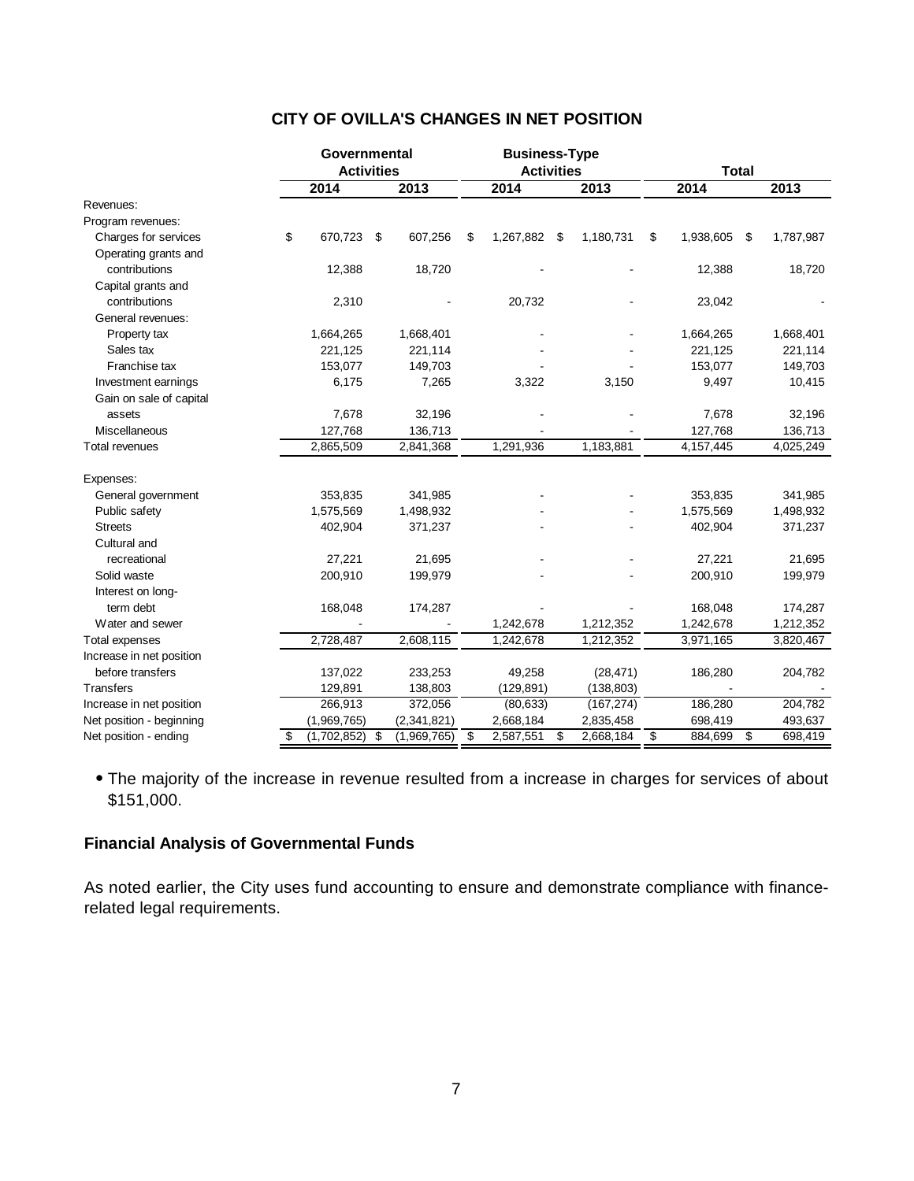## CITY OF OVILLA'S CHANGES IN NET POSITION

| | Governmental Activities | | Business-Type Activities | | Total | |
|---|---|---|---|---|---|---|
| | 2014 | 2013 | 2014 | 2013 | 2014 | 2013 |
| Revenues: | | | | | | |
| Program revenues: | | | | | | |
| Charges for services | $ 670,723 | $ 607,256 | $ 1,267,882 | $ 1,180,731 | $ 1,938,605 | $ 1,787,987 |
| Operating grants and contributions | 12,388 | 18,720 | - | - | 12,388 | 18,720 |
| Capital grants and contributions | 2,310 | - | 20,732 | - | 23,042 | - |
| General revenues: | | | | | | |
| Property tax | 1,664,265 | 1,668,401 | - | - | 1,664,265 | 1,668,401 |
| Sales tax | 221,125 | 221,114 | - | - | 221,125 | 221,114 |
| Franchise tax | 153,077 | 149,703 | - | - | 153,077 | 149,703 |
| Investment earnings | 6,175 | 7,265 | 3,322 | 3,150 | 9,497 | 10,415 |
| Gain on sale of capital assets | 7,678 | 32,196 | - | - | 7,678 | 32,196 |
| Miscellaneous | 127,768 | 136,713 | - | - | 127,768 | 136,713 |
| Total revenues | 2,865,509 | 2,841,368 | 1,291,936 | 1,183,881 | 4,157,445 | 4,025,249 |
| Expenses: | | | | | | |
| General government | 353,835 | 341,985 | - | - | 353,835 | 341,985 |
| Public safety | 1,575,569 | 1,498,932 | - | - | 1,575,569 | 1,498,932 |
| Streets | 402,904 | 371,237 | - | - | 402,904 | 371,237 |
| Cultural and recreational | 27,221 | 21,695 | - | - | 27,221 | 21,695 |
| Solid waste | 200,910 | 199,979 | - | - | 200,910 | 199,979 |
| Interest on long-term debt | 168,048 | 174,287 | - | - | 168,048 | 174,287 |
| Water and sewer | - | - | 1,242,678 | 1,212,352 | 1,242,678 | 1,212,352 |
| Total expenses | 2,728,487 | 2,608,115 | 1,242,678 | 1,212,352 | 3,971,165 | 3,820,467 |
| Increase in net position before transfers | 137,022 | 233,253 | 49,258 | (28,471) | 186,280 | 204,782 |
| Transfers | 129,891 | 138,803 | (129,891) | (138,803) | - | - |
| Increase in net position | 266,913 | 372,056 | (80,633) | (167,274) | 186,280 | 204,782 |
| Net position - beginning | (1,969,765) | (2,341,821) | 2,668,184 | 2,835,458 | 698,419 | 493,637 |
| Net position - ending | $ (1,702,852) | $ (1,969,765) | $ 2,587,551 | $ 2,668,184 | $ 884,699 | $ 698,419 |

- The majority of the increase in revenue resulted from a increase in charges for services of about $151,000.

### Financial Analysis of Governmental Funds

As noted earlier, the City uses fund accounting to ensure and demonstrate compliance with finance-related legal requirements.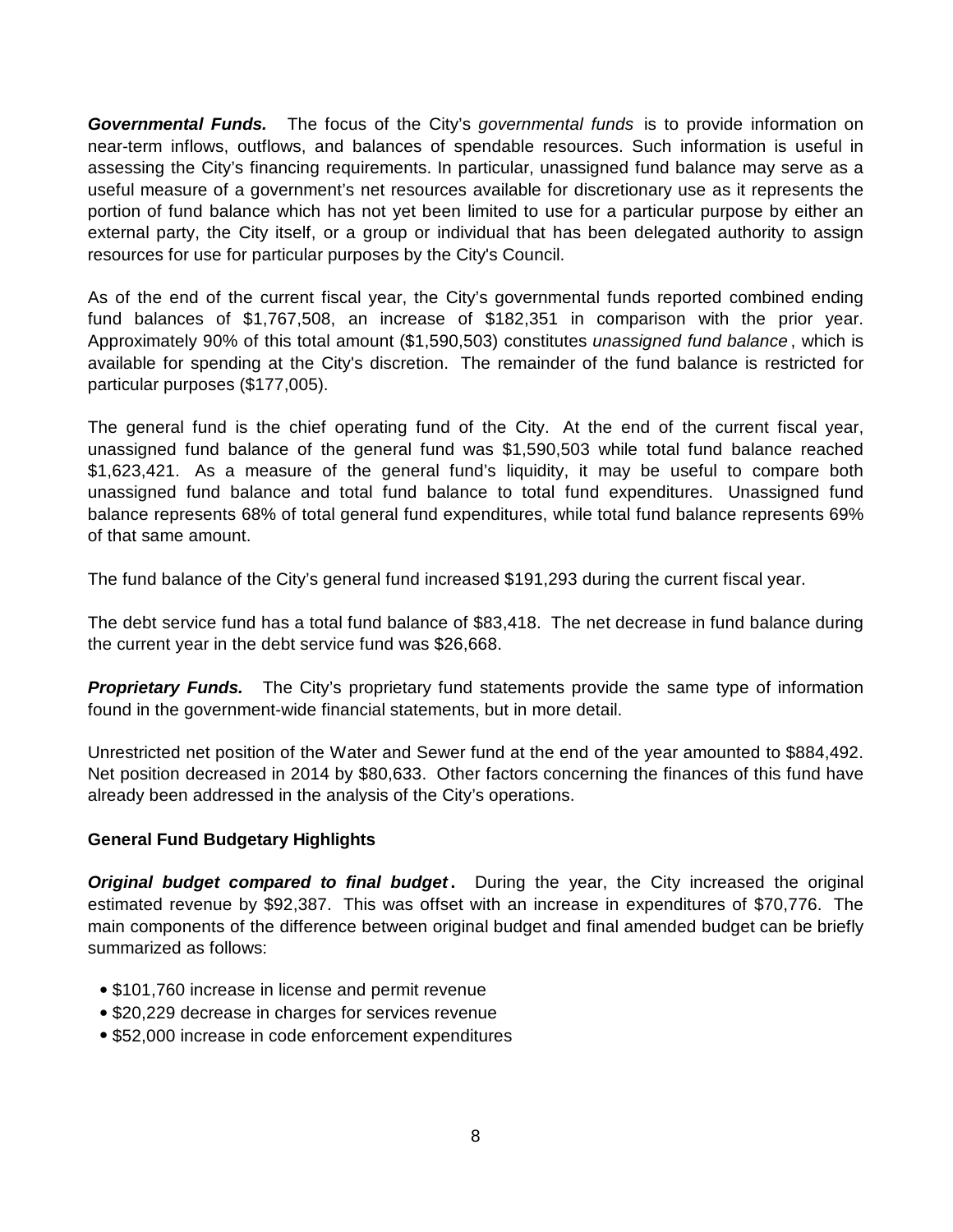***Governmental Funds.*** The focus of the City's *governmental funds* is to provide information on near-term inflows, outflows, and balances of spendable resources. Such information is useful in assessing the City's financing requirements. In particular, unassigned fund balance may serve as a useful measure of a government's net resources available for discretionary use as it represents the portion of fund balance which has not yet been limited to use for a particular purpose by either an external party, the City itself, or a group or individual that has been delegated authority to assign resources for use for particular purposes by the City's Council.

As of the end of the current fiscal year, the City's governmental funds reported combined ending fund balances of $1,767,508, an increase of $182,351 in comparison with the prior year. Approximately 90% of this total amount ($1,590,503) constitutes *unassigned fund balance*, which is available for spending at the City's discretion. The remainder of the fund balance is restricted for particular purposes ($177,005).

The general fund is the chief operating fund of the City. At the end of the current fiscal year, unassigned fund balance of the general fund was $1,590,503 while total fund balance reached $1,623,421. As a measure of the general fund's liquidity, it may be useful to compare both unassigned fund balance and total fund balance to total fund expenditures. Unassigned fund balance represents 68% of total general fund expenditures, while total fund balance represents 69% of that same amount.

The fund balance of the City's general fund increased $191,293 during the current fiscal year.

The debt service fund has a total fund balance of $83,418. The net decrease in fund balance during the current year in the debt service fund was $26,668.

***Proprietary Funds.*** The City's proprietary fund statements provide the same type of information found in the government-wide financial statements, but in more detail.

Unrestricted net position of the Water and Sewer fund at the end of the year amounted to $884,492. Net position decreased in 2014 by $80,633. Other factors concerning the finances of this fund have already been addressed in the analysis of the City's operations.

**General Fund Budgetary Highlights**

***Original budget compared to final budget.*** During the year, the City increased the original estimated revenue by $92,387. This was offset with an increase in expenditures of $70,776. The main components of the difference between original budget and final amended budget can be briefly summarized as follows:

- $101,760 increase in license and permit revenue
- $20,229 decrease in charges for services revenue
- $52,000 increase in code enforcement expenditures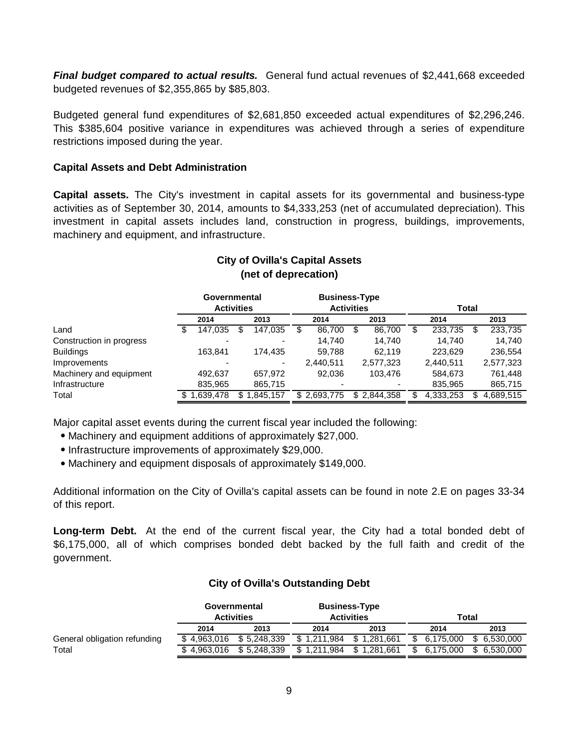***Final budget compared to actual results.*** General fund actual revenues of $2,441,668 exceeded budgeted revenues of $2,355,865 by $85,803.

Budgeted general fund expenditures of $2,681,850 exceeded actual expenditures of $2,296,246. This $385,604 positive variance in expenditures was achieved through a series of expenditure restrictions imposed during the year.

**Capital Assets and Debt Administration**

**Capital assets.** The City's investment in capital assets for its governmental and business-type activities as of September 30, 2014, amounts to $4,333,253 (net of accumulated depreciation). This investment in capital assets includes land, construction in progress, buildings, improvements, machinery and equipment, and infrastructure.

**City of Ovilla's Capital Assets (net of deprecation)**

| | Governmental Activities | | Business-Type Activities | | Total | |
|---|---|---|---|---|---|---|
| | 2014 | 2013 | 2014 | 2013 | 2014 | 2013 |
| Land | $ 147,035 | $ 147,035 | $ 86,700 | $ 86,700 | $ 233,735 | $ 233,735 |
| Construction in progress | - | - | 14,740 | 14,740 | 14,740 | 14,740 |
| Buildings | 163,841 | 174,435 | 59,788 | 62,119 | 223,629 | 236,554 |
| Improvements | - | - | 2,440,511 | 2,577,323 | 2,440,511 | 2,577,323 |
| Machinery and equipment | 492,637 | 657,972 | 92,036 | 103,476 | 584,673 | 761,448 |
| Infrastructure | 835,965 | 865,715 | - | - | 835,965 | 865,715 |
| Total | $ 1,639,478 | $ 1,845,157 | $ 2,693,775 | $ 2,844,358 | $ 4,333,253 | $ 4,689,515 |

Major capital asset events during the current fiscal year included the following:

- Machinery and equipment additions of approximately $27,000.
- Infrastructure improvements of approximately $29,000.
- Machinery and equipment disposals of approximately $149,000.

Additional information on the City of Ovilla's capital assets can be found in note 2.E on pages 33-34 of this report.

**Long-term Debt.** At the end of the current fiscal year, the City had a total bonded debt of $6,175,000, all of which comprises bonded debt backed by the full faith and credit of the government.

**City of Ovilla's Outstanding Debt**

| | Governmental Activities | | Business-Type Activities | | Total | |
|---|---|---|---|---|---|---|
| | 2014 | 2013 | 2014 | 2013 | 2014 | 2013 |
| General obligation refunding | $ 4,963,016 | $ 5,248,339 | $ 1,211,984 | $ 1,281,661 | $ 6,175,000 | $ 6,530,000 |
| Total | $ 4,963,016 | $ 5,248,339 | $ 1,211,984 | $ 1,281,661 | $ 6,175,000 | $ 6,530,000 |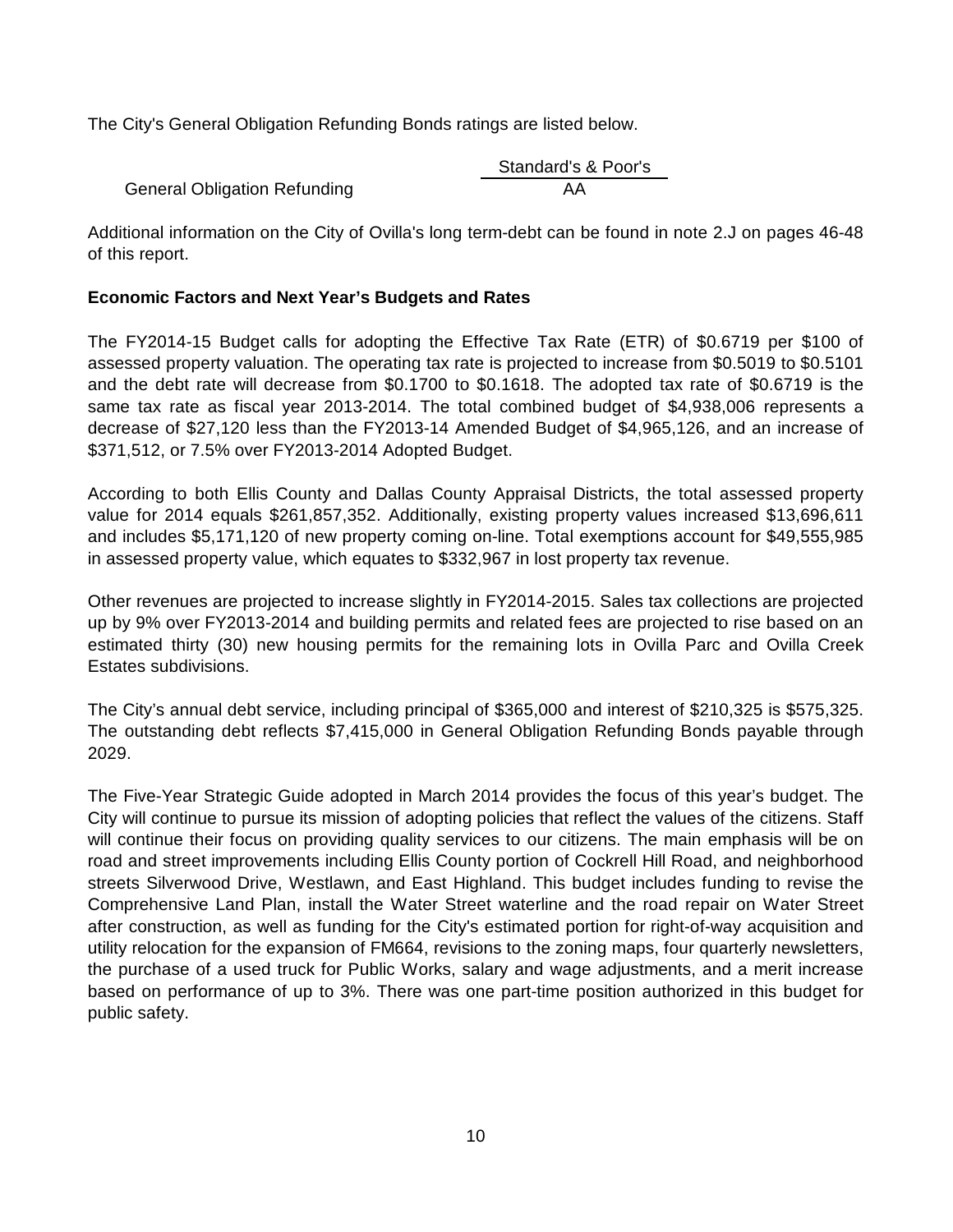The City's General Obligation Refunding Bonds ratings are listed below.

| | Standard's & Poor's |
|---|---|
| General Obligation Refunding | AA |

Additional information on the City of Ovilla's long term-debt can be found in note 2.J on pages 46-48 of this report.

**Economic Factors and Next Year's Budgets and Rates**

The FY2014-15 Budget calls for adopting the Effective Tax Rate (ETR) of $0.6719 per $100 of assessed property valuation. The operating tax rate is projected to increase from $0.5019 to $0.5101 and the debt rate will decrease from $0.1700 to $0.1618. The adopted tax rate of $0.6719 is the same tax rate as fiscal year 2013-2014. The total combined budget of $4,938,006 represents a decrease of $27,120 less than the FY2013-14 Amended Budget of $4,965,126, and an increase of $371,512, or 7.5% over FY2013-2014 Adopted Budget.

According to both Ellis County and Dallas County Appraisal Districts, the total assessed property value for 2014 equals $261,857,352. Additionally, existing property values increased $13,696,611 and includes $5,171,120 of new property coming on-line. Total exemptions account for $49,555,985 in assessed property value, which equates to $332,967 in lost property tax revenue.

Other revenues are projected to increase slightly in FY2014-2015. Sales tax collections are projected up by 9% over FY2013-2014 and building permits and related fees are projected to rise based on an estimated thirty (30) new housing permits for the remaining lots in Ovilla Parc and Ovilla Creek Estates subdivisions.

The City's annual debt service, including principal of $365,000 and interest of $210,325 is $575,325. The outstanding debt reflects $7,415,000 in General Obligation Refunding Bonds payable through 2029.

The Five-Year Strategic Guide adopted in March 2014 provides the focus of this year's budget. The City will continue to pursue its mission of adopting policies that reflect the values of the citizens. Staff will continue their focus on providing quality services to our citizens. The main emphasis will be on road and street improvements including Ellis County portion of Cockrell Hill Road, and neighborhood streets Silverwood Drive, Westlawn, and East Highland. This budget includes funding to revise the Comprehensive Land Plan, install the Water Street waterline and the road repair on Water Street after construction, as well as funding for the City's estimated portion for right-of-way acquisition and utility relocation for the expansion of FM664, revisions to the zoning maps, four quarterly newsletters, the purchase of a used truck for Public Works, salary and wage adjustments, and a merit increase based on performance of up to 3%. There was one part-time position authorized in this budget for public safety.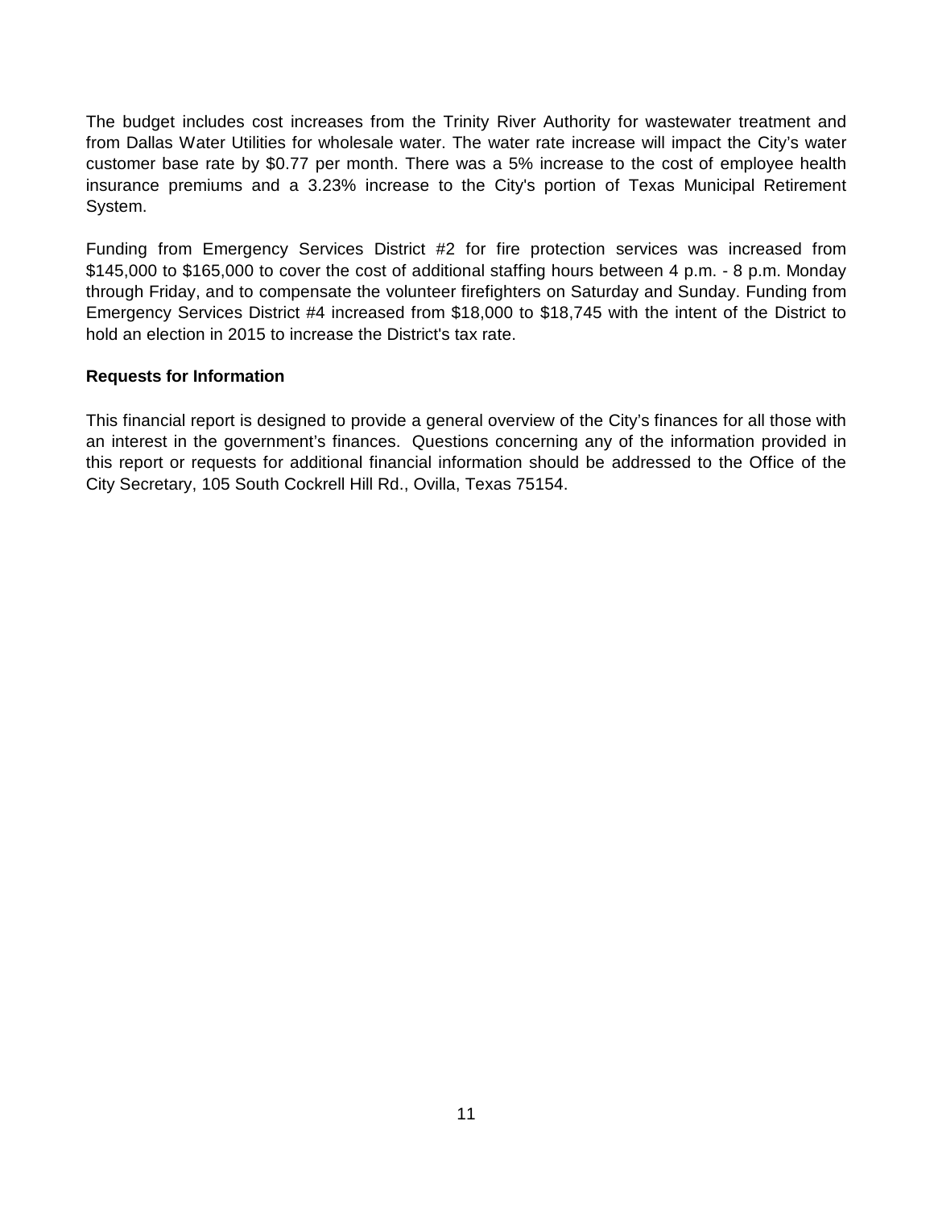The budget includes cost increases from the Trinity River Authority for wastewater treatment and from Dallas Water Utilities for wholesale water. The water rate increase will impact the City's water customer base rate by $0.77 per month. There was a 5% increase to the cost of employee health insurance premiums and a 3.23% increase to the City's portion of Texas Municipal Retirement System.

Funding from Emergency Services District #2 for fire protection services was increased from $145,000 to $165,000 to cover the cost of additional staffing hours between 4 p.m. - 8 p.m. Monday through Friday, and to compensate the volunteer firefighters on Saturday and Sunday. Funding from Emergency Services District #4 increased from $18,000 to $18,745 with the intent of the District to hold an election in 2015 to increase the District's tax rate.

**Requests for Information**

This financial report is designed to provide a general overview of the City's finances for all those with an interest in the government's finances. Questions concerning any of the information provided in this report or requests for additional financial information should be addressed to the Office of the City Secretary, 105 South Cockrell Hill Rd., Ovilla, Texas 75154.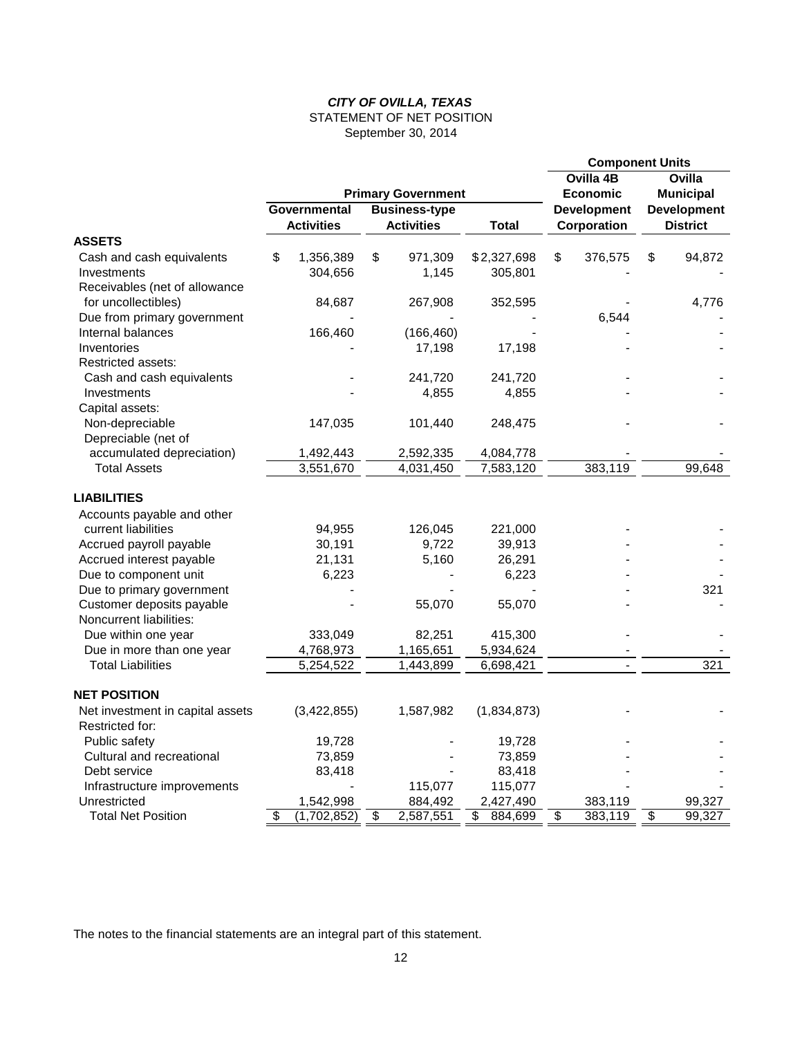***CITY OF OVILLA, TEXAS***

STATEMENT OF NET POSITION

September 30, 2014

| | Primary Government | | | Component Units | |
|---|---|---|---|---|---|
| | Governmental Activities | Business-type Activities | Total | Ovilla 4B Economic Development Corporation | Ovilla Municipal Development District |
| **ASSETS** | | | | | |
| Cash and cash equivalents | $ 1,356,389 | $ 971,309 | $ 2,327,698 | $ 376,575 | $ 94,872 |
| Investments | 304,656 | 1,145 | 305,801 | - | - |
| Receivables (net of allowance for uncollectibles) | 84,687 | 267,908 | 352,595 | - | 4,776 |
| Due from primary government | - | - | - | 6,544 | - |
| Internal balances | 166,460 | (166,460) | - | - | - |
| Inventories | - | 17,198 | 17,198 | - | - |
| Restricted assets: | | | | | |
| Cash and cash equivalents | - | 241,720 | 241,720 | - | - |
| Investments | - | 4,855 | 4,855 | - | - |
| Capital assets: | | | | | |
| Non-depreciable | 147,035 | 101,440 | 248,475 | - | - |
| Depreciable (net of accumulated depreciation) | 1,492,443 | 2,592,335 | 4,084,778 | - | - |
| Total Assets | 3,551,670 | 4,031,450 | 7,583,120 | 383,119 | 99,648 |
| **LIABILITIES** | | | | | |
| Accounts payable and other current liabilities | 94,955 | 126,045 | 221,000 | - | - |
| Accrued payroll payable | 30,191 | 9,722 | 39,913 | - | - |
| Accrued interest payable | 21,131 | 5,160 | 26,291 | - | - |
| Due to component unit | 6,223 | - | 6,223 | - | - |
| Due to primary government | - | - | - | - | 321 |
| Customer deposits payable | - | 55,070 | 55,070 | - | - |
| Noncurrent liabilities: | | | | | |
| Due within one year | 333,049 | 82,251 | 415,300 | - | - |
| Due in more than one year | 4,768,973 | 1,165,651 | 5,934,624 | - | - |
| Total Liabilities | 5,254,522 | 1,443,899 | 6,698,421 | - | 321 |
| **NET POSITION** | | | | | |
| Net investment in capital assets | (3,422,855) | 1,587,982 | (1,834,873) | - | - |
| Restricted for: | | | | | |
| Public safety | 19,728 | - | 19,728 | - | - |
| Cultural and recreational | 73,859 | - | 73,859 | - | - |
| Debt service | 83,418 | - | 83,418 | - | - |
| Infrastructure improvements | - | 115,077 | 115,077 | - | - |
| Unrestricted | 1,542,998 | 884,492 | 2,427,490 | 383,119 | 99,327 |
| Total Net Position | $ (1,702,852) | $ 2,587,551 | $ 884,699 | $ 383,119 | $ 99,327 |

The notes to the financial statements are an integral part of this statement.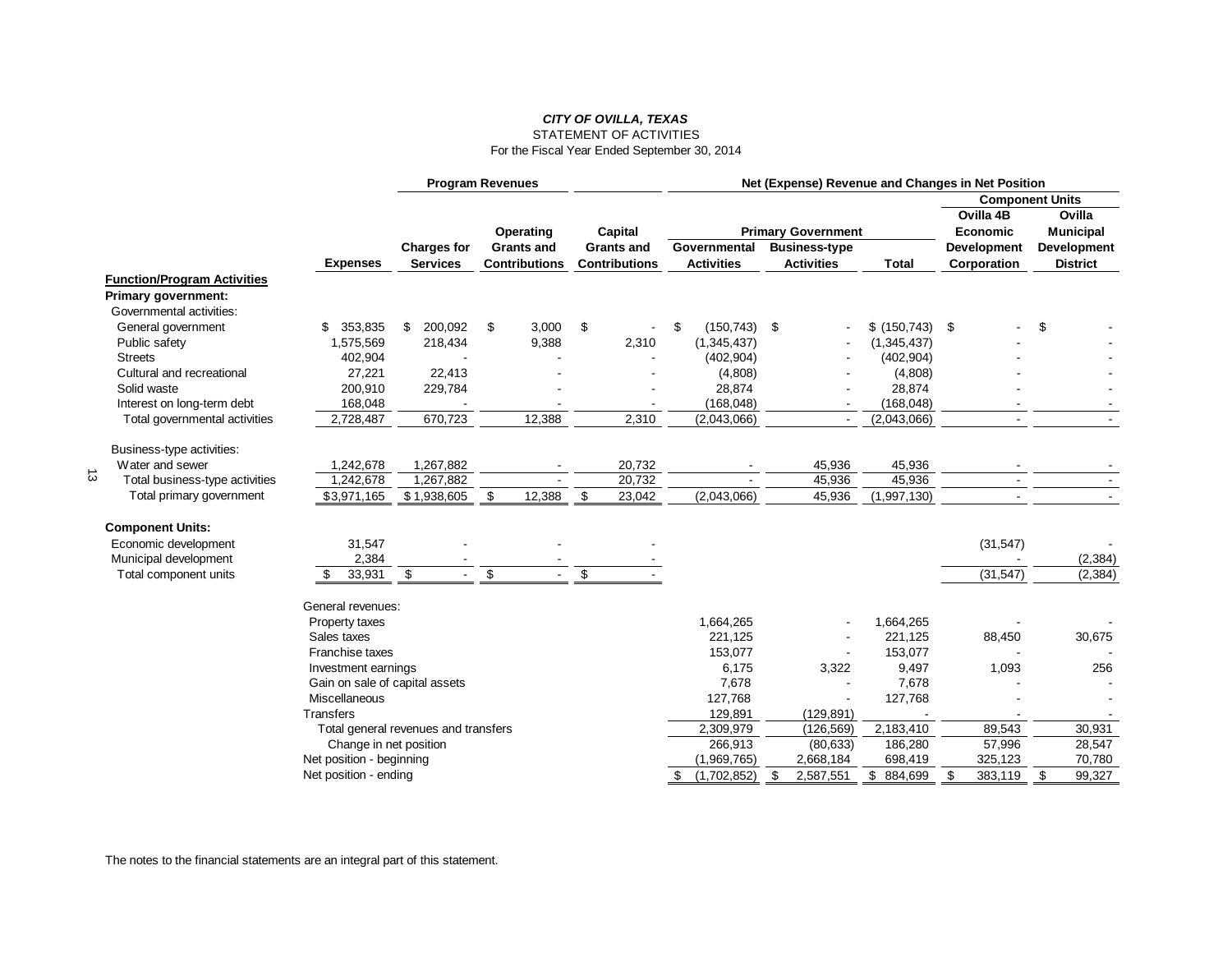***CITY OF OVILLA, TEXAS***

STATEMENT OF ACTIVITIES

For the Fiscal Year Ended September 30, 2014

| | | Program Revenues | | | Net (Expense) Revenue and Changes in Net Position | | | | |
|---|---|---|---|---|---|---|---|---|---|
| | | | | | Primary Government | | | Component Units | |
| **Function/Program Activities** | **Expenses** | **Charges for Services** | **Operating Grants and Contributions** | **Capital Grants and Contributions** | **Governmental Activities** | **Business-type Activities** | **Total** | **Ovilla 4B Economic Development Corporation** | **Ovilla Municipal Development District** |
| **Primary government:** | | | | | | | | | |
| Governmental activities: | | | | | | | | | |
| General government | $ 353,835 | $ 200,092 | $ 3,000 | $ - | $ (150,743) | $ - | $ (150,743) | $ - | $ - |
| Public safety | 1,575,569 | 218,434 | 9,388 | 2,310 | (1,345,437) | - | (1,345,437) | - | - |
| Streets | 402,904 | - | - | - | (402,904) | - | (402,904) | - | - |
| Cultural and recreational | 27,221 | 22,413 | - | - | (4,808) | - | (4,808) | - | - |
| Solid waste | 200,910 | 229,784 | - | - | 28,874 | - | 28,874 | - | - |
| Interest on long-term debt | 168,048 | - | - | - | (168,048) | - | (168,048) | - | - |
| Total governmental activities | 2,728,487 | 670,723 | 12,388 | 2,310 | (2,043,066) | - | (2,043,066) | - | - |
| Business-type activities: | | | | | | | | | |
| Water and sewer | 1,242,678 | 1,267,882 | - | 20,732 | - | 45,936 | 45,936 | - | - |
| Total business-type activities | 1,242,678 | 1,267,882 | - | 20,732 | - | 45,936 | 45,936 | - | - |
| Total primary government | $3,971,165 | $1,938,605 | $ 12,388 | $ 23,042 | (2,043,066) | 45,936 | (1,997,130) | - | - |
| **Component Units:** | | | | | | | | | |
| Economic development | 31,547 | - | - | - | | | | (31,547) | - |
| Municipal development | 2,384 | - | - | - | | | | - | (2,384) |
| Total component units | $ 33,931 | $ - | $ - | $ - | | | | (31,547) | (2,384) |
| | General revenues: | | | | | | | | |
| | Property taxes | | | | 1,664,265 | - | 1,664,265 | - | - |
| | Sales taxes | | | | 221,125 | - | 221,125 | 88,450 | 30,675 |
| | Franchise taxes | | | | 153,077 | - | 153,077 | - | - |
| | Investment earnings | | | | 6,175 | 3,322 | 9,497 | 1,093 | 256 |
| | Gain on sale of capital assets | | | | 7,678 | - | 7,678 | - | - |
| | Miscellaneous | | | | 127,768 | - | 127,768 | - | - |
| | Transfers | | | | 129,891 | (129,891) | - | - | - |
| | Total general revenues and transfers | | | | 2,309,979 | (126,569) | 2,183,410 | 89,543 | 30,931 |
| | Change in net position | | | | 266,913 | (80,633) | 186,280 | 57,996 | 28,547 |
| | Net position - beginning | | | | (1,969,765) | 2,668,184 | 698,419 | 325,123 | 70,780 |
| | Net position - ending | | | | $ (1,702,852) | $ 2,587,551 | $ 884,699 | $ 383,119 | $ 99,327 |

The notes to the financial statements are an integral part of this statement.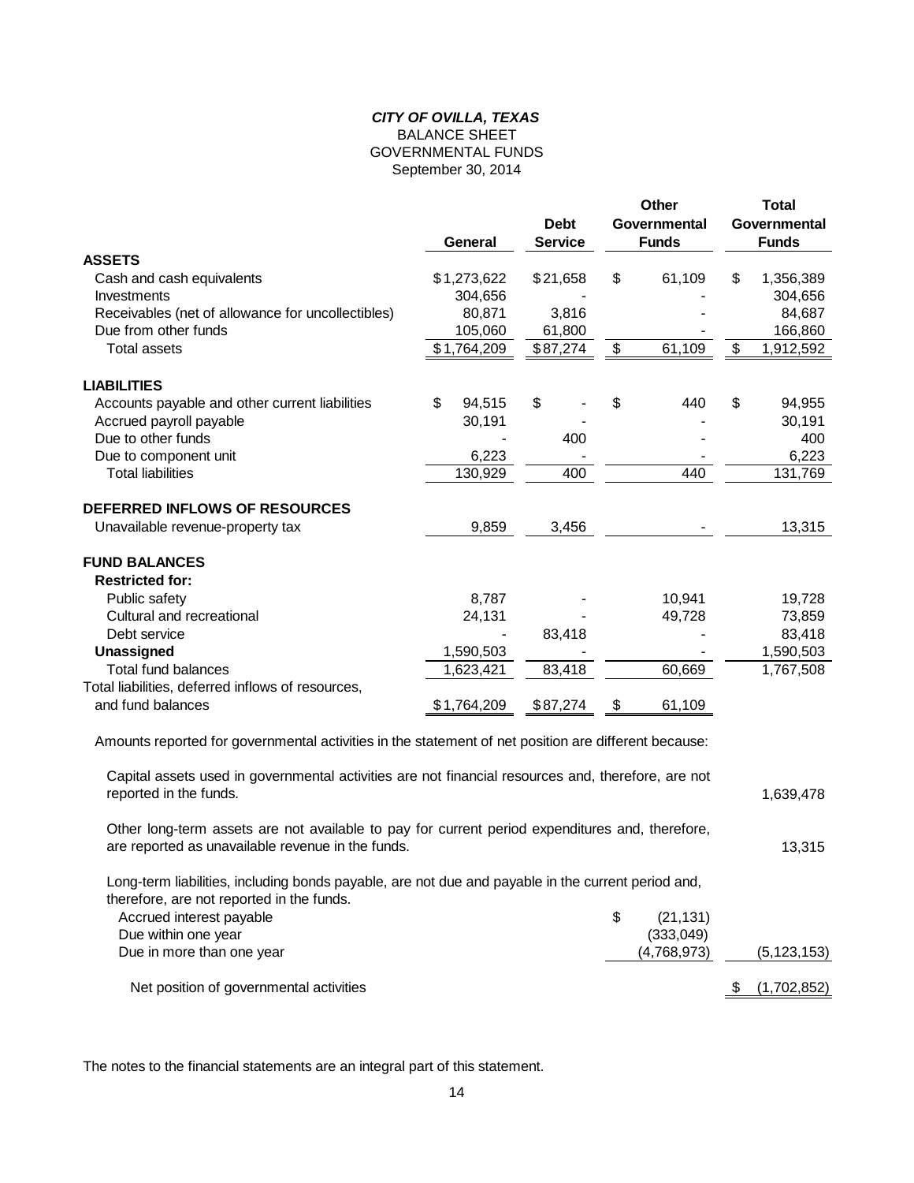***CITY OF OVILLA, TEXAS***
BALANCE SHEET
GOVERNMENTAL FUNDS
September 30, 2014

| | General | Debt Service | Other Governmental Funds | Total Governmental Funds |
|---|---|---|---|---|
| **ASSETS** | | | | |
| Cash and cash equivalents | $1,273,622 | $21,658 | $ 61,109 | $ 1,356,389 |
| Investments | 304,656 | - | - | 304,656 |
| Receivables (net of allowance for uncollectibles) | 80,871 | 3,816 | - | 84,687 |
| Due from other funds | 105,060 | 61,800 | - | 166,860 |
| Total assets | $1,764,209 | $87,274 | $ 61,109 | $ 1,912,592 |
| **LIABILITIES** | | | | |
| Accounts payable and other current liabilities | $ 94,515 | $ - | $ 440 | $ 94,955 |
| Accrued payroll payable | 30,191 | - | - | 30,191 |
| Due to other funds | - | 400 | - | 400 |
| Due to component unit | 6,223 | - | - | 6,223 |
| Total liabilities | 130,929 | 400 | 440 | 131,769 |
| **DEFERRED INFLOWS OF RESOURCES** | | | | |
| Unavailable revenue-property tax | 9,859 | 3,456 | - | 13,315 |
| **FUND BALANCES** | | | | |
| **Restricted for:** | | | | |
| Public safety | 8,787 | - | 10,941 | 19,728 |
| Cultural and recreational | 24,131 | - | 49,728 | 73,859 |
| Debt service | - | 83,418 | - | 83,418 |
| **Unassigned** | 1,590,503 | - | - | 1,590,503 |
| Total fund balances | 1,623,421 | 83,418 | 60,669 | 1,767,508 |
| Total liabilities, deferred inflows of resources, and fund balances | $1,764,209 | $87,274 | $ 61,109 | |

Amounts reported for governmental activities in the statement of net position are different because:

| | | |
|---|---|---|
| Capital assets used in governmental activities are not financial resources and, therefore, are not reported in the funds. | | 1,639,478 |
| Other long-term assets are not available to pay for current period expenditures and, therefore, are reported as unavailable revenue in the funds. | | 13,315 |
| Long-term liabilities, including bonds payable, are not due and payable in the current period and, therefore, are not reported in the funds. | | |
| Accrued interest payable | $ (21,131) | |
| Due within one year | (333,049) | |
| Due in more than one year | (4,768,973) | (5,123,153) |
| Net position of governmental activities | | $ (1,702,852) |

The notes to the financial statements are an integral part of this statement.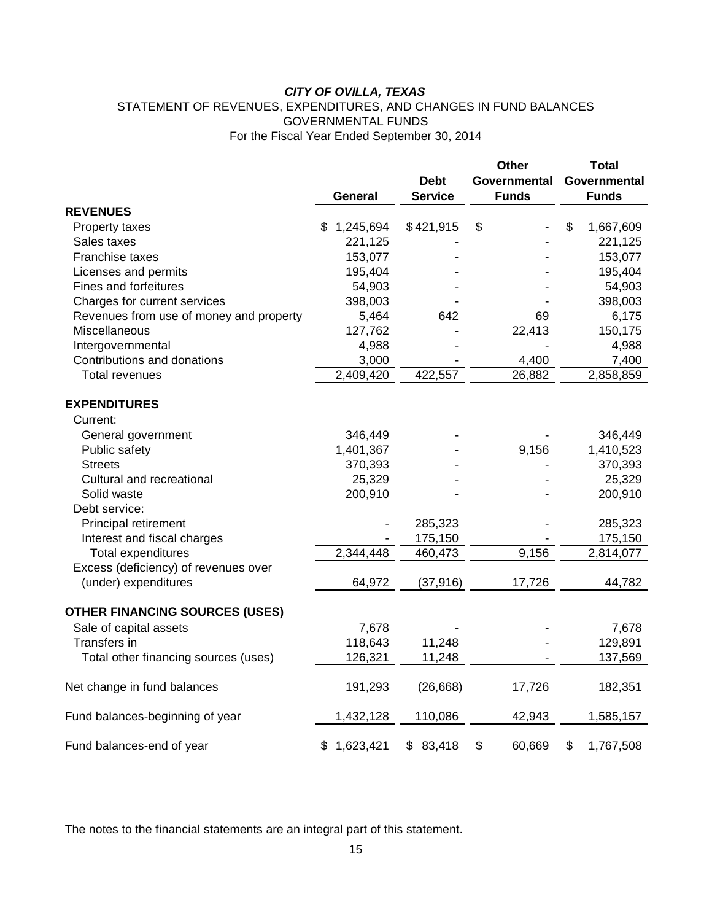***CITY OF OVILLA, TEXAS***

STATEMENT OF REVENUES, EXPENDITURES, AND CHANGES IN FUND BALANCES

GOVERNMENTAL FUNDS

For the Fiscal Year Ended September 30, 2014

| | General | Debt Service | Other Governmental Funds | Total Governmental Funds |
|---|---|---|---|---|
| **REVENUES** | | | | |
| Property taxes | $ 1,245,694 | $ 421,915 | $ - | $ 1,667,609 |
| Sales taxes | 221,125 | - | - | 221,125 |
| Franchise taxes | 153,077 | - | - | 153,077 |
| Licenses and permits | 195,404 | - | - | 195,404 |
| Fines and forfeitures | 54,903 | - | - | 54,903 |
| Charges for current services | 398,003 | - | - | 398,003 |
| Revenues from use of money and property | 5,464 | 642 | 69 | 6,175 |
| Miscellaneous | 127,762 | - | 22,413 | 150,175 |
| Intergovernmental | 4,988 | - | - | 4,988 |
| Contributions and donations | 3,000 | - | 4,400 | 7,400 |
| Total revenues | 2,409,420 | 422,557 | 26,882 | 2,858,859 |
| **EXPENDITURES** | | | | |
| Current: | | | | |
| General government | 346,449 | - | - | 346,449 |
| Public safety | 1,401,367 | - | 9,156 | 1,410,523 |
| Streets | 370,393 | - | - | 370,393 |
| Cultural and recreational | 25,329 | - | - | 25,329 |
| Solid waste | 200,910 | - | - | 200,910 |
| Debt service: | | | | |
| Principal retirement | - | 285,323 | - | 285,323 |
| Interest and fiscal charges | - | 175,150 | - | 175,150 |
| Total expenditures | 2,344,448 | 460,473 | 9,156 | 2,814,077 |
| Excess (deficiency) of revenues over (under) expenditures | 64,972 | (37,916) | 17,726 | 44,782 |
| **OTHER FINANCING SOURCES (USES)** | | | | |
| Sale of capital assets | 7,678 | - | - | 7,678 |
| Transfers in | 118,643 | 11,248 | - | 129,891 |
| Total other financing sources (uses) | 126,321 | 11,248 | - | 137,569 |
| Net change in fund balances | 191,293 | (26,668) | 17,726 | 182,351 |
| Fund balances-beginning of year | 1,432,128 | 110,086 | 42,943 | 1,585,157 |
| Fund balances-end of year | $ 1,623,421 | $ 83,418 | $ 60,669 | $ 1,767,508 |

The notes to the financial statements are an integral part of this statement.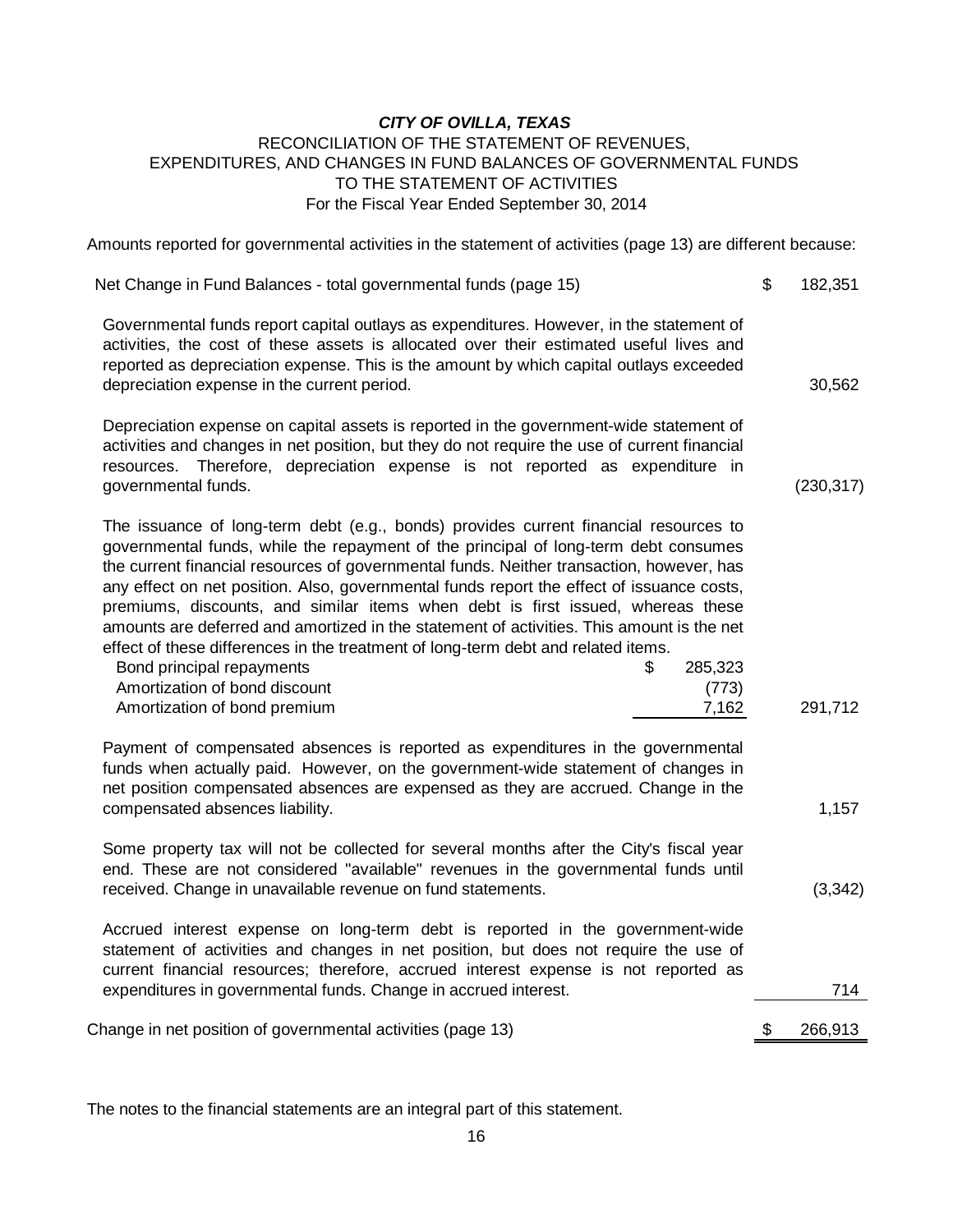***CITY OF OVILLA, TEXAS***

RECONCILIATION OF THE STATEMENT OF REVENUES,
EXPENDITURES, AND CHANGES IN FUND BALANCES OF GOVERNMENTAL FUNDS
TO THE STATEMENT OF ACTIVITIES
For the Fiscal Year Ended September 30, 2014

Amounts reported for governmental activities in the statement of activities (page 13) are different because:

| | | |
|---|---|---|
| Net Change in Fund Balances - total governmental funds (page 15) | | $ 182,351 |
| Governmental funds report capital outlays as expenditures. However, in the statement of activities, the cost of these assets is allocated over their estimated useful lives and reported as depreciation expense. This is the amount by which capital outlays exceeded depreciation expense in the current period. | | 30,562 |
| Depreciation expense on capital assets is reported in the government-wide statement of activities and changes in net position, but they do not require the use of current financial resources. Therefore, depreciation expense is not reported as expenditure in governmental funds. | | (230,317) |
| The issuance of long-term debt (e.g., bonds) provides current financial resources to governmental funds, while the repayment of the principal of long-term debt consumes the current financial resources of governmental funds. Neither transaction, however, has any effect on net position. Also, governmental funds report the effect of issuance costs, premiums, discounts, and similar items when debt is first issued, whereas these amounts are deferred and amortized in the statement of activities. This amount is the net effect of these differences in the treatment of long-term debt and related items. | | |
| Bond principal repayments | $ 285,323 | |
| Amortization of bond discount | (773) | |
| Amortization of bond premium | 7,162 | 291,712 |
| Payment of compensated absences is reported as expenditures in the governmental funds when actually paid. However, on the government-wide statement of changes in net position compensated absences are expensed as they are accrued. Change in the compensated absences liability. | | 1,157 |
| Some property tax will not be collected for several months after the City's fiscal year end. These are not considered "available" revenues in the governmental funds until received. Change in unavailable revenue on fund statements. | | (3,342) |
| Accrued interest expense on long-term debt is reported in the government-wide statement of activities and changes in net position, but does not require the use of current financial resources; therefore, accrued interest expense is not reported as expenditures in governmental funds. Change in accrued interest. | | 714 |
| Change in net position of governmental activities (page 13) | | $ 266,913 |

The notes to the financial statements are an integral part of this statement.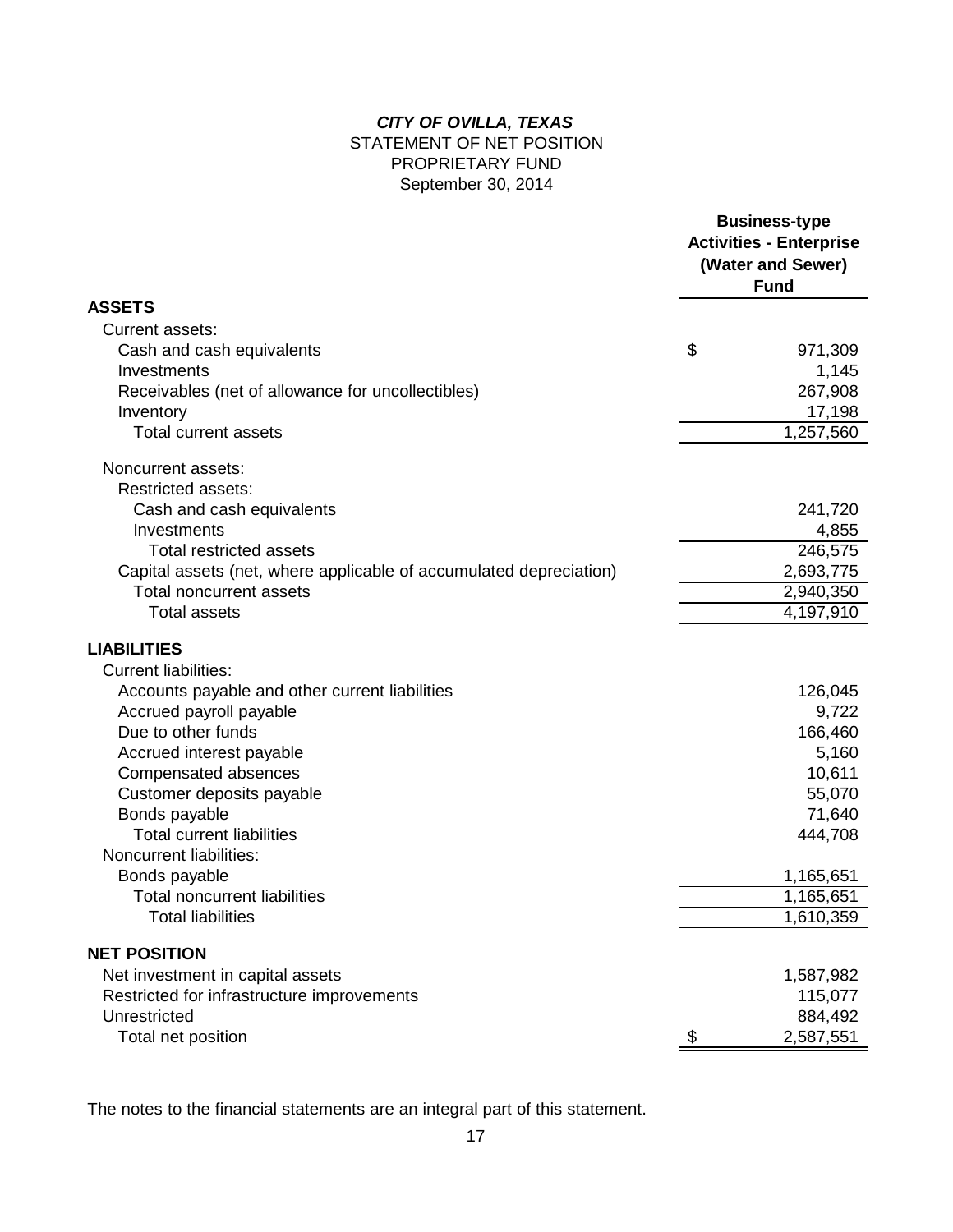# *CITY OF OVILLA, TEXAS*

STATEMENT OF NET POSITION
PROPRIETARY FUND
September 30, 2014

| | Business-type Activities - Enterprise (Water and Sewer) Fund |
|---|---|
| **ASSETS** | |
| Current assets: | |
| Cash and cash equivalents | $ 971,309 |
| Investments | 1,145 |
| Receivables (net of allowance for uncollectibles) | 267,908 |
| Inventory | 17,198 |
| Total current assets | 1,257,560 |
| Noncurrent assets: | |
| Restricted assets: | |
| Cash and cash equivalents | 241,720 |
| Investments | 4,855 |
| Total restricted assets | 246,575 |
| Capital assets (net, where applicable of accumulated depreciation) | 2,693,775 |
| Total noncurrent assets | 2,940,350 |
| Total assets | 4,197,910 |
| **LIABILITIES** | |
| Current liabilities: | |
| Accounts payable and other current liabilities | 126,045 |
| Accrued payroll payable | 9,722 |
| Due to other funds | 166,460 |
| Accrued interest payable | 5,160 |
| Compensated absences | 10,611 |
| Customer deposits payable | 55,070 |
| Bonds payable | 71,640 |
| Total current liabilities | 444,708 |
| Noncurrent liabilities: | |
| Bonds payable | 1,165,651 |
| Total noncurrent liabilities | 1,165,651 |
| Total liabilities | 1,610,359 |
| **NET POSITION** | |
| Net investment in capital assets | 1,587,982 |
| Restricted for infrastructure improvements | 115,077 |
| Unrestricted | 884,492 |
| Total net position | $ 2,587,551 |

The notes to the financial statements are an integral part of this statement.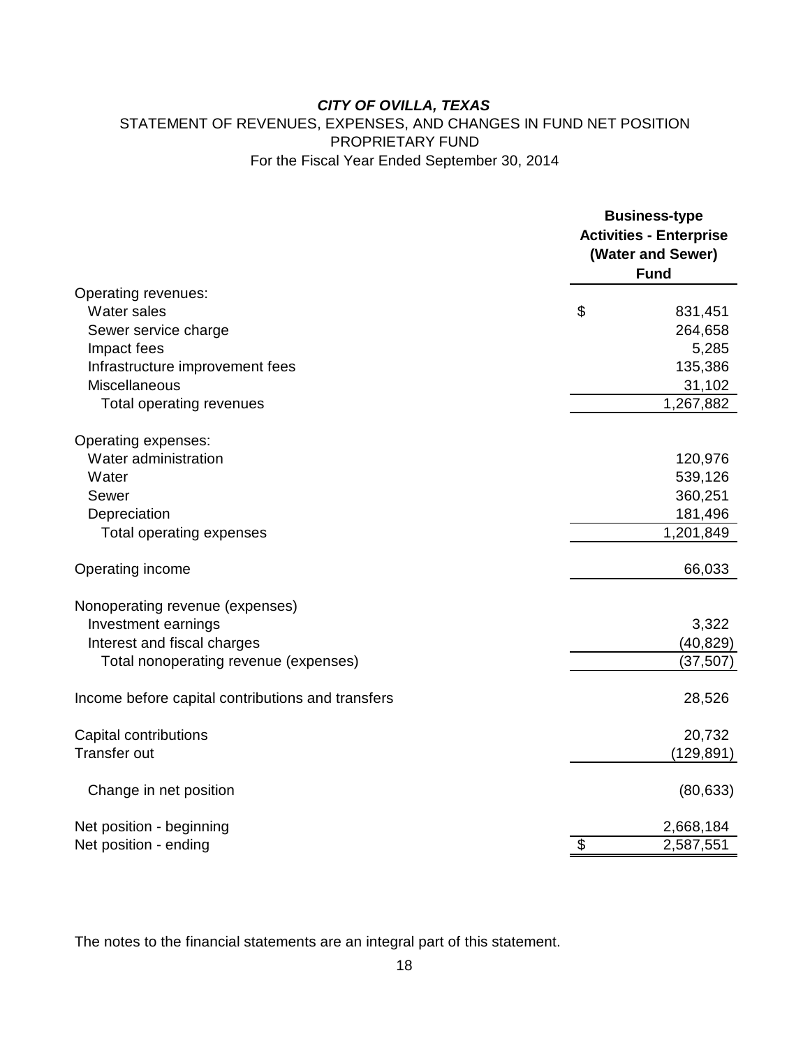***CITY OF OVILLA, TEXAS***

STATEMENT OF REVENUES, EXPENSES, AND CHANGES IN FUND NET POSITION

PROPRIETARY FUND

For the Fiscal Year Ended September 30, 2014

| | Business-type Activities - Enterprise (Water and Sewer) Fund |
|---|---|
| Operating revenues: | |
| Water sales | $ 831,451 |
| Sewer service charge | 264,658 |
| Impact fees | 5,285 |
| Infrastructure improvement fees | 135,386 |
| Miscellaneous | 31,102 |
| Total operating revenues | 1,267,882 |
| Operating expenses: | |
| Water administration | 120,976 |
| Water | 539,126 |
| Sewer | 360,251 |
| Depreciation | 181,496 |
| Total operating expenses | 1,201,849 |
| Operating income | 66,033 |
| Nonoperating revenue (expenses) | |
| Investment earnings | 3,322 |
| Interest and fiscal charges | (40,829) |
| Total nonoperating revenue (expenses) | (37,507) |
| Income before capital contributions and transfers | 28,526 |
| Capital contributions | 20,732 |
| Transfer out | (129,891) |
| Change in net position | (80,633) |
| Net position - beginning | 2,668,184 |
| Net position - ending | $ 2,587,551 |

The notes to the financial statements are an integral part of this statement.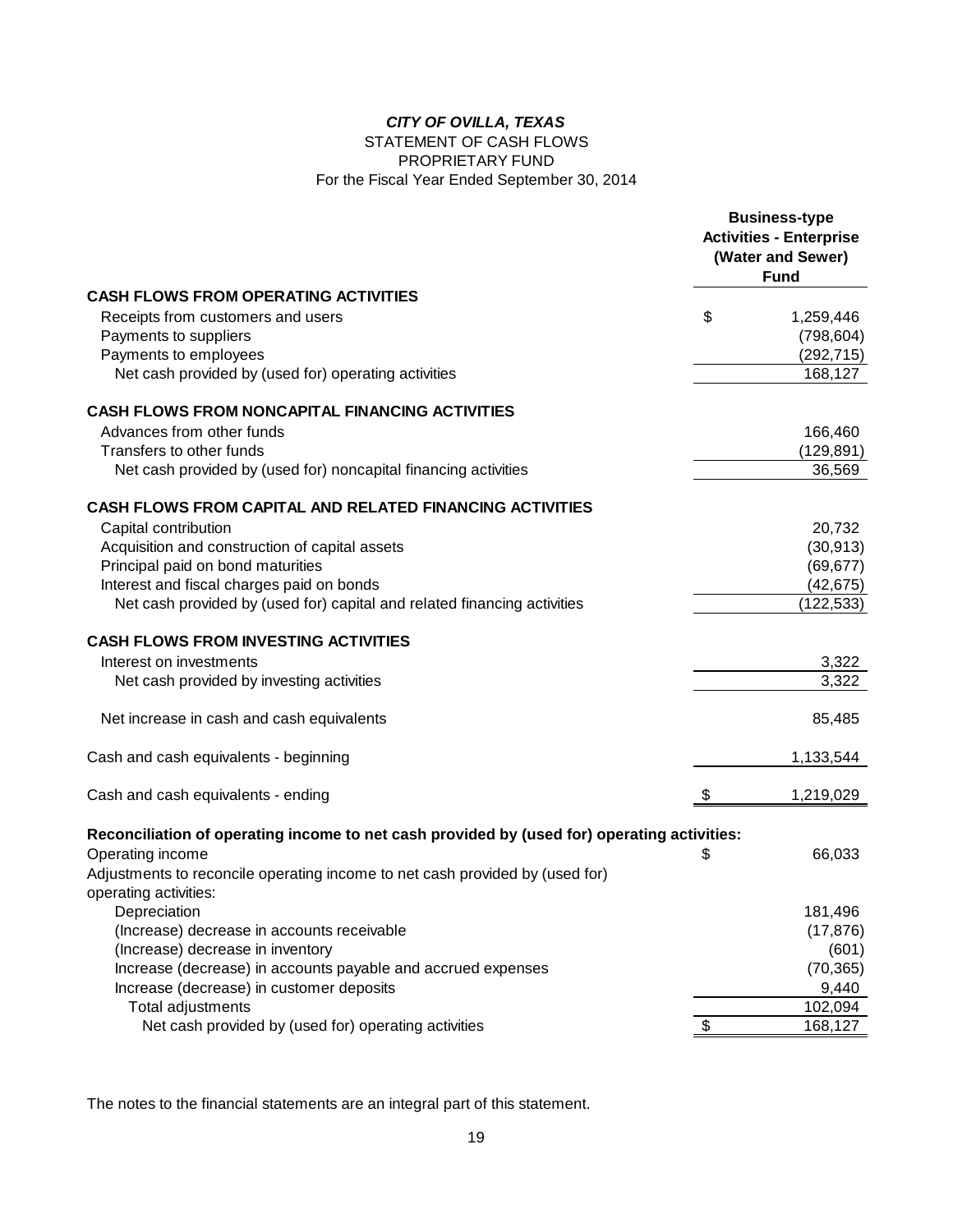***CITY OF OVILLA, TEXAS***

STATEMENT OF CASH FLOWS

PROPRIETARY FUND

For the Fiscal Year Ended September 30, 2014

| | Business-type Activities - Enterprise (Water and Sewer) Fund |
|---|---|
| **CASH FLOWS FROM OPERATING ACTIVITIES** | |
| Receipts from customers and users | $ 1,259,446 |
| Payments to suppliers | (798,604) |
| Payments to employees | (292,715) |
| Net cash provided by (used for) operating activities | 168,127 |
| **CASH FLOWS FROM NONCAPITAL FINANCING ACTIVITIES** | |
| Advances from other funds | 166,460 |
| Transfers to other funds | (129,891) |
| Net cash provided by (used for) noncapital financing activities | 36,569 |
| **CASH FLOWS FROM CAPITAL AND RELATED FINANCING ACTIVITIES** | |
| Capital contribution | 20,732 |
| Acquisition and construction of capital assets | (30,913) |
| Principal paid on bond maturities | (69,677) |
| Interest and fiscal charges paid on bonds | (42,675) |
| Net cash provided by (used for) capital and related financing activities | (122,533) |
| **CASH FLOWS FROM INVESTING ACTIVITIES** | |
| Interest on investments | 3,322 |
| Net cash provided by investing activities | 3,322 |
| Net increase in cash and cash equivalents | 85,485 |
| Cash and cash equivalents - beginning | 1,133,544 |
| Cash and cash equivalents - ending | $ 1,219,029 |
| **Reconciliation of operating income to net cash provided by (used for) operating activities:** | |
| Operating income | $ 66,033 |
| Adjustments to reconcile operating income to net cash provided by (used for) operating activities: | |
| Depreciation | 181,496 |
| (Increase) decrease in accounts receivable | (17,876) |
| (Increase) decrease in inventory | (601) |
| Increase (decrease) in accounts payable and accrued expenses | (70,365) |
| Increase (decrease) in customer deposits | 9,440 |
| Total adjustments | 102,094 |
| Net cash provided by (used for) operating activities | $ 168,127 |

The notes to the financial statements are an integral part of this statement.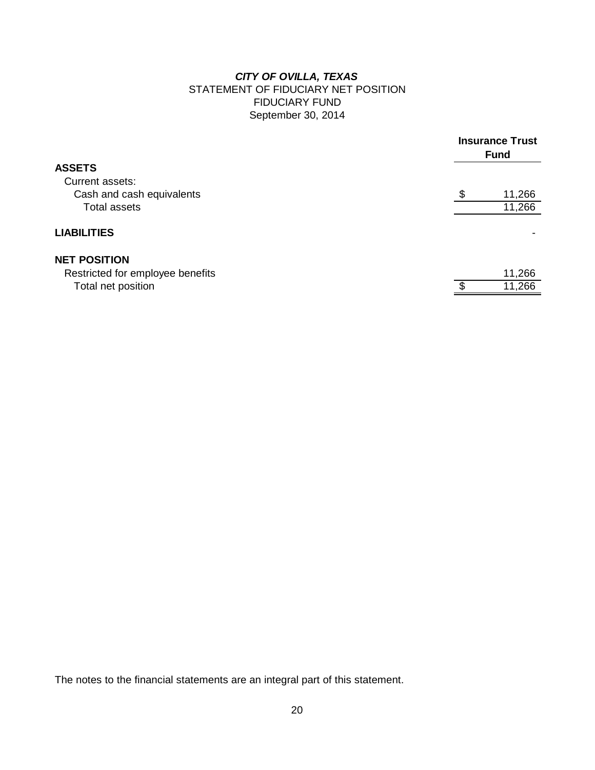# *CITY OF OVILLA, TEXAS*

## STATEMENT OF FIDUCIARY NET POSITION
## FIDUCIARY FUND
## September 30, 2014

| | Insurance Trust Fund |
|---|---|
| **ASSETS** | |
| Current assets: | |
| Cash and cash equivalents | $ 11,266 |
| Total assets | 11,266 |
| **LIABILITIES** | - |
| **NET POSITION** | |
| Restricted for employee benefits | 11,266 |
| Total net position | $ 11,266 |

The notes to the financial statements are an integral part of this statement.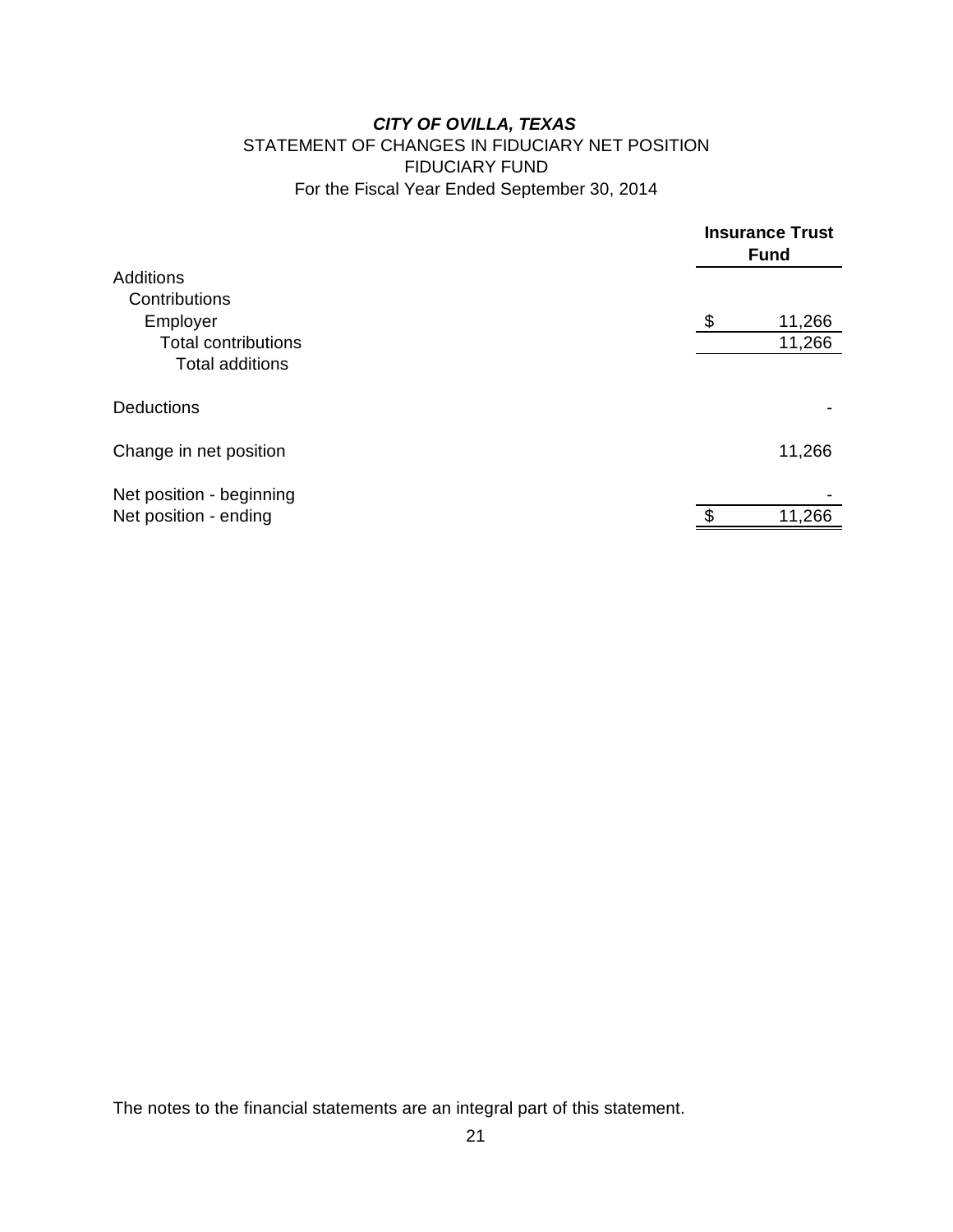***CITY OF OVILLA, TEXAS***

STATEMENT OF CHANGES IN FIDUCIARY NET POSITION

FIDUCIARY FUND

For the Fiscal Year Ended September 30, 2014

| | Insurance Trust Fund |
|---|---|
| Additions | |
| Contributions | |
| Employer | $ 11,266 |
| Total contributions | 11,266 |
| Total additions | |
| | |
| Deductions | - |
| | |
| Change in net position | 11,266 |
| | |
| Net position - beginning | - |
| Net position - ending | $ 11,266 |

The notes to the financial statements are an integral part of this statement.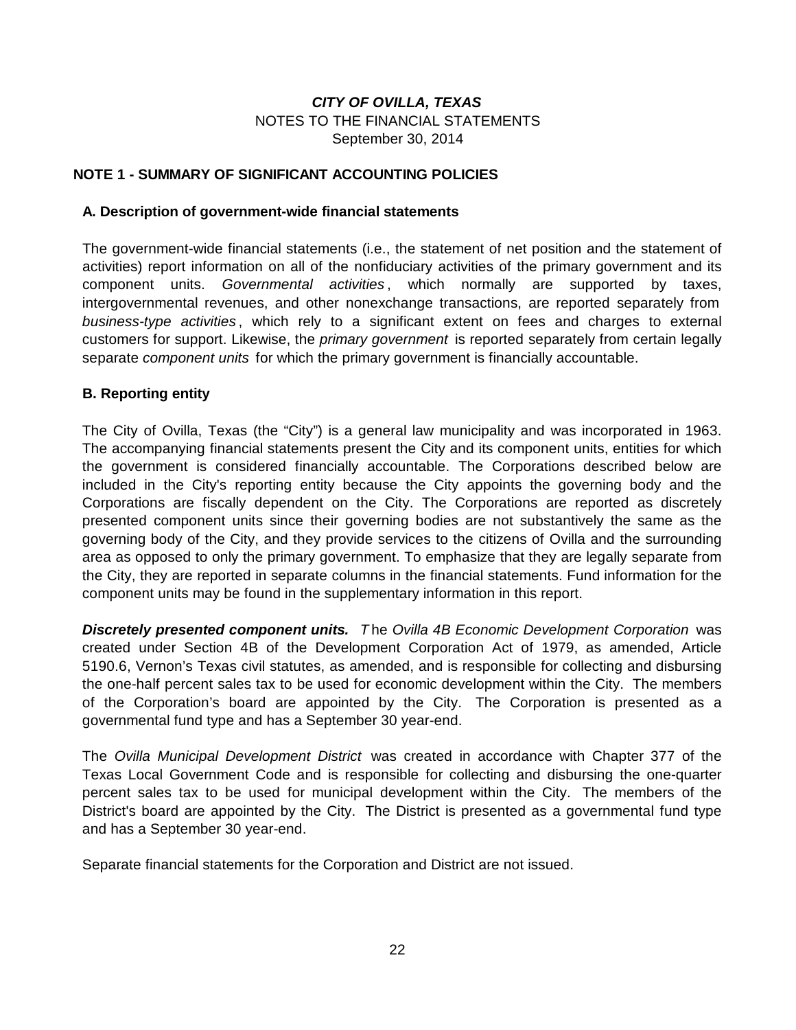***CITY OF OVILLA, TEXAS***
NOTES TO THE FINANCIAL STATEMENTS
September 30, 2014

## NOTE 1 - SUMMARY OF SIGNIFICANT ACCOUNTING POLICIES

### A. Description of government-wide financial statements

The government-wide financial statements (i.e., the statement of net position and the statement of activities) report information on all of the nonfiduciary activities of the primary government and its component units. *Governmental activities*, which normally are supported by taxes, intergovernmental revenues, and other nonexchange transactions, are reported separately from *business-type activities*, which rely to a significant extent on fees and charges to external customers for support. Likewise, the *primary government* is reported separately from certain legally separate *component units* for which the primary government is financially accountable.

### B. Reporting entity

The City of Ovilla, Texas (the "City") is a general law municipality and was incorporated in 1963. The accompanying financial statements present the City and its component units, entities for which the government is considered financially accountable. The Corporations described below are included in the City's reporting entity because the City appoints the governing body and the Corporations are fiscally dependent on the City. The Corporations are reported as discretely presented component units since their governing bodies are not substantively the same as the governing body of the City, and they provide services to the citizens of Ovilla and the surrounding area as opposed to only the primary government. To emphasize that they are legally separate from the City, they are reported in separate columns in the financial statements. Fund information for the component units may be found in the supplementary information in this report.

***Discretely presented component units.*** *T*he *Ovilla 4B Economic Development Corporation* was created under Section 4B of the Development Corporation Act of 1979, as amended, Article 5190.6, Vernon's Texas civil statutes, as amended, and is responsible for collecting and disbursing the one-half percent sales tax to be used for economic development within the City. The members of the Corporation's board are appointed by the City. The Corporation is presented as a governmental fund type and has a September 30 year-end.

The *Ovilla Municipal Development District* was created in accordance with Chapter 377 of the Texas Local Government Code and is responsible for collecting and disbursing the one-quarter percent sales tax to be used for municipal development within the City. The members of the District's board are appointed by the City. The District is presented as a governmental fund type and has a September 30 year-end.

Separate financial statements for the Corporation and District are not issued.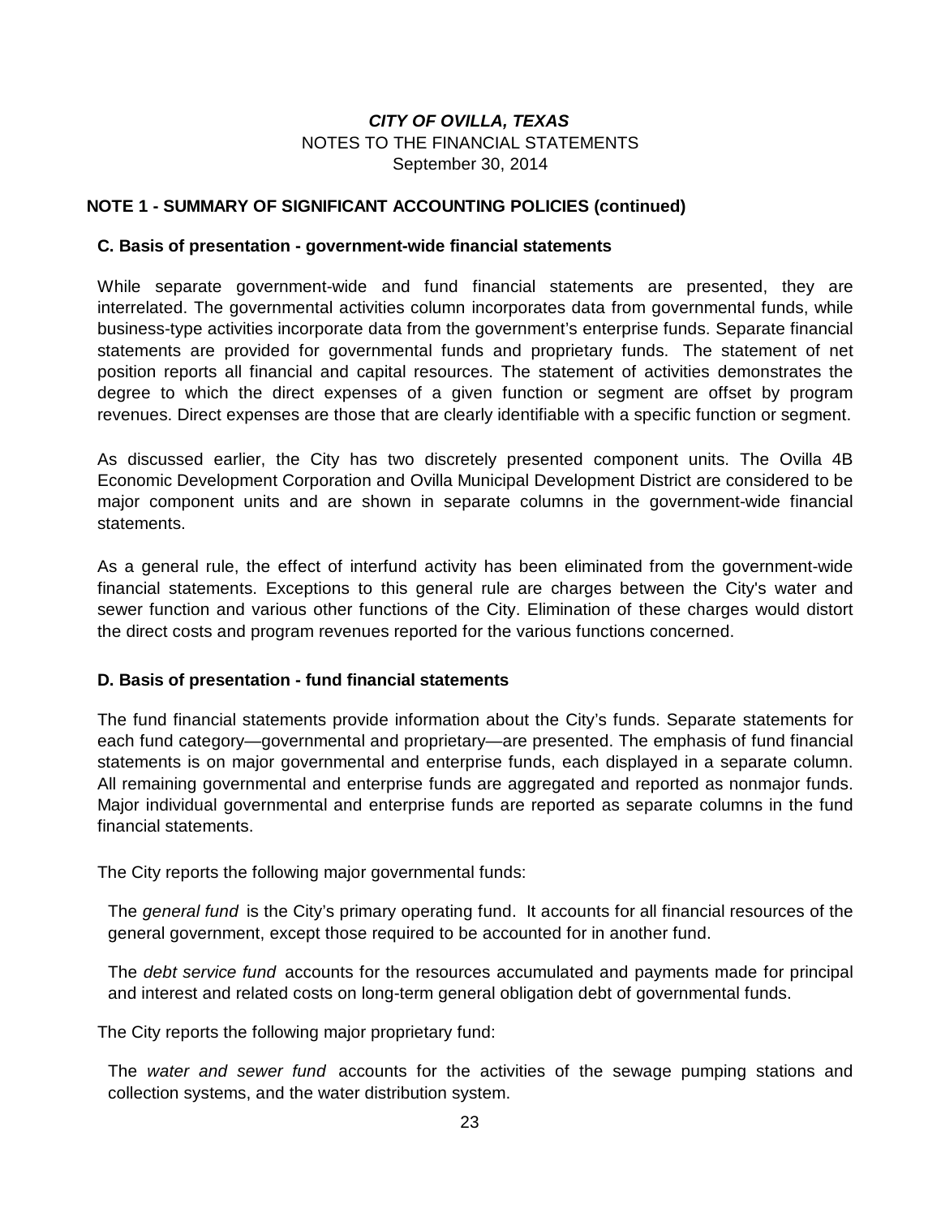# CITY OF OVILLA, TEXAS

NOTES TO THE FINANCIAL STATEMENTS

September 30, 2014

## NOTE 1 - SUMMARY OF SIGNIFICANT ACCOUNTING POLICIES (continued)

### C. Basis of presentation - government-wide financial statements

While separate government-wide and fund financial statements are presented, they are interrelated. The governmental activities column incorporates data from governmental funds, while business-type activities incorporate data from the government's enterprise funds. Separate financial statements are provided for governmental funds and proprietary funds. The statement of net position reports all financial and capital resources. The statement of activities demonstrates the degree to which the direct expenses of a given function or segment are offset by program revenues. Direct expenses are those that are clearly identifiable with a specific function or segment.

As discussed earlier, the City has two discretely presented component units. The Ovilla 4B Economic Development Corporation and Ovilla Municipal Development District are considered to be major component units and are shown in separate columns in the government-wide financial statements.

As a general rule, the effect of interfund activity has been eliminated from the government-wide financial statements. Exceptions to this general rule are charges between the City's water and sewer function and various other functions of the City. Elimination of these charges would distort the direct costs and program revenues reported for the various functions concerned.

### D. Basis of presentation - fund financial statements

The fund financial statements provide information about the City's funds. Separate statements for each fund category—governmental and proprietary—are presented. The emphasis of fund financial statements is on major governmental and enterprise funds, each displayed in a separate column. All remaining governmental and enterprise funds are aggregated and reported as nonmajor funds. Major individual governmental and enterprise funds are reported as separate columns in the fund financial statements.

The City reports the following major governmental funds:

The *general fund* is the City's primary operating fund. It accounts for all financial resources of the general government, except those required to be accounted for in another fund.

The *debt service fund* accounts for the resources accumulated and payments made for principal and interest and related costs on long-term general obligation debt of governmental funds.

The City reports the following major proprietary fund:

The *water and sewer fund* accounts for the activities of the sewage pumping stations and collection systems, and the water distribution system.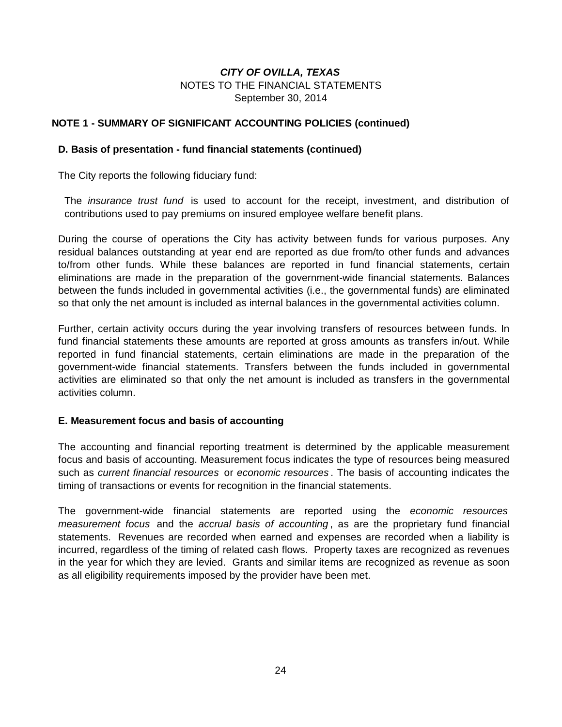**CITY OF OVILLA, TEXAS**
NOTES TO THE FINANCIAL STATEMENTS
September 30, 2014

## NOTE 1 - SUMMARY OF SIGNIFICANT ACCOUNTING POLICIES (continued)

### D. Basis of presentation - fund financial statements (continued)

The City reports the following fiduciary fund:

The *insurance trust fund* is used to account for the receipt, investment, and distribution of contributions used to pay premiums on insured employee welfare benefit plans.

During the course of operations the City has activity between funds for various purposes. Any residual balances outstanding at year end are reported as due from/to other funds and advances to/from other funds. While these balances are reported in fund financial statements, certain eliminations are made in the preparation of the government-wide financial statements. Balances between the funds included in governmental activities (i.e., the governmental funds) are eliminated so that only the net amount is included as internal balances in the governmental activities column.

Further, certain activity occurs during the year involving transfers of resources between funds. In fund financial statements these amounts are reported at gross amounts as transfers in/out. While reported in fund financial statements, certain eliminations are made in the preparation of the government-wide financial statements. Transfers between the funds included in governmental activities are eliminated so that only the net amount is included as transfers in the governmental activities column.

### E. Measurement focus and basis of accounting

The accounting and financial reporting treatment is determined by the applicable measurement focus and basis of accounting. Measurement focus indicates the type of resources being measured such as *current financial resources* or *economic resources*. The basis of accounting indicates the timing of transactions or events for recognition in the financial statements.

The government-wide financial statements are reported using the *economic resources measurement focus* and the *accrual basis of accounting*, as are the proprietary fund financial statements. Revenues are recorded when earned and expenses are recorded when a liability is incurred, regardless of the timing of related cash flows. Property taxes are recognized as revenues in the year for which they are levied. Grants and similar items are recognized as revenue as soon as all eligibility requirements imposed by the provider have been met.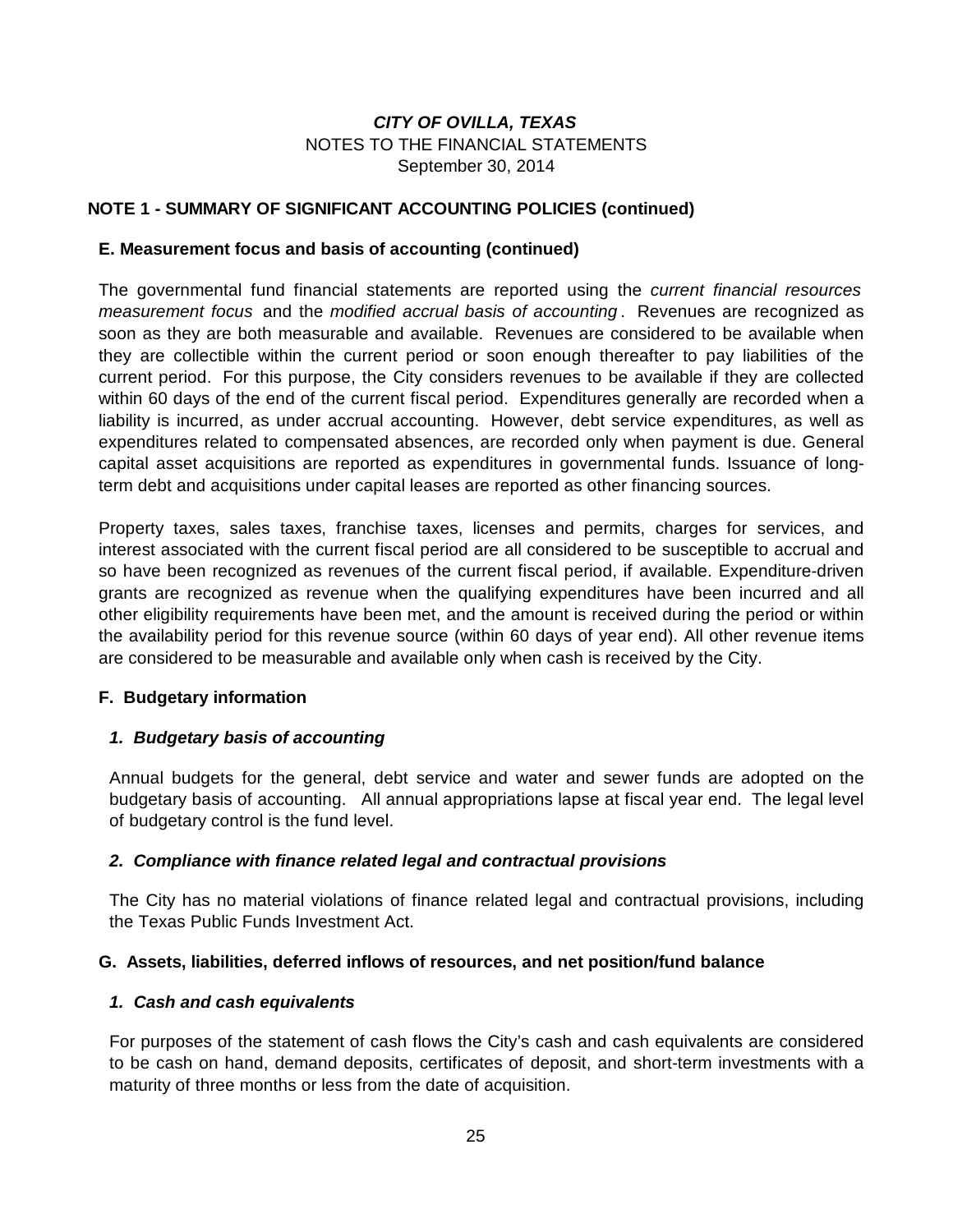# *CITY OF OVILLA, TEXAS*

NOTES TO THE FINANCIAL STATEMENTS
September 30, 2014

## NOTE 1 - SUMMARY OF SIGNIFICANT ACCOUNTING POLICIES (continued)

### E. Measurement focus and basis of accounting (continued)

The governmental fund financial statements are reported using the *current financial resources measurement focus* and the *modified accrual basis of accounting*. Revenues are recognized as soon as they are both measurable and available. Revenues are considered to be available when they are collectible within the current period or soon enough thereafter to pay liabilities of the current period. For this purpose, the City considers revenues to be available if they are collected within 60 days of the end of the current fiscal period. Expenditures generally are recorded when a liability is incurred, as under accrual accounting. However, debt service expenditures, as well as expenditures related to compensated absences, are recorded only when payment is due. General capital asset acquisitions are reported as expenditures in governmental funds. Issuance of long-term debt and acquisitions under capital leases are reported as other financing sources.

Property taxes, sales taxes, franchise taxes, licenses and permits, charges for services, and interest associated with the current fiscal period are all considered to be susceptible to accrual and so have been recognized as revenues of the current fiscal period, if available. Expenditure-driven grants are recognized as revenue when the qualifying expenditures have been incurred and all other eligibility requirements have been met, and the amount is received during the period or within the availability period for this revenue source (within 60 days of year end). All other revenue items are considered to be measurable and available only when cash is received by the City.

### F. Budgetary information

#### *1. Budgetary basis of accounting*

Annual budgets for the general, debt service and water and sewer funds are adopted on the budgetary basis of accounting. All annual appropriations lapse at fiscal year end. The legal level of budgetary control is the fund level.

#### *2. Compliance with finance related legal and contractual provisions*

The City has no material violations of finance related legal and contractual provisions, including the Texas Public Funds Investment Act.

### G. Assets, liabilities, deferred inflows of resources, and net position/fund balance

#### *1. Cash and cash equivalents*

For purposes of the statement of cash flows the City's cash and cash equivalents are considered to be cash on hand, demand deposits, certificates of deposit, and short-term investments with a maturity of three months or less from the date of acquisition.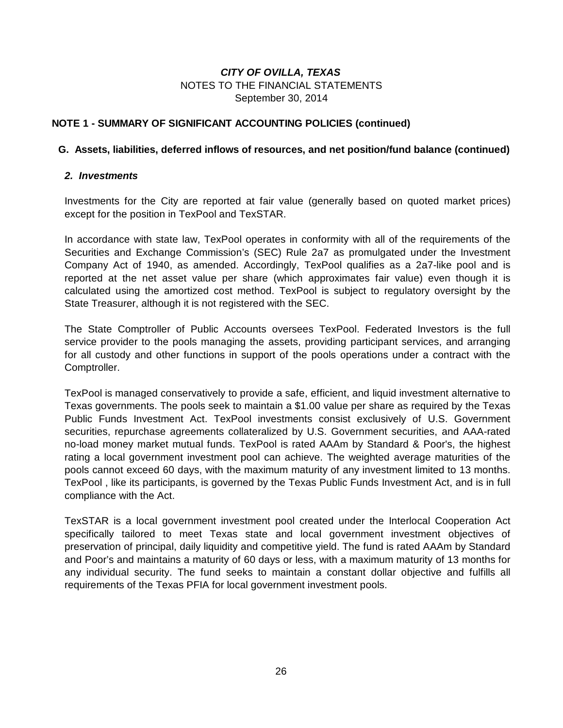### NOTE 1 - SUMMARY OF SIGNIFICANT ACCOUNTING POLICIES (continued)

#### G. Assets, liabilities, deferred inflows of resources, and net position/fund balance (continued)

##### *2. Investments*

Investments for the City are reported at fair value (generally based on quoted market prices) except for the position in TexPool and TexSTAR.

In accordance with state law, TexPool operates in conformity with all of the requirements of the Securities and Exchange Commission's (SEC) Rule 2a7 as promulgated under the Investment Company Act of 1940, as amended. Accordingly, TexPool qualifies as a 2a7-like pool and is reported at the net asset value per share (which approximates fair value) even though it is calculated using the amortized cost method. TexPool is subject to regulatory oversight by the State Treasurer, although it is not registered with the SEC.

The State Comptroller of Public Accounts oversees TexPool. Federated Investors is the full service provider to the pools managing the assets, providing participant services, and arranging for all custody and other functions in support of the pools operations under a contract with the Comptroller.

TexPool is managed conservatively to provide a safe, efficient, and liquid investment alternative to Texas governments. The pools seek to maintain a $1.00 value per share as required by the Texas Public Funds Investment Act. TexPool investments consist exclusively of U.S. Government securities, repurchase agreements collateralized by U.S. Government securities, and AAA-rated no-load money market mutual funds. TexPool is rated AAAm by Standard & Poor's, the highest rating a local government investment pool can achieve. The weighted average maturities of the pools cannot exceed 60 days, with the maximum maturity of any investment limited to 13 months. TexPool , like its participants, is governed by the Texas Public Funds Investment Act, and is in full compliance with the Act.

TexSTAR is a local government investment pool created under the Interlocal Cooperation Act specifically tailored to meet Texas state and local government investment objectives of preservation of principal, daily liquidity and competitive yield. The fund is rated AAAm by Standard and Poor's and maintains a maturity of 60 days or less, with a maximum maturity of 13 months for any individual security. The fund seeks to maintain a constant dollar objective and fulfills all requirements of the Texas PFIA for local government investment pools.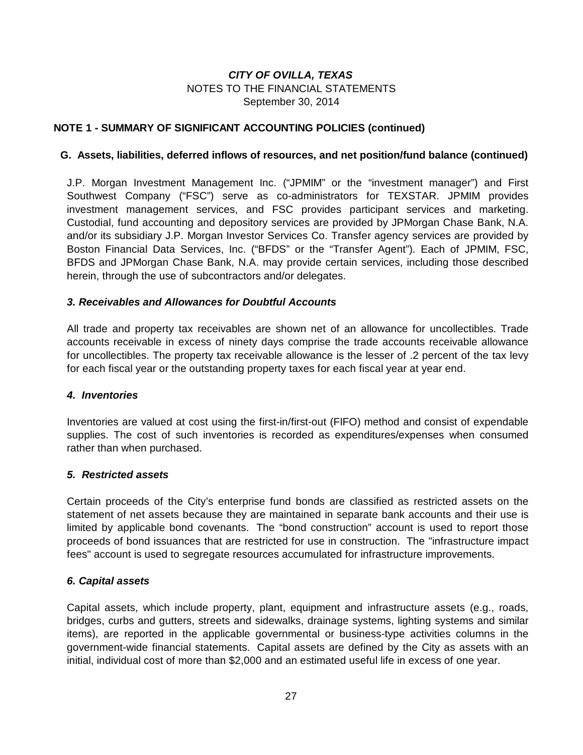**NOTE 1 - SUMMARY OF SIGNIFICANT ACCOUNTING POLICIES (continued)**

**G. Assets, liabilities, deferred inflows of resources, and net position/fund balance (continued)**

J.P. Morgan Investment Management Inc. ("JPMIM" or the "investment manager") and First Southwest Company ("FSC") serve as co-administrators for TEXSTAR. JPMIM provides investment management services, and FSC provides participant services and marketing. Custodial, fund accounting and depository services are provided by JPMorgan Chase Bank, N.A. and/or its subsidiary J.P. Morgan Investor Services Co. Transfer agency services are provided by Boston Financial Data Services, Inc. ("BFDS" or the "Transfer Agent"). Each of JPMIM, FSC, BFDS and JPMorgan Chase Bank, N.A. may provide certain services, including those described herein, through the use of subcontractors and/or delegates.

***3. Receivables and Allowances for Doubtful Accounts***

All trade and property tax receivables are shown net of an allowance for uncollectibles. Trade accounts receivable in excess of ninety days comprise the trade accounts receivable allowance for uncollectibles. The property tax receivable allowance is the lesser of .2 percent of the tax levy for each fiscal year or the outstanding property taxes for each fiscal year at year end.

***4. Inventories***

Inventories are valued at cost using the first-in/first-out (FIFO) method and consist of expendable supplies. The cost of such inventories is recorded as expenditures/expenses when consumed rather than when purchased.

***5. Restricted assets***

Certain proceeds of the City's enterprise fund bonds are classified as restricted assets on the statement of net assets because they are maintained in separate bank accounts and their use is limited by applicable bond covenants. The "bond construction" account is used to report those proceeds of bond issuances that are restricted for use in construction. The "infrastructure impact fees" account is used to segregate resources accumulated for infrastructure improvements.

***6. Capital assets***

Capital assets, which include property, plant, equipment and infrastructure assets (e.g., roads, bridges, curbs and gutters, streets and sidewalks, drainage systems, lighting systems and similar items), are reported in the applicable governmental or business-type activities columns in the government-wide financial statements. Capital assets are defined by the City as assets with an initial, individual cost of more than $2,000 and an estimated useful life in excess of one year.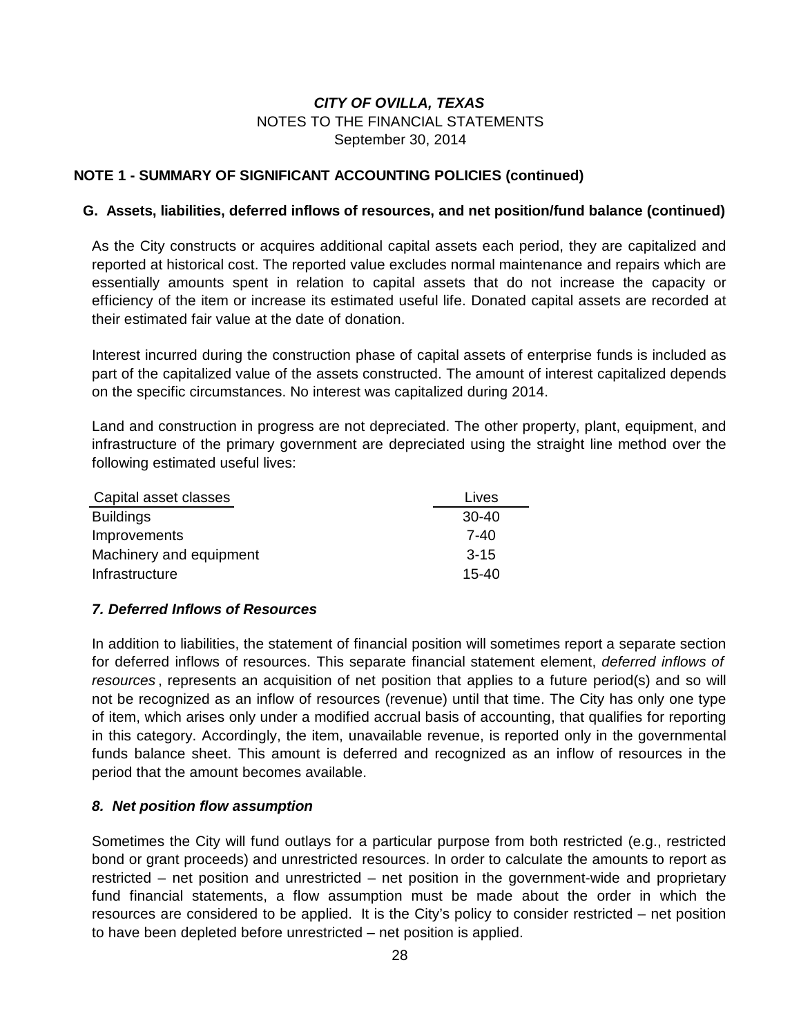# CITY OF OVILLA, TEXAS
NOTES TO THE FINANCIAL STATEMENTS
September 30, 2014

## NOTE 1 - SUMMARY OF SIGNIFICANT ACCOUNTING POLICIES (continued)

### G. Assets, liabilities, deferred inflows of resources, and net position/fund balance (continued)

As the City constructs or acquires additional capital assets each period, they are capitalized and reported at historical cost. The reported value excludes normal maintenance and repairs which are essentially amounts spent in relation to capital assets that do not increase the capacity or efficiency of the item or increase its estimated useful life. Donated capital assets are recorded at their estimated fair value at the date of donation.

Interest incurred during the construction phase of capital assets of enterprise funds is included as part of the capitalized value of the assets constructed. The amount of interest capitalized depends on the specific circumstances. No interest was capitalized during 2014.

Land and construction in progress are not depreciated. The other property, plant, equipment, and infrastructure of the primary government are depreciated using the straight line method over the following estimated useful lives:

| Capital asset classes | Lives |
|---|---|
| Buildings | 30-40 |
| Improvements | 7-40 |
| Machinery and equipment | 3-15 |
| Infrastructure | 15-40 |

#### *7. Deferred Inflows of Resources*

In addition to liabilities, the statement of financial position will sometimes report a separate section for deferred inflows of resources. This separate financial statement element, *deferred inflows of resources*, represents an acquisition of net position that applies to a future period(s) and so will not be recognized as an inflow of resources (revenue) until that time. The City has only one type of item, which arises only under a modified accrual basis of accounting, that qualifies for reporting in this category. Accordingly, the item, unavailable revenue, is reported only in the governmental funds balance sheet. This amount is deferred and recognized as an inflow of resources in the period that the amount becomes available.

#### *8. Net position flow assumption*

Sometimes the City will fund outlays for a particular purpose from both restricted (e.g., restricted bond or grant proceeds) and unrestricted resources. In order to calculate the amounts to report as restricted – net position and unrestricted – net position in the government-wide and proprietary fund financial statements, a flow assumption must be made about the order in which the resources are considered to be applied. It is the City's policy to consider restricted – net position to have been depleted before unrestricted – net position is applied.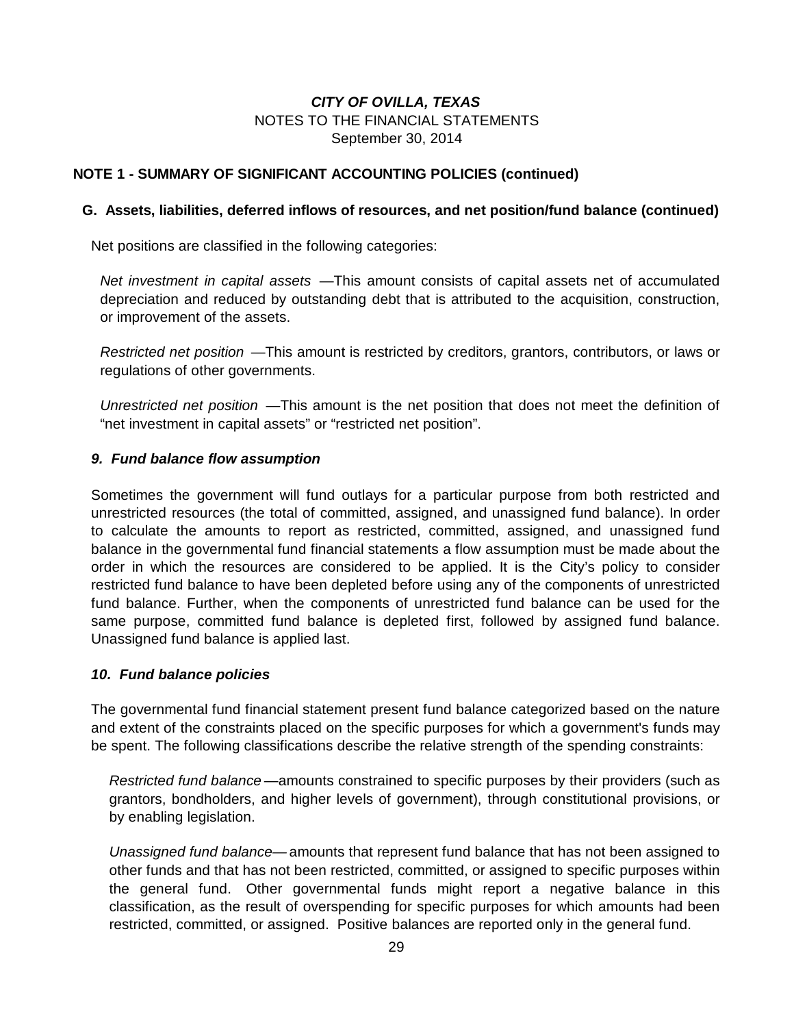***CITY OF OVILLA, TEXAS***
NOTES TO THE FINANCIAL STATEMENTS
September 30, 2014

## NOTE 1 - SUMMARY OF SIGNIFICANT ACCOUNTING POLICIES (continued)

### G. Assets, liabilities, deferred inflows of resources, and net position/fund balance (continued)

Net positions are classified in the following categories:

*Net investment in capital assets* —This amount consists of capital assets net of accumulated depreciation and reduced by outstanding debt that is attributed to the acquisition, construction, or improvement of the assets.

*Restricted net position* —This amount is restricted by creditors, grantors, contributors, or laws or regulations of other governments.

*Unrestricted net position* —This amount is the net position that does not meet the definition of "net investment in capital assets" or "restricted net position".

#### *9. Fund balance flow assumption*

Sometimes the government will fund outlays for a particular purpose from both restricted and unrestricted resources (the total of committed, assigned, and unassigned fund balance). In order to calculate the amounts to report as restricted, committed, assigned, and unassigned fund balance in the governmental fund financial statements a flow assumption must be made about the order in which the resources are considered to be applied. It is the City's policy to consider restricted fund balance to have been depleted before using any of the components of unrestricted fund balance. Further, when the components of unrestricted fund balance can be used for the same purpose, committed fund balance is depleted first, followed by assigned fund balance. Unassigned fund balance is applied last.

#### *10. Fund balance policies*

The governmental fund financial statement present fund balance categorized based on the nature and extent of the constraints placed on the specific purposes for which a government's funds may be spent. The following classifications describe the relative strength of the spending constraints:

*Restricted fund balance* —amounts constrained to specific purposes by their providers (such as grantors, bondholders, and higher levels of government), through constitutional provisions, or by enabling legislation.

*Unassigned fund balance*— amounts that represent fund balance that has not been assigned to other funds and that has not been restricted, committed, or assigned to specific purposes within the general fund. Other governmental funds might report a negative balance in this classification, as the result of overspending for specific purposes for which amounts had been restricted, committed, or assigned. Positive balances are reported only in the general fund.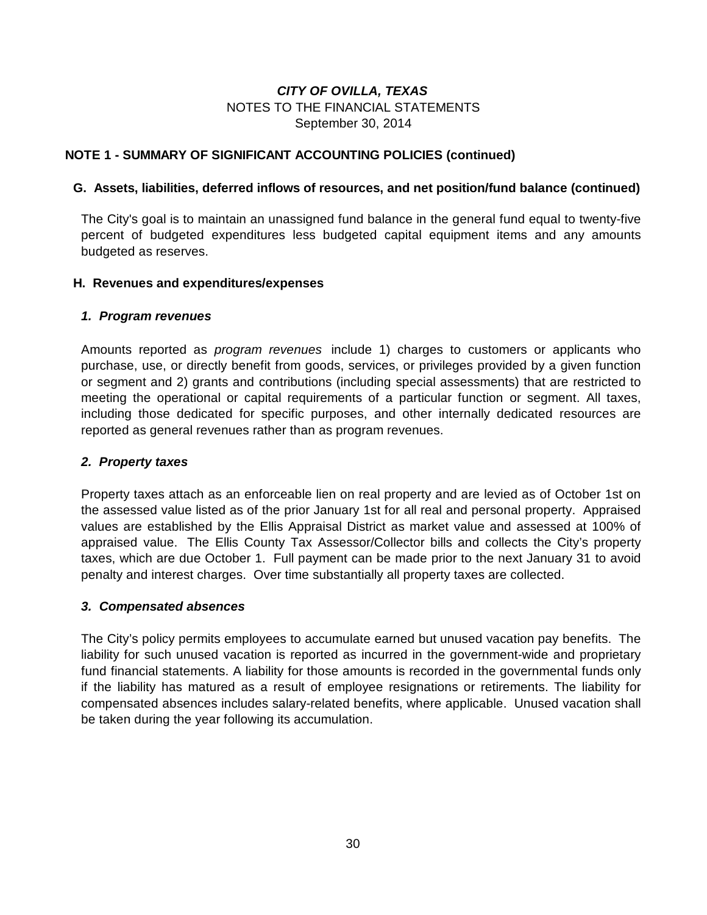# *CITY OF OVILLA, TEXAS*
NOTES TO THE FINANCIAL STATEMENTS
September 30, 2014

## NOTE 1 - SUMMARY OF SIGNIFICANT ACCOUNTING POLICIES (continued)

### G. Assets, liabilities, deferred inflows of resources, and net position/fund balance (continued)

The City's goal is to maintain an unassigned fund balance in the general fund equal to twenty-five percent of budgeted expenditures less budgeted capital equipment items and any amounts budgeted as reserves.

### H. Revenues and expenditures/expenses

#### *1. Program revenues*

Amounts reported as *program revenues* include 1) charges to customers or applicants who purchase, use, or directly benefit from goods, services, or privileges provided by a given function or segment and 2) grants and contributions (including special assessments) that are restricted to meeting the operational or capital requirements of a particular function or segment. All taxes, including those dedicated for specific purposes, and other internally dedicated resources are reported as general revenues rather than as program revenues.

#### *2. Property taxes*

Property taxes attach as an enforceable lien on real property and are levied as of October 1st on the assessed value listed as of the prior January 1st for all real and personal property. Appraised values are established by the Ellis Appraisal District as market value and assessed at 100% of appraised value. The Ellis County Tax Assessor/Collector bills and collects the City's property taxes, which are due October 1. Full payment can be made prior to the next January 31 to avoid penalty and interest charges. Over time substantially all property taxes are collected.

#### *3. Compensated absences*

The City's policy permits employees to accumulate earned but unused vacation pay benefits. The liability for such unused vacation is reported as incurred in the government-wide and proprietary fund financial statements. A liability for those amounts is recorded in the governmental funds only if the liability has matured as a result of employee resignations or retirements. The liability for compensated absences includes salary-related benefits, where applicable. Unused vacation shall be taken during the year following its accumulation.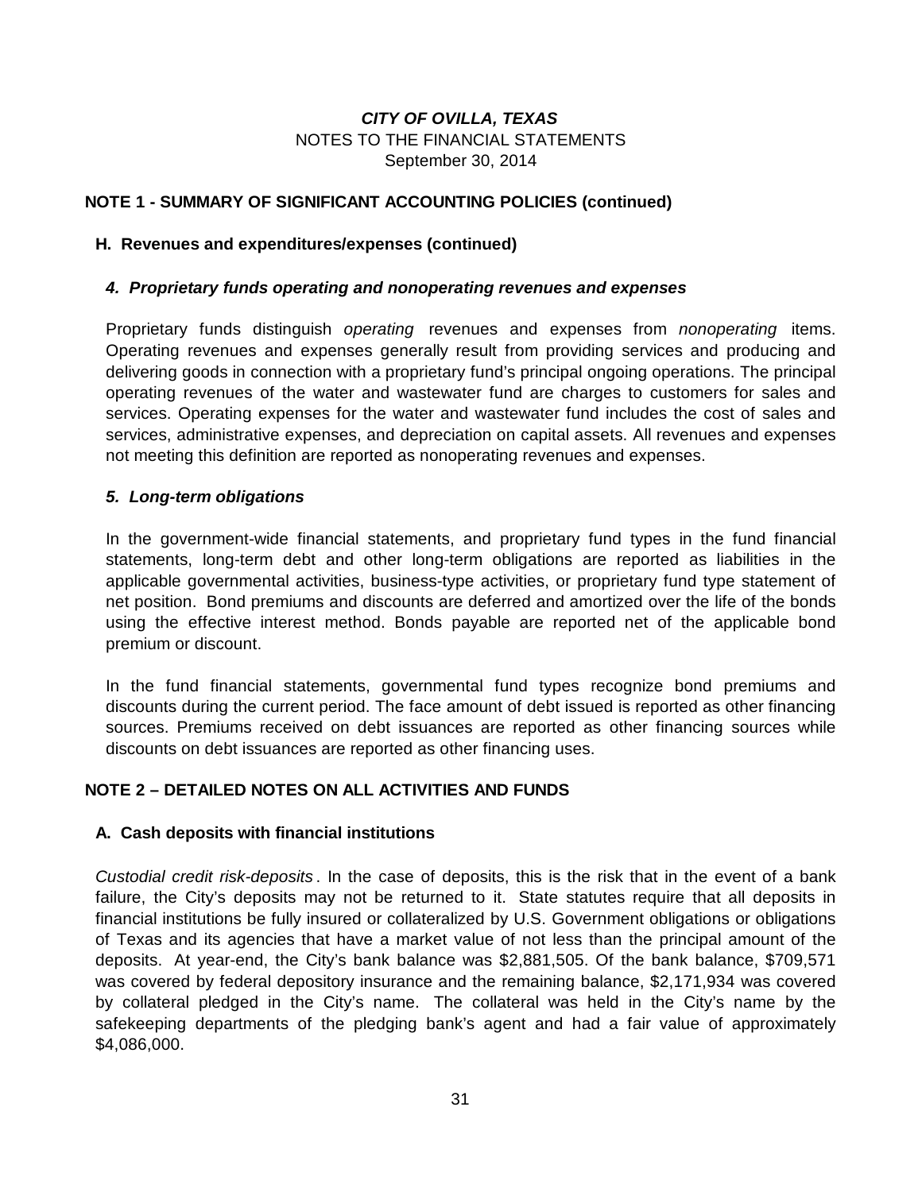## NOTE 1 - SUMMARY OF SIGNIFICANT ACCOUNTING POLICIES (continued)

### H. Revenues and expenditures/expenses (continued)

#### *4. Proprietary funds operating and nonoperating revenues and expenses*

Proprietary funds distinguish *operating* revenues and expenses from *nonoperating* items. Operating revenues and expenses generally result from providing services and producing and delivering goods in connection with a proprietary fund's principal ongoing operations. The principal operating revenues of the water and wastewater fund are charges to customers for sales and services. Operating expenses for the water and wastewater fund includes the cost of sales and services, administrative expenses, and depreciation on capital assets. All revenues and expenses not meeting this definition are reported as nonoperating revenues and expenses.

#### *5. Long-term obligations*

In the government-wide financial statements, and proprietary fund types in the fund financial statements, long-term debt and other long-term obligations are reported as liabilities in the applicable governmental activities, business-type activities, or proprietary fund type statement of net position. Bond premiums and discounts are deferred and amortized over the life of the bonds using the effective interest method. Bonds payable are reported net of the applicable bond premium or discount.

In the fund financial statements, governmental fund types recognize bond premiums and discounts during the current period. The face amount of debt issued is reported as other financing sources. Premiums received on debt issuances are reported as other financing sources while discounts on debt issuances are reported as other financing uses.

## NOTE 2 – DETAILED NOTES ON ALL ACTIVITIES AND FUNDS

### A. Cash deposits with financial institutions

*Custodial credit risk-deposits*. In the case of deposits, this is the risk that in the event of a bank failure, the City's deposits may not be returned to it. State statutes require that all deposits in financial institutions be fully insured or collateralized by U.S. Government obligations or obligations of Texas and its agencies that have a market value of not less than the principal amount of the deposits. At year-end, the City's bank balance was $2,881,505. Of the bank balance, $709,571 was covered by federal depository insurance and the remaining balance, $2,171,934 was covered by collateral pledged in the City's name. The collateral was held in the City's name by the safekeeping departments of the pledging bank's agent and had a fair value of approximately $4,086,000.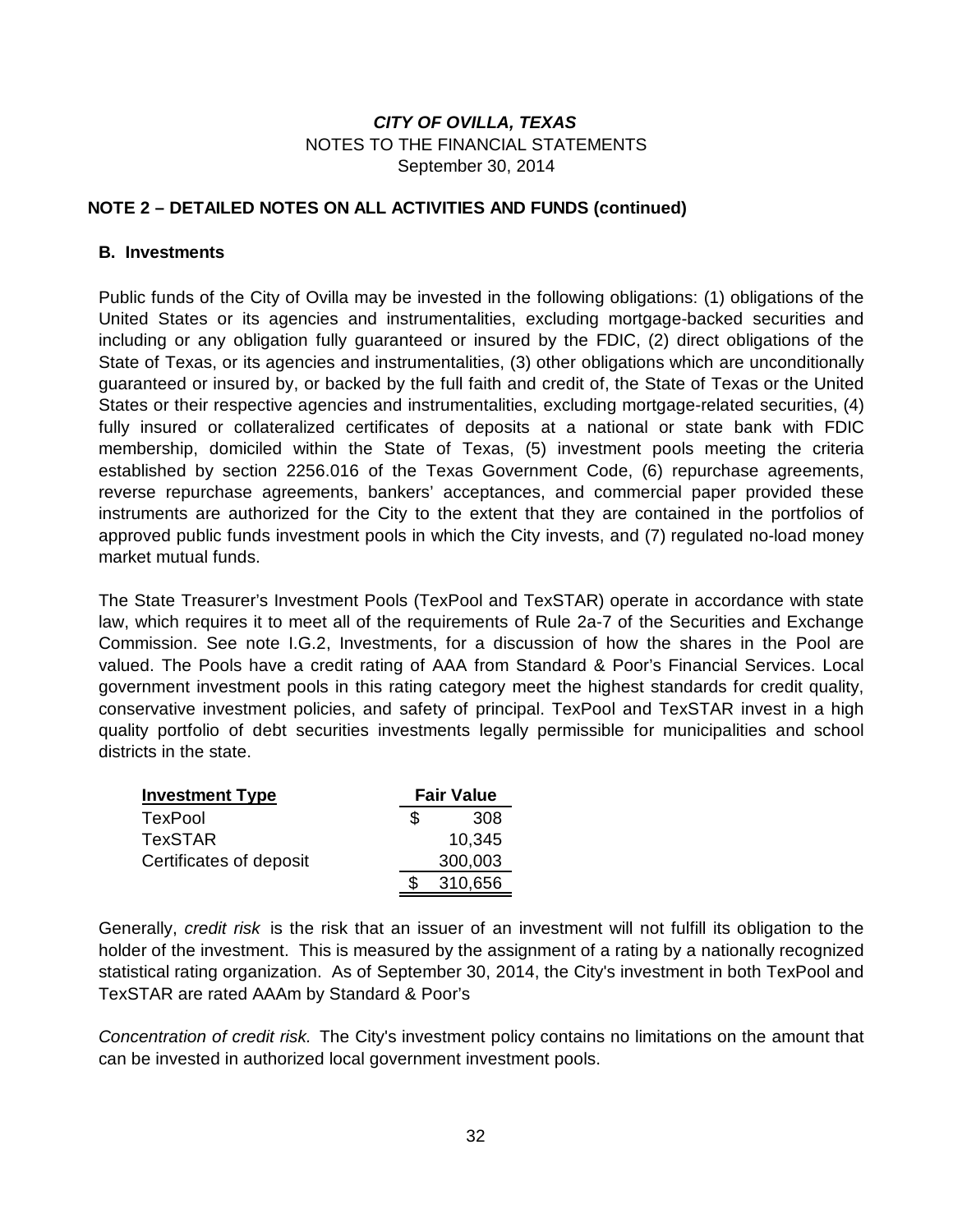*CITY OF OVILLA, TEXAS*
NOTES TO THE FINANCIAL STATEMENTS
September 30, 2014

## NOTE 2 – DETAILED NOTES ON ALL ACTIVITIES AND FUNDS (continued)

### B. Investments

Public funds of the City of Ovilla may be invested in the following obligations: (1) obligations of the United States or its agencies and instrumentalities, excluding mortgage-backed securities and including or any obligation fully guaranteed or insured by the FDIC, (2) direct obligations of the State of Texas, or its agencies and instrumentalities, (3) other obligations which are unconditionally guaranteed or insured by, or backed by the full faith and credit of, the State of Texas or the United States or their respective agencies and instrumentalities, excluding mortgage-related securities, (4) fully insured or collateralized certificates of deposits at a national or state bank with FDIC membership, domiciled within the State of Texas, (5) investment pools meeting the criteria established by section 2256.016 of the Texas Government Code, (6) repurchase agreements, reverse repurchase agreements, bankers' acceptances, and commercial paper provided these instruments are authorized for the City to the extent that they are contained in the portfolios of approved public funds investment pools in which the City invests, and (7) regulated no-load money market mutual funds.

The State Treasurer's Investment Pools (TexPool and TexSTAR) operate in accordance with state law, which requires it to meet all of the requirements of Rule 2a-7 of the Securities and Exchange Commission. See note I.G.2, Investments, for a discussion of how the shares in the Pool are valued. The Pools have a credit rating of AAA from Standard & Poor's Financial Services. Local government investment pools in this rating category meet the highest standards for credit quality, conservative investment policies, and safety of principal. TexPool and TexSTAR invest in a high quality portfolio of debt securities investments legally permissible for municipalities and school districts in the state.

| Investment Type | Fair Value |
|---|---|
| TexPool | $ 308 |
| TexSTAR | 10,345 |
| Certificates of deposit | 300,003 |
| | $ 310,656 |

Generally, *credit risk* is the risk that an issuer of an investment will not fulfill its obligation to the holder of the investment. This is measured by the assignment of a rating by a nationally recognized statistical rating organization. As of September 30, 2014, the City's investment in both TexPool and TexSTAR are rated AAAm by Standard & Poor's

*Concentration of credit risk.* The City's investment policy contains no limitations on the amount that can be invested in authorized local government investment pools.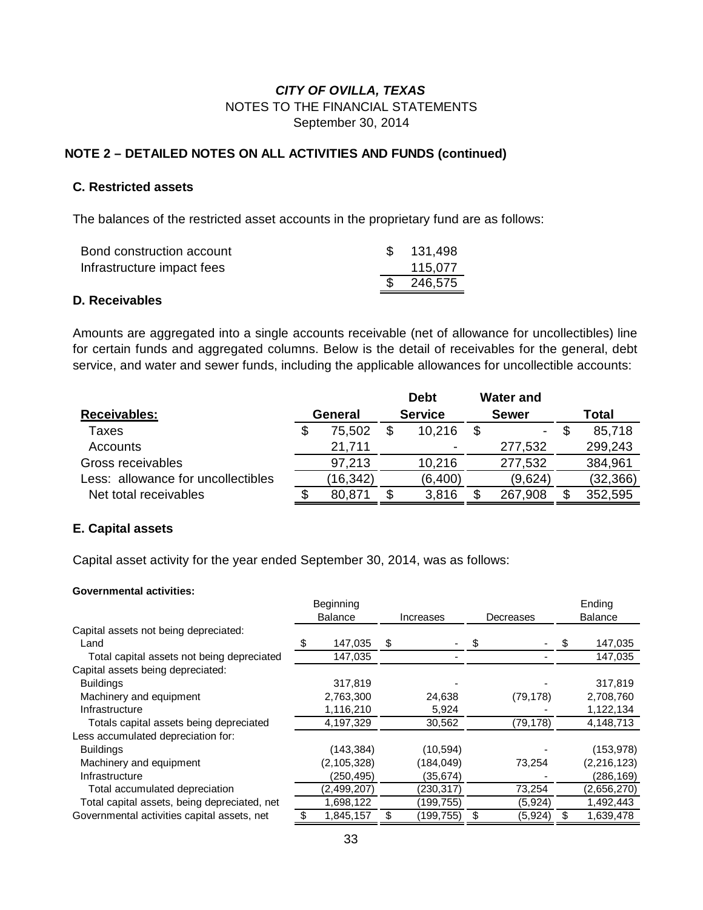***CITY OF OVILLA, TEXAS***
NOTES TO THE FINANCIAL STATEMENTS
September 30, 2014

## NOTE 2 – DETAILED NOTES ON ALL ACTIVITIES AND FUNDS (continued)

### C. Restricted assets

The balances of the restricted asset accounts in the proprietary fund are as follows:

| | |
|---|---|
| Bond construction account | $ 131,498 |
| Infrastructure impact fees | 115,077 |
| | $ 246,575 |

### D. Receivables

Amounts are aggregated into a single accounts receivable (net of allowance for uncollectibles) line for certain funds and aggregated columns. Below is the detail of receivables for the general, debt service, and water and sewer funds, including the applicable allowances for uncollectible accounts:

| Receivables: | General | Debt Service | Water and Sewer | Total |
|---|---|---|---|---|
| Taxes | $ 75,502 | $ 10,216 | $ - | $ 85,718 |
| Accounts | 21,711 | - | 277,532 | 299,243 |
| Gross receivables | 97,213 | 10,216 | 277,532 | 384,961 |
| Less: allowance for uncollectibles | (16,342) | (6,400) | (9,624) | (32,366) |
| Net total receivables | $ 80,871 | $ 3,816 | $ 267,908 | $ 352,595 |

### E. Capital assets

Capital asset activity for the year ended September 30, 2014, was as follows:

**Governmental activities:**

| | Beginning Balance | Increases | Decreases | Ending Balance |
|---|---|---|---|---|
| Capital assets not being depreciated: | | | | |
| Land | $ 147,035 | $ - | $ - | $ 147,035 |
| Total capital assets not being depreciated | 147,035 | - | - | 147,035 |
| Capital assets being depreciated: | | | | |
| Buildings | 317,819 | - | - | 317,819 |
| Machinery and equipment | 2,763,300 | 24,638 | (79,178) | 2,708,760 |
| Infrastructure | 1,116,210 | 5,924 | - | 1,122,134 |
| Totals capital assets being depreciated | 4,197,329 | 30,562 | (79,178) | 4,148,713 |
| Less accumulated depreciation for: | | | | |
| Buildings | (143,384) | (10,594) | - | (153,978) |
| Machinery and equipment | (2,105,328) | (184,049) | 73,254 | (2,216,123) |
| Infrastructure | (250,495) | (35,674) | - | (286,169) |
| Total accumulated depreciation | (2,499,207) | (230,317) | 73,254 | (2,656,270) |
| Total capital assets, being depreciated, net | 1,698,122 | (199,755) | (5,924) | 1,492,443 |
| Governmental activities capital assets, net | $ 1,845,157 | $ (199,755) | $ (5,924) | $ 1,639,478 |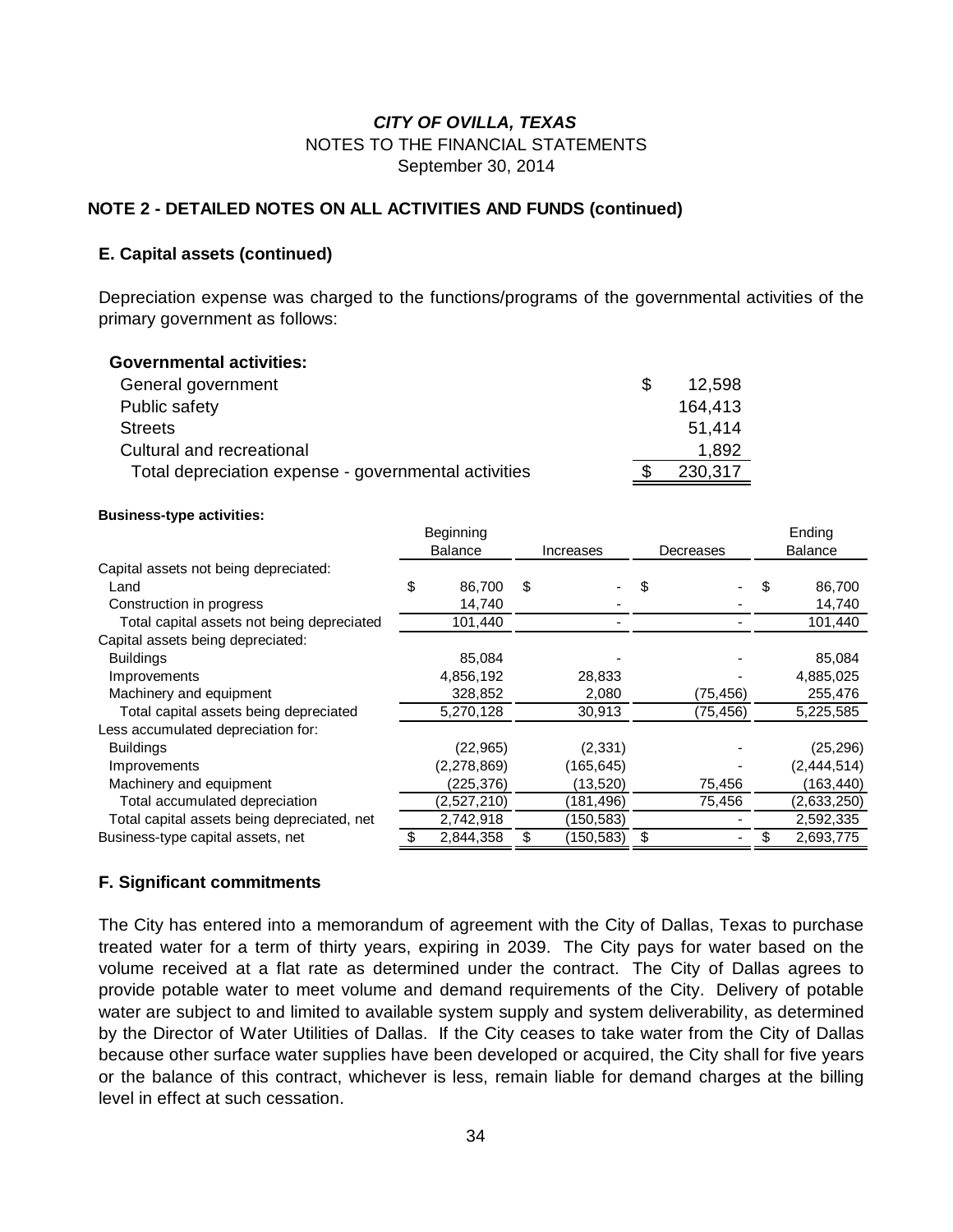***CITY OF OVILLA, TEXAS***
NOTES TO THE FINANCIAL STATEMENTS
September 30, 2014

**NOTE 2 - DETAILED NOTES ON ALL ACTIVITIES AND FUNDS (continued)**

**E. Capital assets (continued)**

Depreciation expense was charged to the functions/programs of the governmental activities of the primary government as follows:

| **Governmental activities:** | |
|---|---|
| General government | $ 12,598 |
| Public safety | 164,413 |
| Streets | 51,414 |
| Cultural and recreational | 1,892 |
| Total depreciation expense - governmental activities | $ 230,317 |

**Business-type activities:**

| | Beginning Balance | Increases | Decreases | Ending Balance |
|---|---|---|---|---|
| Capital assets not being depreciated: | | | | |
| Land | $ 86,700 | $ - | $ - | $ 86,700 |
| Construction in progress | 14,740 | - | - | 14,740 |
| Total capital assets not being depreciated | 101,440 | - | - | 101,440 |
| Capital assets being depreciated: | | | | |
| Buildings | 85,084 | - | - | 85,084 |
| Improvements | 4,856,192 | 28,833 | - | 4,885,025 |
| Machinery and equipment | 328,852 | 2,080 | (75,456) | 255,476 |
| Total capital assets being depreciated | 5,270,128 | 30,913 | (75,456) | 5,225,585 |
| Less accumulated depreciation for: | | | | |
| Buildings | (22,965) | (2,331) | - | (25,296) |
| Improvements | (2,278,869) | (165,645) | - | (2,444,514) |
| Machinery and equipment | (225,376) | (13,520) | 75,456 | (163,440) |
| Total accumulated depreciation | (2,527,210) | (181,496) | 75,456 | (2,633,250) |
| Total capital assets being depreciated, net | 2,742,918 | (150,583) | - | 2,592,335 |
| Business-type capital assets, net | $ 2,844,358 | $ (150,583) | $ - | $ 2,693,775 |

**F. Significant commitments**

The City has entered into a memorandum of agreement with the City of Dallas, Texas to purchase treated water for a term of thirty years, expiring in 2039. The City pays for water based on the volume received at a flat rate as determined under the contract. The City of Dallas agrees to provide potable water to meet volume and demand requirements of the City. Delivery of potable water are subject to and limited to available system supply and system deliverability, as determined by the Director of Water Utilities of Dallas. If the City ceases to take water from the City of Dallas because other surface water supplies have been developed or acquired, the City shall for five years or the balance of this contract, whichever is less, remain liable for demand charges at the billing level in effect at such cessation.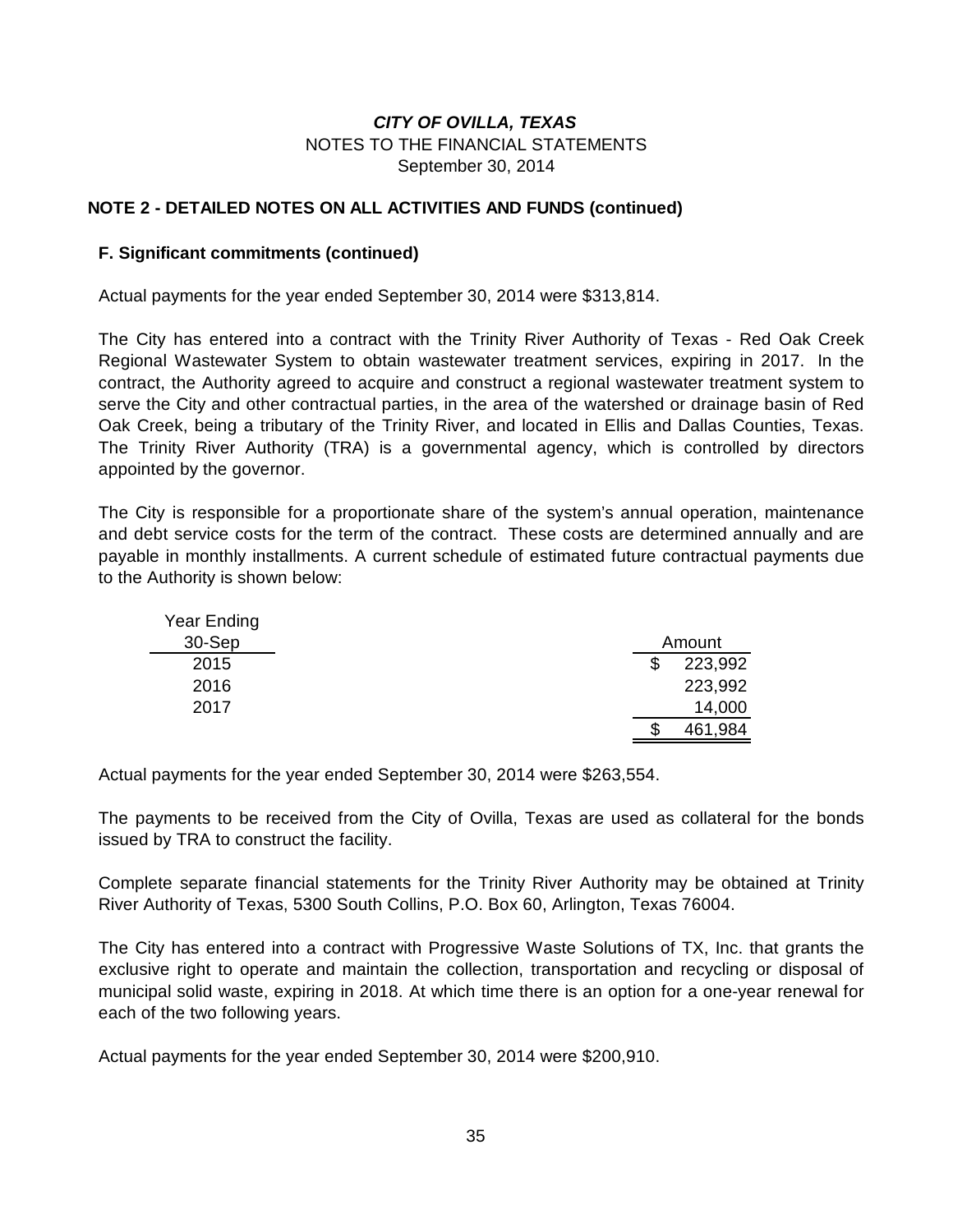# *CITY OF OVILLA, TEXAS*

NOTES TO THE FINANCIAL STATEMENTS
September 30, 2014

## NOTE 2 - DETAILED NOTES ON ALL ACTIVITIES AND FUNDS (continued)

### F. Significant commitments (continued)

Actual payments for the year ended September 30, 2014 were $313,814.

The City has entered into a contract with the Trinity River Authority of Texas - Red Oak Creek Regional Wastewater System to obtain wastewater treatment services, expiring in 2017. In the contract, the Authority agreed to acquire and construct a regional wastewater treatment system to serve the City and other contractual parties, in the area of the watershed or drainage basin of Red Oak Creek, being a tributary of the Trinity River, and located in Ellis and Dallas Counties, Texas. The Trinity River Authority (TRA) is a governmental agency, which is controlled by directors appointed by the governor.

The City is responsible for a proportionate share of the system's annual operation, maintenance and debt service costs for the term of the contract. These costs are determined annually and are payable in monthly installments. A current schedule of estimated future contractual payments due to the Authority is shown below:

| Year Ending 30-Sep | Amount |
|---|---|
| 2015 | $ 223,992 |
| 2016 | 223,992 |
| 2017 | 14,000 |
| | $ 461,984 |

Actual payments for the year ended September 30, 2014 were $263,554.

The payments to be received from the City of Ovilla, Texas are used as collateral for the bonds issued by TRA to construct the facility.

Complete separate financial statements for the Trinity River Authority may be obtained at Trinity River Authority of Texas, 5300 South Collins, P.O. Box 60, Arlington, Texas 76004.

The City has entered into a contract with Progressive Waste Solutions of TX, Inc. that grants the exclusive right to operate and maintain the collection, transportation and recycling or disposal of municipal solid waste, expiring in 2018. At which time there is an option for a one-year renewal for each of the two following years.

Actual payments for the year ended September 30, 2014 were $200,910.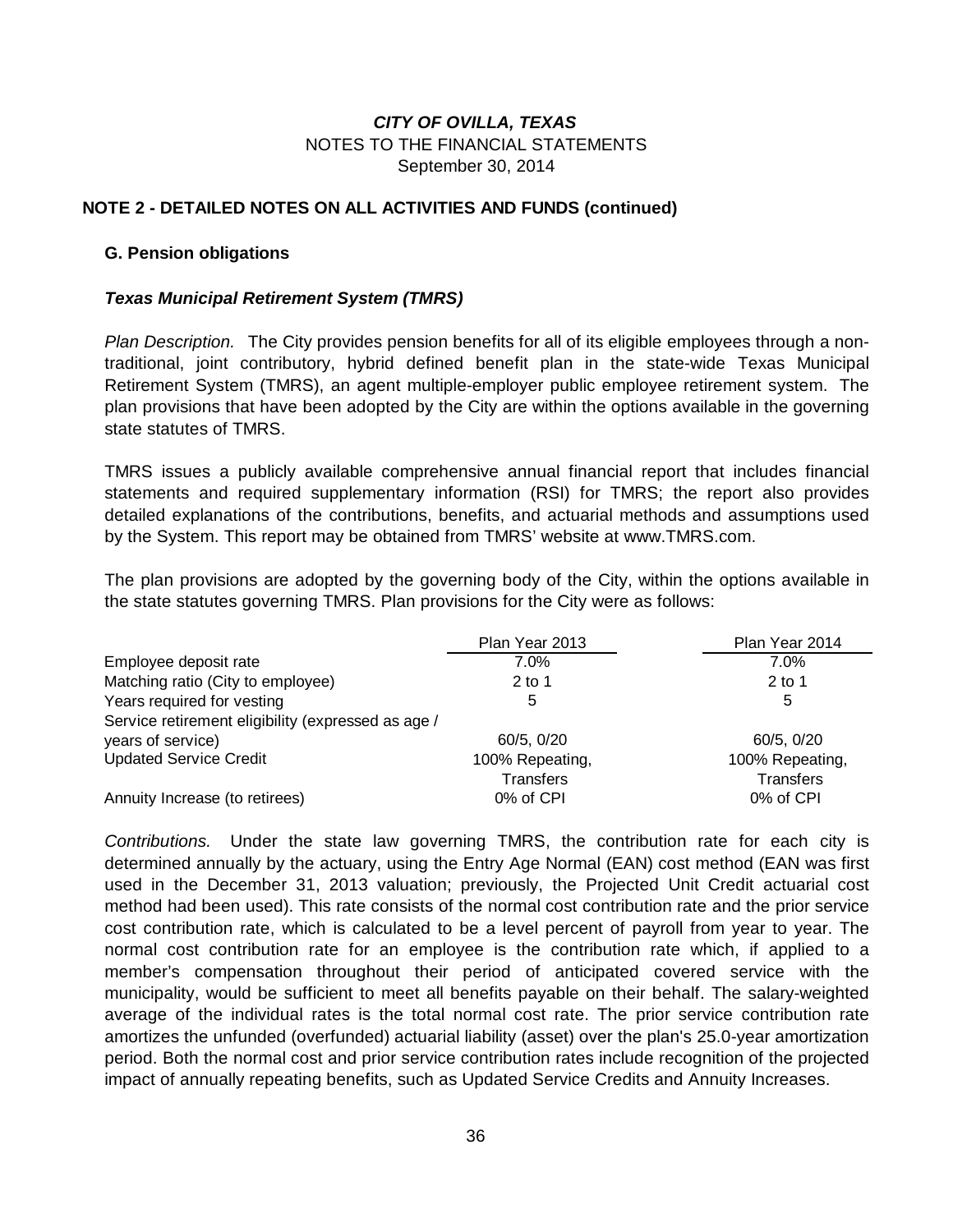***CITY OF OVILLA, TEXAS***
NOTES TO THE FINANCIAL STATEMENTS
September 30, 2014

**NOTE 2 - DETAILED NOTES ON ALL ACTIVITIES AND FUNDS (continued)**

**G. Pension obligations**

***Texas Municipal Retirement System (TMRS)***

*Plan Description.* The City provides pension benefits for all of its eligible employees through a non-traditional, joint contributory, hybrid defined benefit plan in the state-wide Texas Municipal Retirement System (TMRS), an agent multiple-employer public employee retirement system. The plan provisions that have been adopted by the City are within the options available in the governing state statutes of TMRS.

TMRS issues a publicly available comprehensive annual financial report that includes financial statements and required supplementary information (RSI) for TMRS; the report also provides detailed explanations of the contributions, benefits, and actuarial methods and assumptions used by the System. This report may be obtained from TMRS' website at www.TMRS.com.

The plan provisions are adopted by the governing body of the City, within the options available in the state statutes governing TMRS. Plan provisions for the City were as follows:

| | Plan Year 2013 | Plan Year 2014 |
|---|---|---|
| Employee deposit rate | 7.0% | 7.0% |
| Matching ratio (City to employee) | 2 to 1 | 2 to 1 |
| Years required for vesting | 5 | 5 |
| Service retirement eligibility (expressed as age / years of service) | 60/5, 0/20 | 60/5, 0/20 |
| Updated Service Credit | 100% Repeating, Transfers | 100% Repeating, Transfers |
| Annuity Increase (to retirees) | 0% of CPI | 0% of CPI |

*Contributions.* Under the state law governing TMRS, the contribution rate for each city is determined annually by the actuary, using the Entry Age Normal (EAN) cost method (EAN was first used in the December 31, 2013 valuation; previously, the Projected Unit Credit actuarial cost method had been used). This rate consists of the normal cost contribution rate and the prior service cost contribution rate, which is calculated to be a level percent of payroll from year to year. The normal cost contribution rate for an employee is the contribution rate which, if applied to a member's compensation throughout their period of anticipated covered service with the municipality, would be sufficient to meet all benefits payable on their behalf. The salary-weighted average of the individual rates is the total normal cost rate. The prior service contribution rate amortizes the unfunded (overfunded) actuarial liability (asset) over the plan's 25.0-year amortization period. Both the normal cost and prior service contribution rates include recognition of the projected impact of annually repeating benefits, such as Updated Service Credits and Annuity Increases.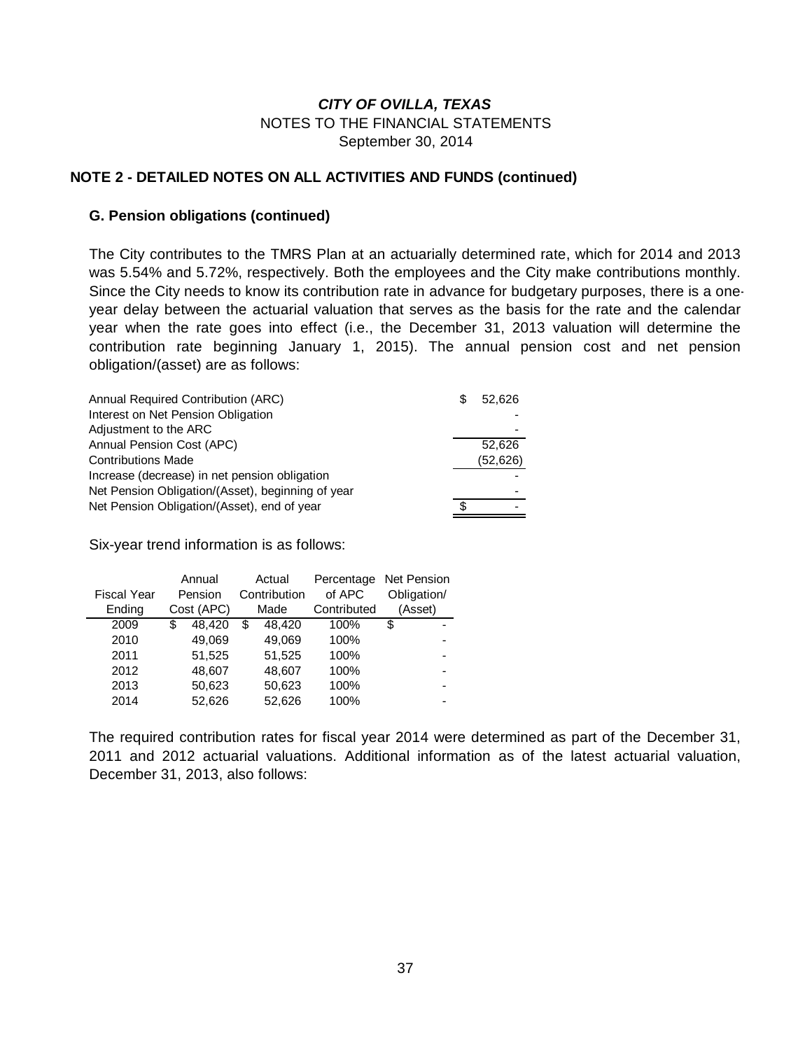*CITY OF OVILLA, TEXAS*
NOTES TO THE FINANCIAL STATEMENTS
September 30, 2014

**NOTE 2 - DETAILED NOTES ON ALL ACTIVITIES AND FUNDS (continued)**

**G. Pension obligations (continued)**

The City contributes to the TMRS Plan at an actuarially determined rate, which for 2014 and 2013 was 5.54% and 5.72%, respectively. Both the employees and the City make contributions monthly. Since the City needs to know its contribution rate in advance for budgetary purposes, there is a one-year delay between the actuarial valuation that serves as the basis for the rate and the calendar year when the rate goes into effect (i.e., the December 31, 2013 valuation will determine the contribution rate beginning January 1, 2015). The annual pension cost and net pension obligation/(asset) are as follows:

| | |
|---|---|
| Annual Required Contribution (ARC) | $ 52,626 |
| Interest on Net Pension Obligation | - |
| Adjustment to the ARC | - |
| Annual Pension Cost (APC) | 52,626 |
| Contributions Made | (52,626) |
| Increase (decrease) in net pension obligation | - |
| Net Pension Obligation/(Asset), beginning of year | - |
| Net Pension Obligation/(Asset), end of year | $ - |

Six-year trend information is as follows:

| Fiscal Year Ending | Annual Pension Cost (APC) | Actual Contribution Made | Percentage of APC Contributed | Net Pension Obligation/ (Asset) |
|---|---|---|---|---|
| 2009 | $ 48,420 | $ 48,420 | 100% | $ - |
| 2010 | 49,069 | 49,069 | 100% | - |
| 2011 | 51,525 | 51,525 | 100% | - |
| 2012 | 48,607 | 48,607 | 100% | - |
| 2013 | 50,623 | 50,623 | 100% | - |
| 2014 | 52,626 | 52,626 | 100% | - |

The required contribution rates for fiscal year 2014 were determined as part of the December 31, 2011 and 2012 actuarial valuations. Additional information as of the latest actuarial valuation, December 31, 2013, also follows: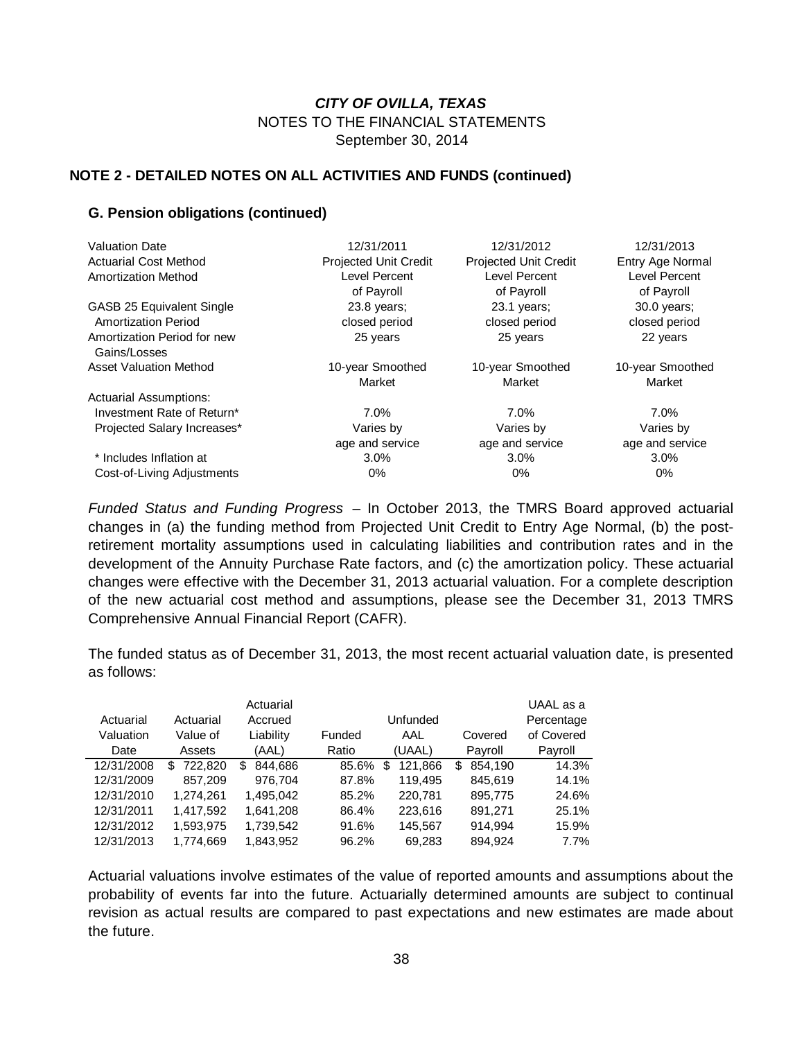**CITY OF OVILLA, TEXAS**
NOTES TO THE FINANCIAL STATEMENTS
September 30, 2014

## NOTE 2 - DETAILED NOTES ON ALL ACTIVITIES AND FUNDS (continued)

### G. Pension obligations (continued)

| | | | |
|---|---|---|---|
| Valuation Date | 12/31/2011 | 12/31/2012 | 12/31/2013 |
| Actuarial Cost Method | Projected Unit Credit | Projected Unit Credit | Entry Age Normal |
| Amortization Method | Level Percent of Payroll | Level Percent of Payroll | Level Percent of Payroll |
| GASB 25 Equivalent Single Amortization Period | 23.8 years; closed period | 23.1 years; closed period | 30.0 years; closed period |
| Amortization Period for new Gains/Losses | 25 years | 25 years | 22 years |
| Asset Valuation Method | 10-year Smoothed Market | 10-year Smoothed Market | 10-year Smoothed Market |
| Actuarial Assumptions: | | | |
| Investment Rate of Return* | 7.0% | 7.0% | 7.0% |
| Projected Salary Increases* | Varies by age and service | Varies by age and service | Varies by age and service |
| * Includes Inflation at | 3.0% | 3.0% | 3.0% |
| Cost-of-Living Adjustments | 0% | 0% | 0% |

*Funded Status and Funding Progress* – In October 2013, the TMRS Board approved actuarial changes in (a) the funding method from Projected Unit Credit to Entry Age Normal, (b) the post-retirement mortality assumptions used in calculating liabilities and contribution rates and in the development of the Annuity Purchase Rate factors, and (c) the amortization policy. These actuarial changes were effective with the December 31, 2013 actuarial valuation. For a complete description of the new actuarial cost method and assumptions, please see the December 31, 2013 TMRS Comprehensive Annual Financial Report (CAFR).

The funded status as of December 31, 2013, the most recent actuarial valuation date, is presented as follows:

| Actuarial Valuation Date | Actuarial Value of Assets | Actuarial Accrued Liability (AAL) | Funded Ratio | Unfunded AAL (UAAL) | Covered Payroll | UAAL as a Percentage of Covered Payroll |
|---|---|---|---|---|---|---|
| 12/31/2008 | $ 722,820 | $ 844,686 | 85.6% | $ 121,866 | $ 854,190 | 14.3% |
| 12/31/2009 | 857,209 | 976,704 | 87.8% | 119,495 | 845,619 | 14.1% |
| 12/31/2010 | 1,274,261 | 1,495,042 | 85.2% | 220,781 | 895,775 | 24.6% |
| 12/31/2011 | 1,417,592 | 1,641,208 | 86.4% | 223,616 | 891,271 | 25.1% |
| 12/31/2012 | 1,593,975 | 1,739,542 | 91.6% | 145,567 | 914,994 | 15.9% |
| 12/31/2013 | 1,774,669 | 1,843,952 | 96.2% | 69,283 | 894,924 | 7.7% |

Actuarial valuations involve estimates of the value of reported amounts and assumptions about the probability of events far into the future. Actuarially determined amounts are subject to continual revision as actual results are compared to past expectations and new estimates are made about the future.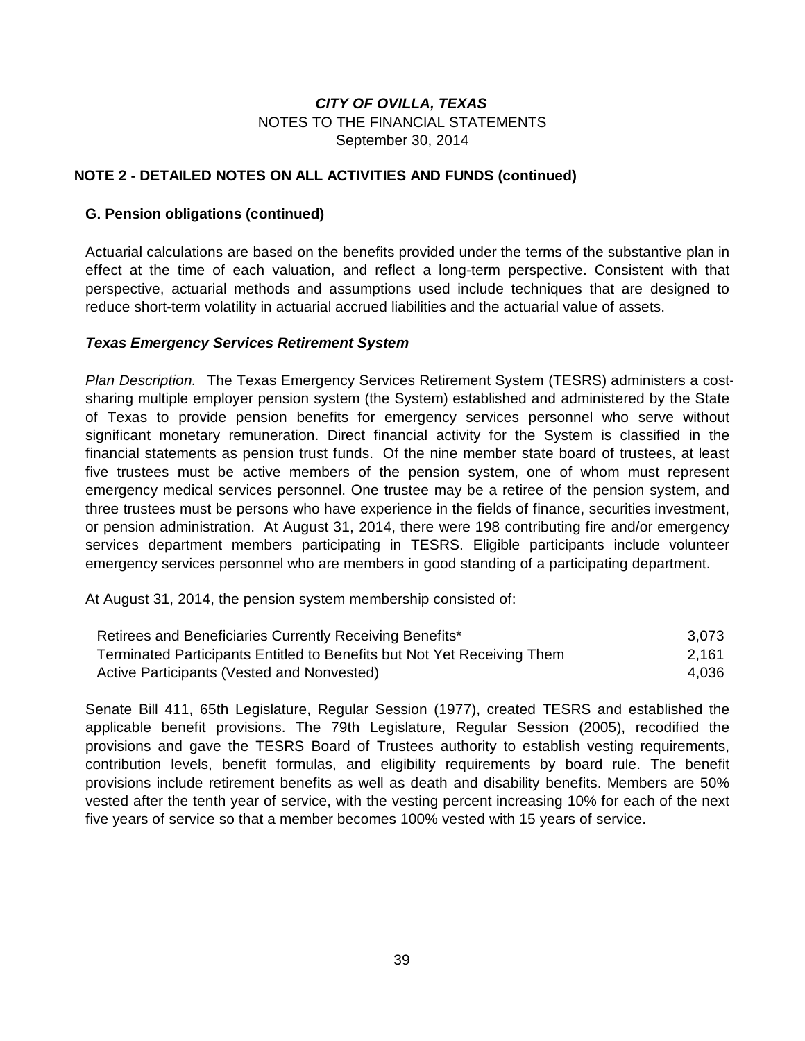# *CITY OF OVILLA, TEXAS*
NOTES TO THE FINANCIAL STATEMENTS
September 30, 2014

## NOTE 2 - DETAILED NOTES ON ALL ACTIVITIES AND FUNDS (continued)

### G. Pension obligations (continued)

Actuarial calculations are based on the benefits provided under the terms of the substantive plan in effect at the time of each valuation, and reflect a long-term perspective. Consistent with that perspective, actuarial methods and assumptions used include techniques that are designed to reduce short-term volatility in actuarial accrued liabilities and the actuarial value of assets.

#### *Texas Emergency Services Retirement System*

*Plan Description.* The Texas Emergency Services Retirement System (TESRS) administers a cost-sharing multiple employer pension system (the System) established and administered by the State of Texas to provide pension benefits for emergency services personnel who serve without significant monetary remuneration. Direct financial activity for the System is classified in the financial statements as pension trust funds. Of the nine member state board of trustees, at least five trustees must be active members of the pension system, one of whom must represent emergency medical services personnel. One trustee may be a retiree of the pension system, and three trustees must be persons who have experience in the fields of finance, securities investment, or pension administration. At August 31, 2014, there were 198 contributing fire and/or emergency services department members participating in TESRS. Eligible participants include volunteer emergency services personnel who are members in good standing of a participating department.

At August 31, 2014, the pension system membership consisted of:

| | |
|---|---|
| Retirees and Beneficiaries Currently Receiving Benefits* | 3,073 |
| Terminated Participants Entitled to Benefits but Not Yet Receiving Them | 2,161 |
| Active Participants (Vested and Nonvested) | 4,036 |

Senate Bill 411, 65th Legislature, Regular Session (1977), created TESRS and established the applicable benefit provisions. The 79th Legislature, Regular Session (2005), recodified the provisions and gave the TESRS Board of Trustees authority to establish vesting requirements, contribution levels, benefit formulas, and eligibility requirements by board rule. The benefit provisions include retirement benefits as well as death and disability benefits. Members are 50% vested after the tenth year of service, with the vesting percent increasing 10% for each of the next five years of service so that a member becomes 100% vested with 15 years of service.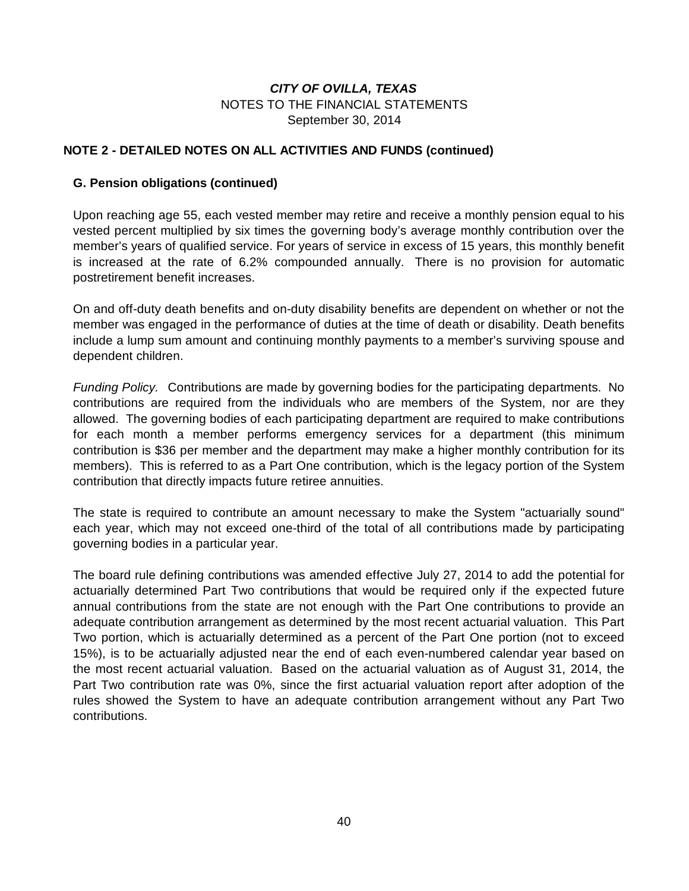**NOTE 2 - DETAILED NOTES ON ALL ACTIVITIES AND FUNDS (continued)**

**G. Pension obligations (continued)**

Upon reaching age 55, each vested member may retire and receive a monthly pension equal to his vested percent multiplied by six times the governing body's average monthly contribution over the member's years of qualified service. For years of service in excess of 15 years, this monthly benefit is increased at the rate of 6.2% compounded annually. There is no provision for automatic postretirement benefit increases.

On and off-duty death benefits and on-duty disability benefits are dependent on whether or not the member was engaged in the performance of duties at the time of death or disability. Death benefits include a lump sum amount and continuing monthly payments to a member's surviving spouse and dependent children.

*Funding Policy.* Contributions are made by governing bodies for the participating departments. No contributions are required from the individuals who are members of the System, nor are they allowed. The governing bodies of each participating department are required to make contributions for each month a member performs emergency services for a department (this minimum contribution is $36 per member and the department may make a higher monthly contribution for its members). This is referred to as a Part One contribution, which is the legacy portion of the System contribution that directly impacts future retiree annuities.

The state is required to contribute an amount necessary to make the System "actuarially sound" each year, which may not exceed one-third of the total of all contributions made by participating governing bodies in a particular year.

The board rule defining contributions was amended effective July 27, 2014 to add the potential for actuarially determined Part Two contributions that would be required only if the expected future annual contributions from the state are not enough with the Part One contributions to provide an adequate contribution arrangement as determined by the most recent actuarial valuation. This Part Two portion, which is actuarially determined as a percent of the Part One portion (not to exceed 15%), is to be actuarially adjusted near the end of each even-numbered calendar year based on the most recent actuarial valuation. Based on the actuarial valuation as of August 31, 2014, the Part Two contribution rate was 0%, since the first actuarial valuation report after adoption of the rules showed the System to have an adequate contribution arrangement without any Part Two contributions.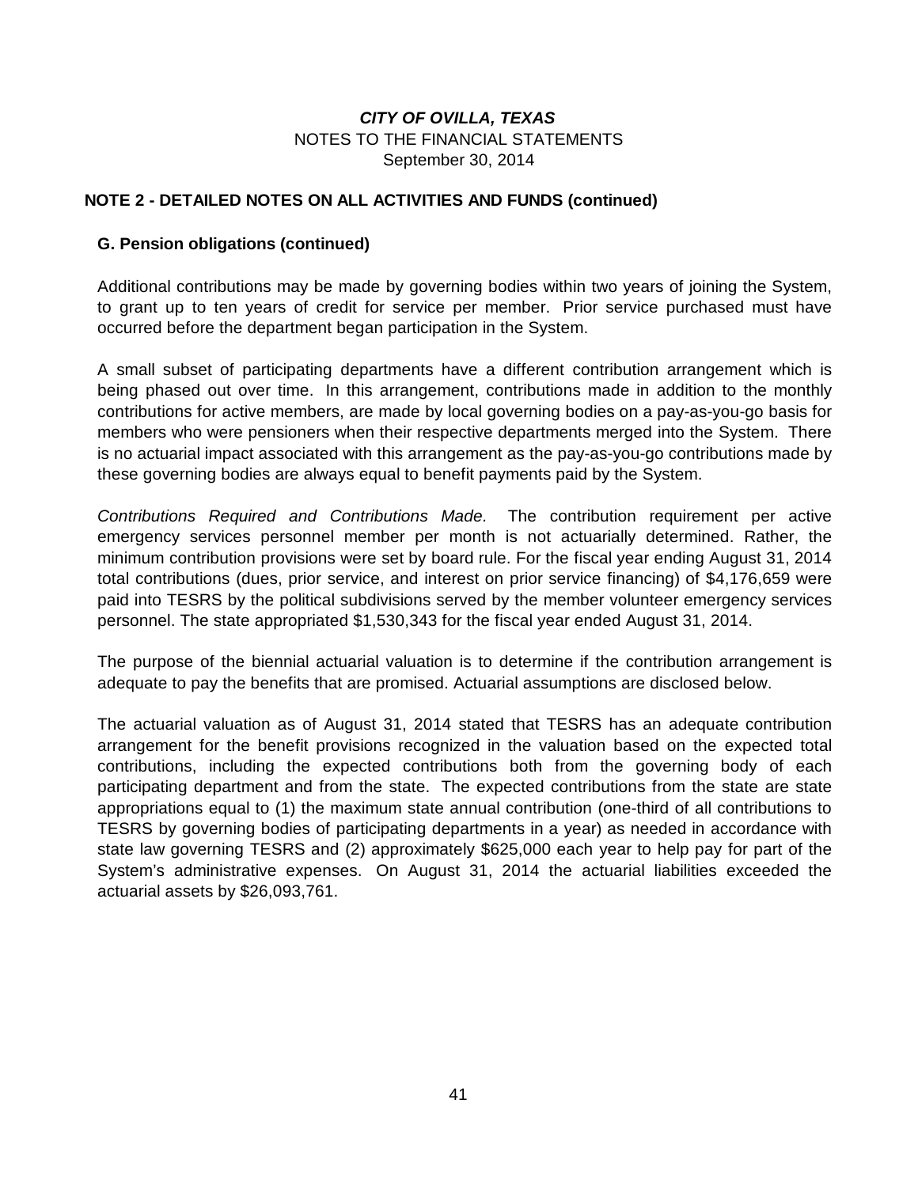## NOTE 2 - DETAILED NOTES ON ALL ACTIVITIES AND FUNDS (continued)

### G. Pension obligations (continued)

Additional contributions may be made by governing bodies within two years of joining the System, to grant up to ten years of credit for service per member. Prior service purchased must have occurred before the department began participation in the System.

A small subset of participating departments have a different contribution arrangement which is being phased out over time. In this arrangement, contributions made in addition to the monthly contributions for active members, are made by local governing bodies on a pay-as-you-go basis for members who were pensioners when their respective departments merged into the System. There is no actuarial impact associated with this arrangement as the pay-as-you-go contributions made by these governing bodies are always equal to benefit payments paid by the System.

*Contributions Required and Contributions Made.* The contribution requirement per active emergency services personnel member per month is not actuarially determined. Rather, the minimum contribution provisions were set by board rule. For the fiscal year ending August 31, 2014 total contributions (dues, prior service, and interest on prior service financing) of $4,176,659 were paid into TESRS by the political subdivisions served by the member volunteer emergency services personnel. The state appropriated $1,530,343 for the fiscal year ended August 31, 2014.

The purpose of the biennial actuarial valuation is to determine if the contribution arrangement is adequate to pay the benefits that are promised. Actuarial assumptions are disclosed below.

The actuarial valuation as of August 31, 2014 stated that TESRS has an adequate contribution arrangement for the benefit provisions recognized in the valuation based on the expected total contributions, including the expected contributions both from the governing body of each participating department and from the state. The expected contributions from the state are state appropriations equal to (1) the maximum state annual contribution (one-third of all contributions to TESRS by governing bodies of participating departments in a year) as needed in accordance with state law governing TESRS and (2) approximately $625,000 each year to help pay for part of the System's administrative expenses. On August 31, 2014 the actuarial liabilities exceeded the actuarial assets by $26,093,761.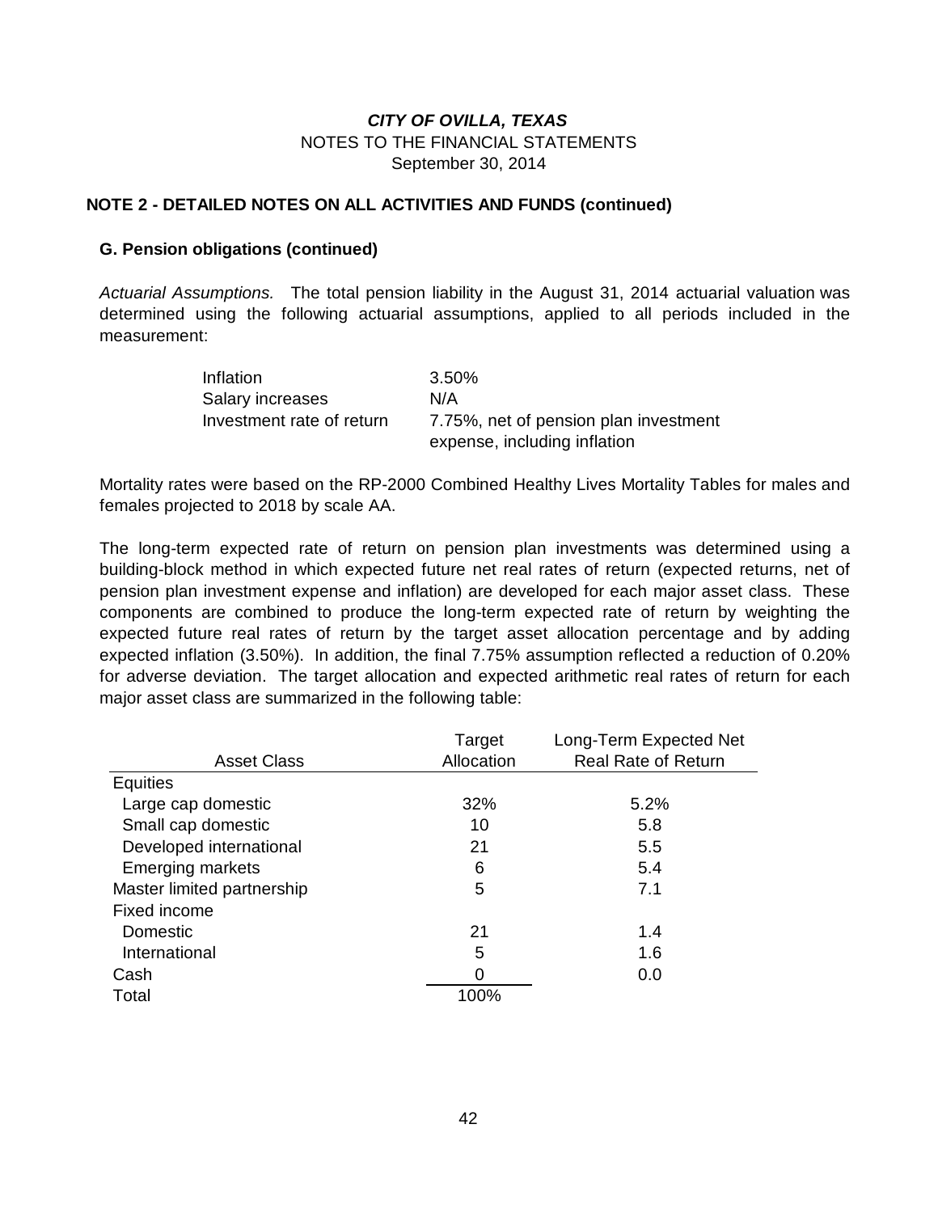***CITY OF OVILLA, TEXAS***
NOTES TO THE FINANCIAL STATEMENTS
September 30, 2014

## NOTE 2 - DETAILED NOTES ON ALL ACTIVITIES AND FUNDS (continued)

### G. Pension obligations (continued)

*Actuarial Assumptions.* The total pension liability in the August 31, 2014 actuarial valuation was determined using the following actuarial assumptions, applied to all periods included in the measurement:

| | |
|---|---|
| Inflation | 3.50% |
| Salary increases | N/A |
| Investment rate of return | 7.75%, net of pension plan investment expense, including inflation |

Mortality rates were based on the RP-2000 Combined Healthy Lives Mortality Tables for males and females projected to 2018 by scale AA.

The long-term expected rate of return on pension plan investments was determined using a building-block method in which expected future net real rates of return (expected returns, net of pension plan investment expense and inflation) are developed for each major asset class. These components are combined to produce the long-term expected rate of return by weighting the expected future real rates of return by the target asset allocation percentage and by adding expected inflation (3.50%). In addition, the final 7.75% assumption reflected a reduction of 0.20% for adverse deviation. The target allocation and expected arithmetic real rates of return for each major asset class are summarized in the following table:

| Asset Class | Target Allocation | Long-Term Expected Net Real Rate of Return |
|---|---|---|
| Equities | | |
| Large cap domestic | 32% | 5.2% |
| Small cap domestic | 10 | 5.8 |
| Developed international | 21 | 5.5 |
| Emerging markets | 6 | 5.4 |
| Master limited partnership | 5 | 7.1 |
| Fixed income | | |
| Domestic | 21 | 1.4 |
| International | 5 | 1.6 |
| Cash | 0 | 0.0 |
| Total | 100% | |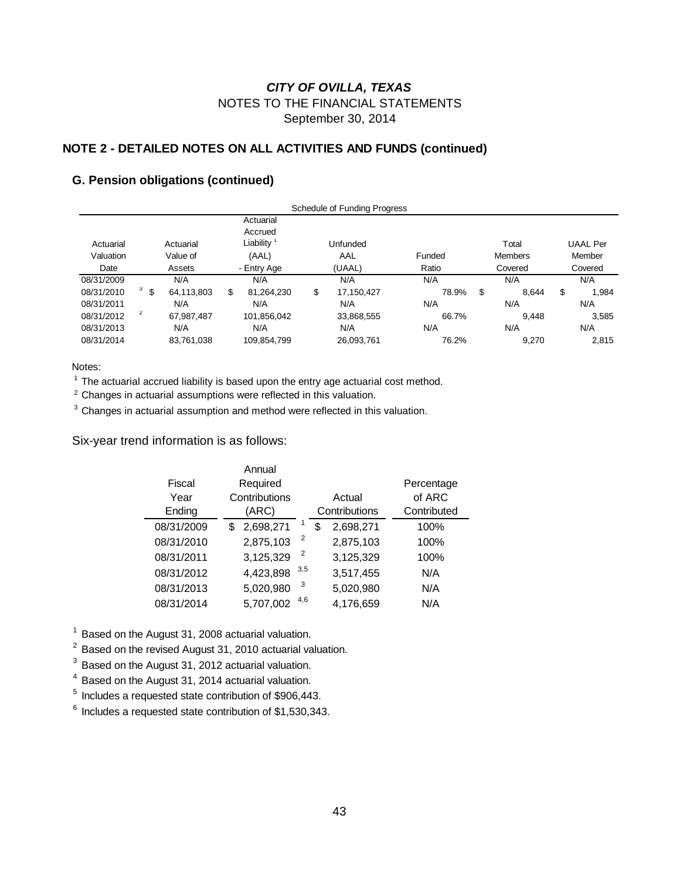# *CITY OF OVILLA, TEXAS*

NOTES TO THE FINANCIAL STATEMENTS

September 30, 2014

## NOTE 2 - DETAILED NOTES ON ALL ACTIVITIES AND FUNDS (continued)

### G. Pension obligations (continued)

Schedule of Funding Progress

| Actuarial Valuation Date | Actuarial Value of Assets | Actuarial Accrued Liability [1] (AAL) - Entry Age | Unfunded AAL (UAAL) | Funded Ratio | Total Members Covered | UAAL Per Member Covered |
|---|---|---|---|---|---|---|
| 08/31/2009 | N/A | N/A | N/A | N/A | N/A | N/A |
| 08/31/2010 [3] | $ 64,113,803 | $ 81,264,230 | $ 17,150,427 | 78.9% | $ 8,644 | $ 1,984 |
| 08/31/2011 | N/A | N/A | N/A | N/A | N/A | N/A |
| 08/31/2012 [2] | 67,987,487 | 101,856,042 | 33,868,555 | 66.7% | 9,448 | 3,585 |
| 08/31/2013 | N/A | N/A | N/A | N/A | N/A | N/A |
| 08/31/2014 | 83,761,038 | 109,854,799 | 26,093,761 | 76.2% | 9,270 | 2,815 |

Notes:

[1] The actuarial accrued liability is based upon the entry age actuarial cost method.

[2] Changes in actuarial assumptions were reflected in this valuation.

[3] Changes in actuarial assumption and method were reflected in this valuation.

Six-year trend information is as follows:

| Fiscal Year Ending | Annual Required Contributions (ARC) | Actual Contributions | Percentage of ARC Contributed |
|---|---|---|---|
| 08/31/2009 | $ 2,698,271 [1] | $ 2,698,271 | 100% |
| 08/31/2010 | 2,875,103 [2] | 2,875,103 | 100% |
| 08/31/2011 | 3,125,329 [2] | 3,125,329 | 100% |
| 08/31/2012 | 4,423,898 [3,5] | 3,517,455 | N/A |
| 08/31/2013 | 5,020,980 [3] | 5,020,980 | N/A |
| 08/31/2014 | 5,707,002 [4,6] | 4,176,659 | N/A |

[1] Based on the August 31, 2008 actuarial valuation.

[2] Based on the revised August 31, 2010 actuarial valuation.

[3] Based on the August 31, 2012 actuarial valuation.

[4] Based on the August 31, 2014 actuarial valuation.

[5] Includes a requested state contribution of $906,443.

[6] Includes a requested state contribution of $1,530,343.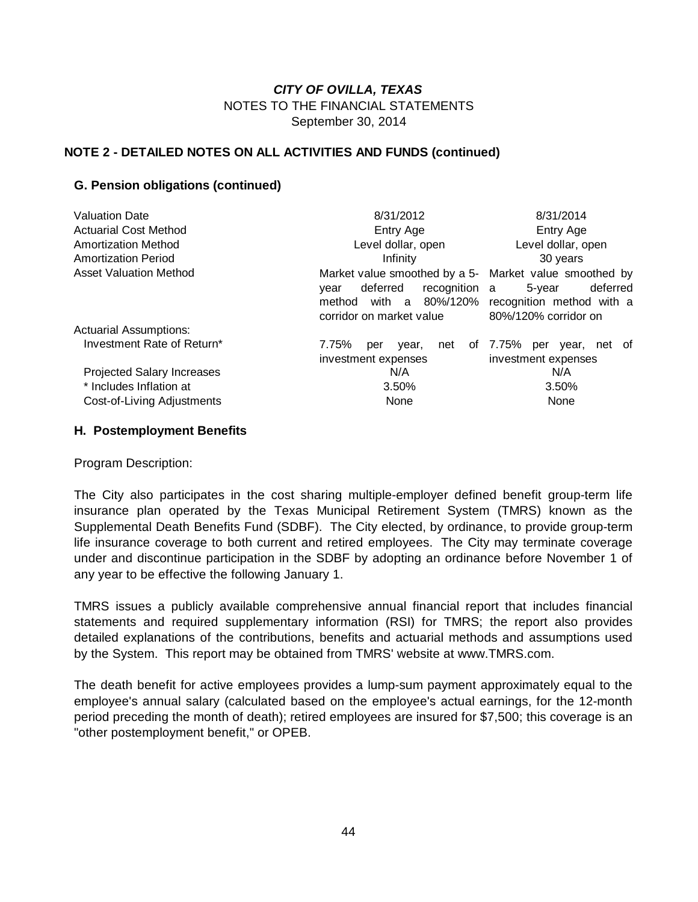*CITY OF OVILLA, TEXAS*
NOTES TO THE FINANCIAL STATEMENTS
September 30, 2014

**NOTE 2 - DETAILED NOTES ON ALL ACTIVITIES AND FUNDS (continued)**

**G. Pension obligations (continued)**

| | | |
|---|---|---|
| Valuation Date | 8/31/2012 | 8/31/2014 |
| Actuarial Cost Method | Entry Age | Entry Age |
| Amortization Method | Level dollar, open | Level dollar, open |
| Amortization Period | Infinity | 30 years |
| Asset Valuation Method | Market value smoothed by a 5-year deferred recognition method with a 80%/120% corridor on market value | Market value smoothed by a 5-year deferred recognition method with a 80%/120% corridor on |
| Actuarial Assumptions: | | |
| Investment Rate of Return* | 7.75% per year, net of investment expenses | 7.75% per year, net of investment expenses |
| Projected Salary Increases | N/A | N/A |
| * Includes Inflation at | 3.50% | 3.50% |
| Cost-of-Living Adjustments | None | None |

**H. Postemployment Benefits**

Program Description:

The City also participates in the cost sharing multiple-employer defined benefit group-term life insurance plan operated by the Texas Municipal Retirement System (TMRS) known as the Supplemental Death Benefits Fund (SDBF). The City elected, by ordinance, to provide group-term life insurance coverage to both current and retired employees. The City may terminate coverage under and discontinue participation in the SDBF by adopting an ordinance before November 1 of any year to be effective the following January 1.

TMRS issues a publicly available comprehensive annual financial report that includes financial statements and required supplementary information (RSI) for TMRS; the report also provides detailed explanations of the contributions, benefits and actuarial methods and assumptions used by the System. This report may be obtained from TMRS' website at www.TMRS.com.

The death benefit for active employees provides a lump-sum payment approximately equal to the employee's annual salary (calculated based on the employee's actual earnings, for the 12-month period preceding the month of death); retired employees are insured for $7,500; this coverage is an "other postemployment benefit," or OPEB.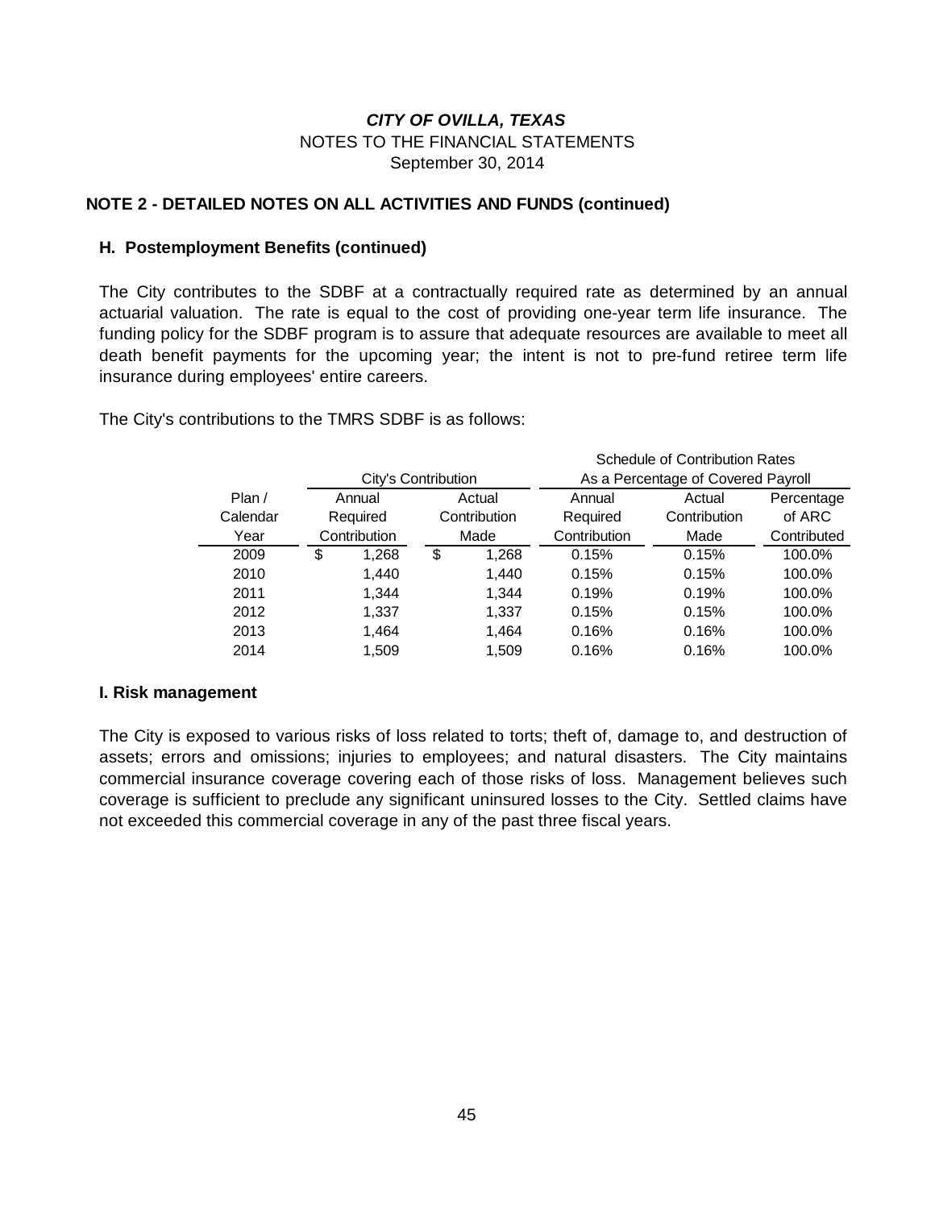*CITY OF OVILLA, TEXAS*
NOTES TO THE FINANCIAL STATEMENTS
September 30, 2014

## NOTE 2 - DETAILED NOTES ON ALL ACTIVITIES AND FUNDS (continued)

### H. Postemployment Benefits (continued)

The City contributes to the SDBF at a contractually required rate as determined by an annual actuarial valuation. The rate is equal to the cost of providing one-year term life insurance. The funding policy for the SDBF program is to assure that adequate resources are available to meet all death benefit payments for the upcoming year; the intent is not to pre-fund retiree term life insurance during employees' entire careers.

The City's contributions to the TMRS SDBF is as follows:

| | City's Contribution | | Schedule of Contribution Rates As a Percentage of Covered Payroll | | |
|---|---|---|---|---|---|
| Plan / Calendar Year | Annual Required Contribution | Actual Contribution Made | Annual Required Contribution | Actual Contribution Made | Percentage of ARC Contributed |
| 2009 | $ 1,268 | $ 1,268 | 0.15% | 0.15% | 100.0% |
| 2010 | 1,440 | 1,440 | 0.15% | 0.15% | 100.0% |
| 2011 | 1,344 | 1,344 | 0.19% | 0.19% | 100.0% |
| 2012 | 1,337 | 1,337 | 0.15% | 0.15% | 100.0% |
| 2013 | 1,464 | 1,464 | 0.16% | 0.16% | 100.0% |
| 2014 | 1,509 | 1,509 | 0.16% | 0.16% | 100.0% |

### I. Risk management

The City is exposed to various risks of loss related to torts; theft of, damage to, and destruction of assets; errors and omissions; injuries to employees; and natural disasters. The City maintains commercial insurance coverage covering each of those risks of loss. Management believes such coverage is sufficient to preclude any significant uninsured losses to the City. Settled claims have not exceeded this commercial coverage in any of the past three fiscal years.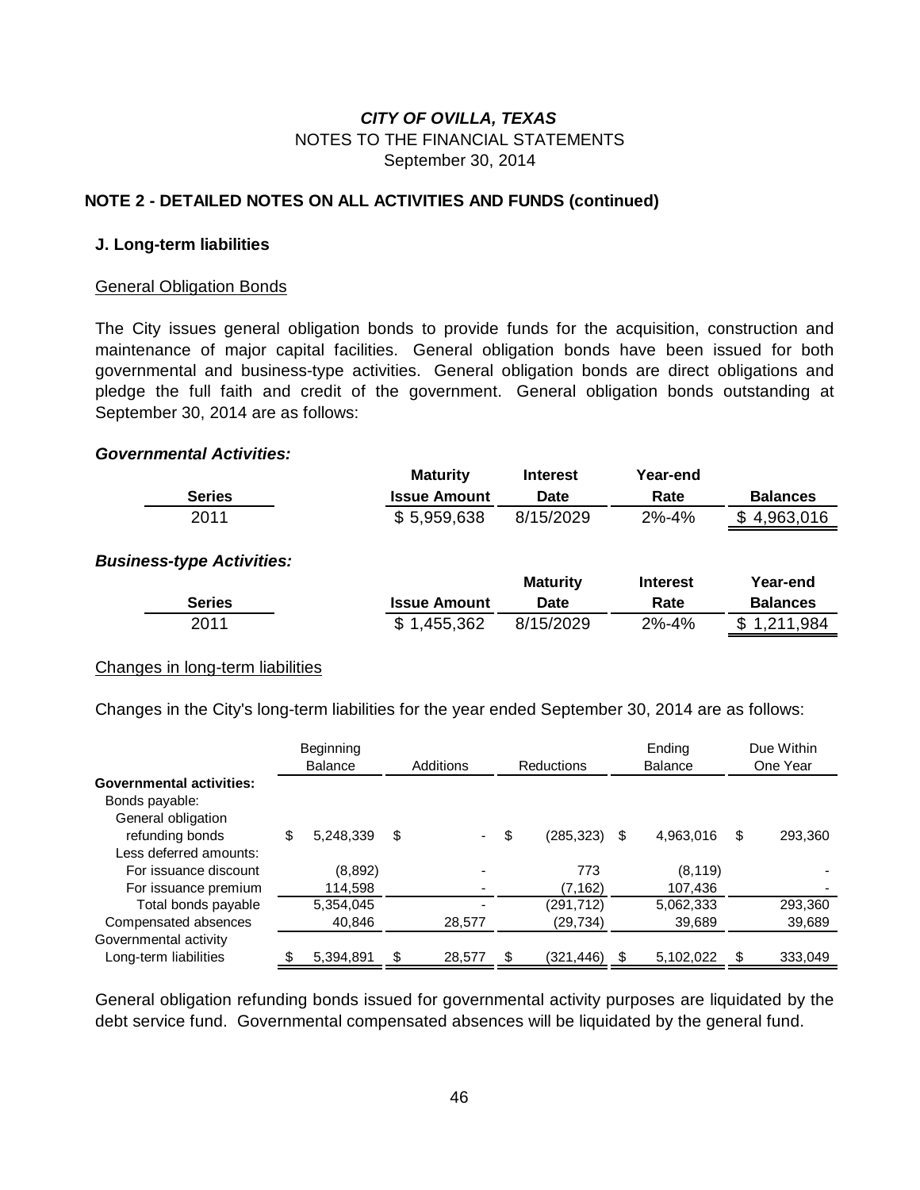**NOTE 2 - DETAILED NOTES ON ALL ACTIVITIES AND FUNDS (continued)**

**J. Long-term liabilities**

General Obligation Bonds

The City issues general obligation bonds to provide funds for the acquisition, construction and maintenance of major capital facilities. General obligation bonds have been issued for both governmental and business-type activities. General obligation bonds are direct obligations and pledge the full faith and credit of the government. General obligation bonds outstanding at September 30, 2014 are as follows:

***Governmental Activities:***

| | Maturity | Interest | Year-end | |
|---|---|---|---|---|
| **Series** | **Issue Amount** | **Date** | **Rate** | **Balances** |
| 2011 | $ 5,959,638 | 8/15/2029 | 2%-4% | $ 4,963,016 |

***Business-type Activities:***

| | | Maturity | Interest | Year-end |
|---|---|---|---|---|
| **Series** | **Issue Amount** | **Date** | **Rate** | **Balances** |
| 2011 | $ 1,455,362 | 8/15/2029 | 2%-4% | $ 1,211,984 |

Changes in long-term liabilities

Changes in the City's long-term liabilities for the year ended September 30, 2014 are as follows:

| | Beginning Balance | Additions | Reductions | Ending Balance | Due Within One Year |
|---|---|---|---|---|---|
| **Governmental activities:** | | | | | |
| Bonds payable: | | | | | |
| General obligation refunding bonds | $ 5,248,339 | $ - | $ (285,323) | $ 4,963,016 | $ 293,360 |
| Less deferred amounts: | | | | | |
| For issuance discount | (8,892) | - | 773 | (8,119) | - |
| For issuance premium | 114,598 | - | (7,162) | 107,436 | - |
| Total bonds payable | 5,354,045 | - | (291,712) | 5,062,333 | 293,360 |
| Compensated absences | 40,846 | 28,577 | (29,734) | 39,689 | 39,689 |
| Governmental activity Long-term liabilities | $ 5,394,891 | $ 28,577 | $ (321,446) | $ 5,102,022 | $ 333,049 |

General obligation refunding bonds issued for governmental activity purposes are liquidated by the debt service fund. Governmental compensated absences will be liquidated by the general fund.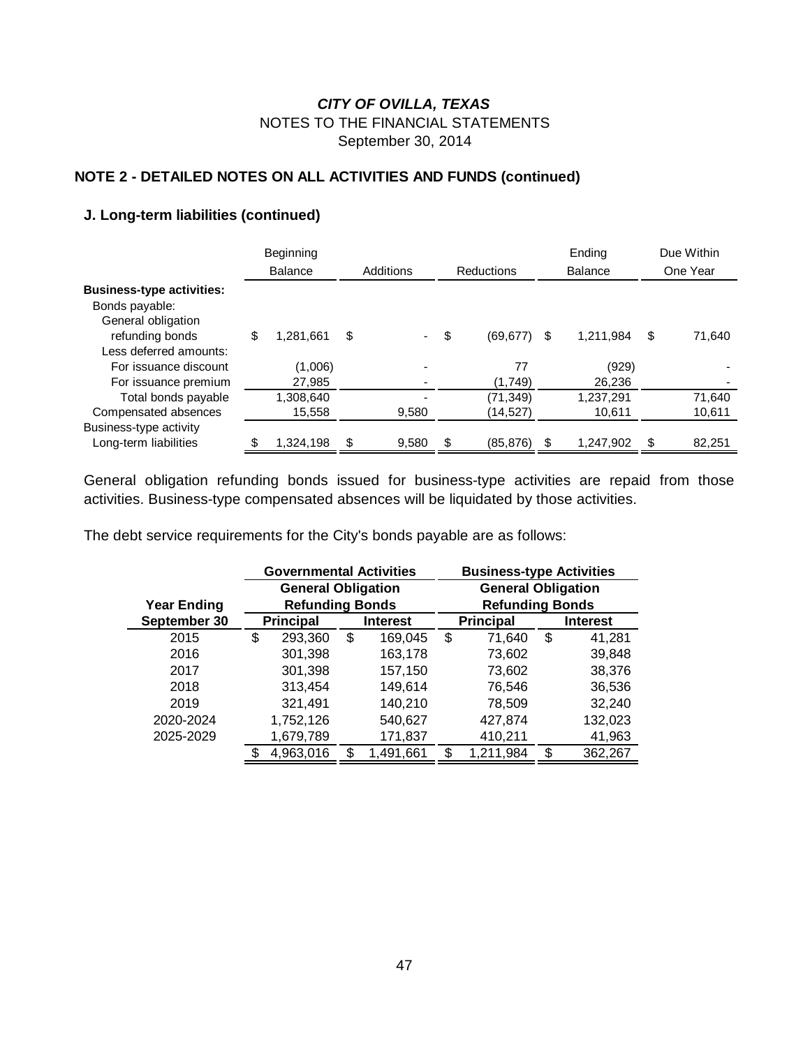# *CITY OF OVILLA, TEXAS*

NOTES TO THE FINANCIAL STATEMENTS

September 30, 2014

## NOTE 2 - DETAILED NOTES ON ALL ACTIVITIES AND FUNDS (continued)

### J. Long-term liabilities (continued)

| | Beginning Balance | Additions | Reductions | Ending Balance | Due Within One Year |
|---|---|---|---|---|---|
| **Business-type activities:** | | | | | |
| Bonds payable: | | | | | |
| General obligation refunding bonds | $ 1,281,661 | $ - | $ (69,677) | $ 1,211,984 | $ 71,640 |
| Less deferred amounts: | | | | | |
| For issuance discount | (1,006) | - | 77 | (929) | - |
| For issuance premium | 27,985 | - | (1,749) | 26,236 | - |
| Total bonds payable | 1,308,640 | - | (71,349) | 1,237,291 | 71,640 |
| Compensated absences | 15,558 | 9,580 | (14,527) | 10,611 | 10,611 |
| Business-type activity Long-term liabilities | $ 1,324,198 | $ 9,580 | $ (85,876) | $ 1,247,902 | $ 82,251 |

General obligation refunding bonds issued for business-type activities are repaid from those activities. Business-type compensated absences will be liquidated by those activities.

The debt service requirements for the City's bonds payable are as follows:

| | **Governmental Activities** | | **Business-type Activities** | |
|---|---|---|---|---|
| | **General Obligation Refunding Bonds** | | **General Obligation Refunding Bonds** | |
| **Year Ending September 30** | **Principal** | **Interest** | **Principal** | **Interest** |
| 2015 | $ 293,360 | $ 169,045 | $ 71,640 | $ 41,281 |
| 2016 | 301,398 | 163,178 | 73,602 | 39,848 |
| 2017 | 301,398 | 157,150 | 73,602 | 38,376 |
| 2018 | 313,454 | 149,614 | 76,546 | 36,536 |
| 2019 | 321,491 | 140,210 | 78,509 | 32,240 |
| 2020-2024 | 1,752,126 | 540,627 | 427,874 | 132,023 |
| 2025-2029 | 1,679,789 | 171,837 | 410,211 | 41,963 |
| | $ 4,963,016 | $ 1,491,661 | $ 1,211,984 | $ 362,267 |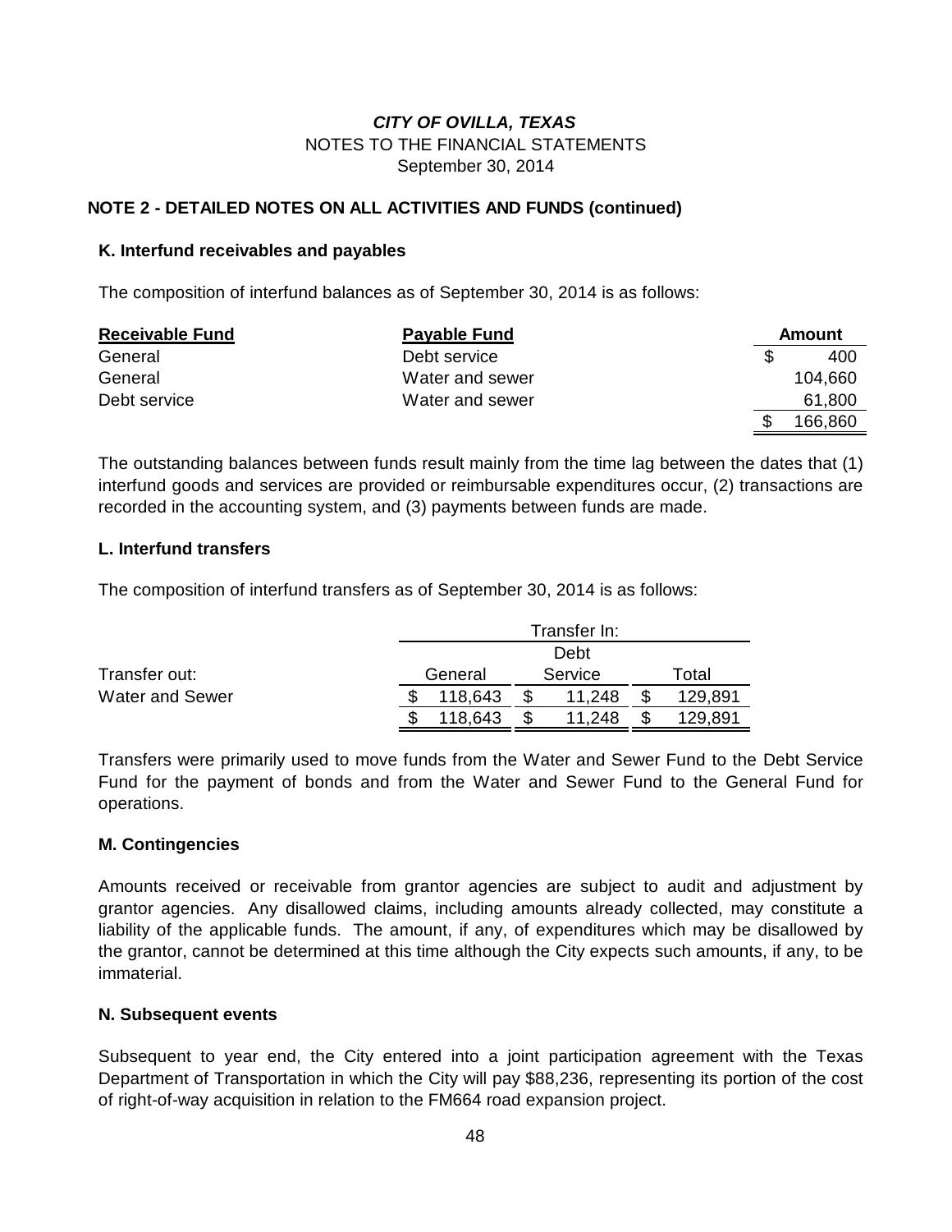# *CITY OF OVILLA, TEXAS*

NOTES TO THE FINANCIAL STATEMENTS

September 30, 2014

## NOTE 2 - DETAILED NOTES ON ALL ACTIVITIES AND FUNDS (continued)

### K. Interfund receivables and payables

The composition of interfund balances as of September 30, 2014 is as follows:

| Receivable Fund | Payable Fund | Amount |
|---|---|---|
| General | Debt service | $ 400 |
| General | Water and sewer | 104,660 |
| Debt service | Water and sewer | 61,800 |
| | | $ 166,860 |

The outstanding balances between funds result mainly from the time lag between the dates that (1) interfund goods and services are provided or reimbursable expenditures occur, (2) transactions are recorded in the accounting system, and (3) payments between funds are made.

### L. Interfund transfers

The composition of interfund transfers as of September 30, 2014 is as follows:

| | Transfer In: | | |
|---|---|---|---|
| Transfer out: | General | Debt Service | Total |
| Water and Sewer | $ 118,643 | $ 11,248 | $ 129,891 |
| | $ 118,643 | $ 11,248 | $ 129,891 |

Transfers were primarily used to move funds from the Water and Sewer Fund to the Debt Service Fund for the payment of bonds and from the Water and Sewer Fund to the General Fund for operations.

### M. Contingencies

Amounts received or receivable from grantor agencies are subject to audit and adjustment by grantor agencies. Any disallowed claims, including amounts already collected, may constitute a liability of the applicable funds. The amount, if any, of expenditures which may be disallowed by the grantor, cannot be determined at this time although the City expects such amounts, if any, to be immaterial.

### N. Subsequent events

Subsequent to year end, the City entered into a joint participation agreement with the Texas Department of Transportation in which the City will pay $88,236, representing its portion of the cost of right-of-way acquisition in relation to the FM664 road expansion project.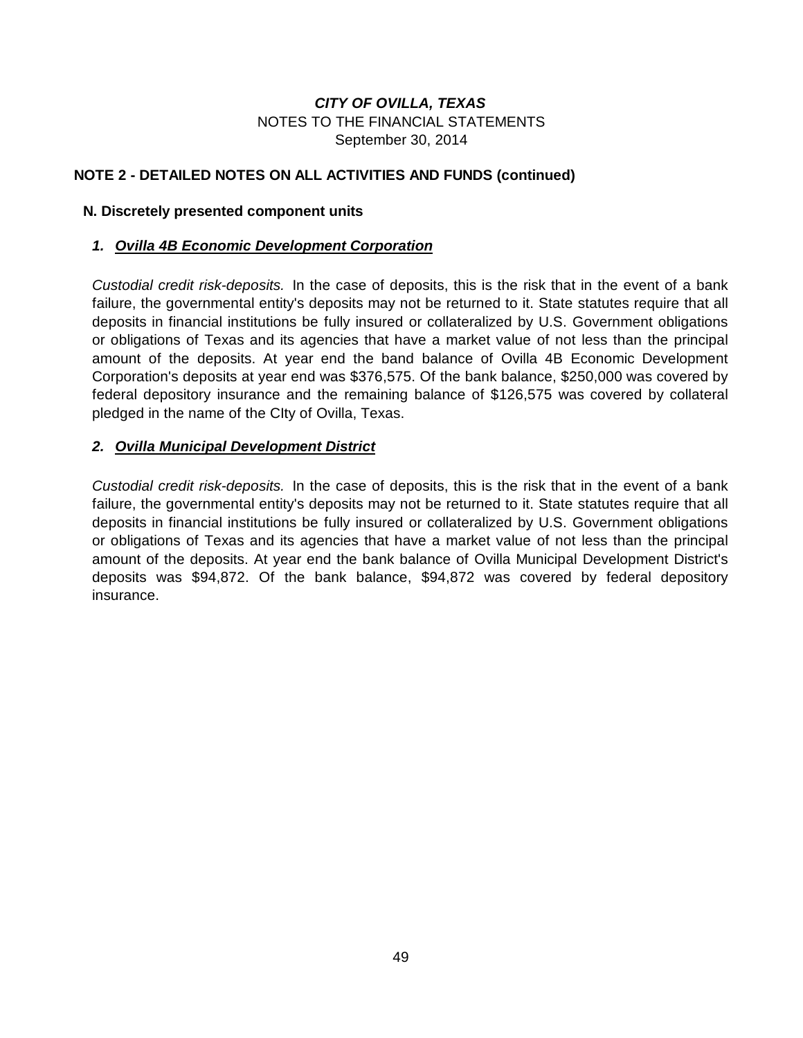***CITY OF OVILLA, TEXAS***
NOTES TO THE FINANCIAL STATEMENTS
September 30, 2014

## NOTE 2 - DETAILED NOTES ON ALL ACTIVITIES AND FUNDS (continued)

### N. Discretely presented component units

#### *1. __Ovilla 4B Economic Development Corporation__*

*Custodial credit risk-deposits.* In the case of deposits, this is the risk that in the event of a bank failure, the governmental entity's deposits may not be returned to it. State statutes require that all deposits in financial institutions be fully insured or collateralized by U.S. Government obligations or obligations of Texas and its agencies that have a market value of not less than the principal amount of the deposits. At year end the band balance of Ovilla 4B Economic Development Corporation's deposits at year end was $376,575. Of the bank balance, $250,000 was covered by federal depository insurance and the remaining balance of $126,575 was covered by collateral pledged in the name of the CIty of Ovilla, Texas.

#### *2. __Ovilla Municipal Development District__*

*Custodial credit risk-deposits.* In the case of deposits, this is the risk that in the event of a bank failure, the governmental entity's deposits may not be returned to it. State statutes require that all deposits in financial institutions be fully insured or collateralized by U.S. Government obligations or obligations of Texas and its agencies that have a market value of not less than the principal amount of the deposits. At year end the bank balance of Ovilla Municipal Development District's deposits was $94,872. Of the bank balance, $94,872 was covered by federal depository insurance.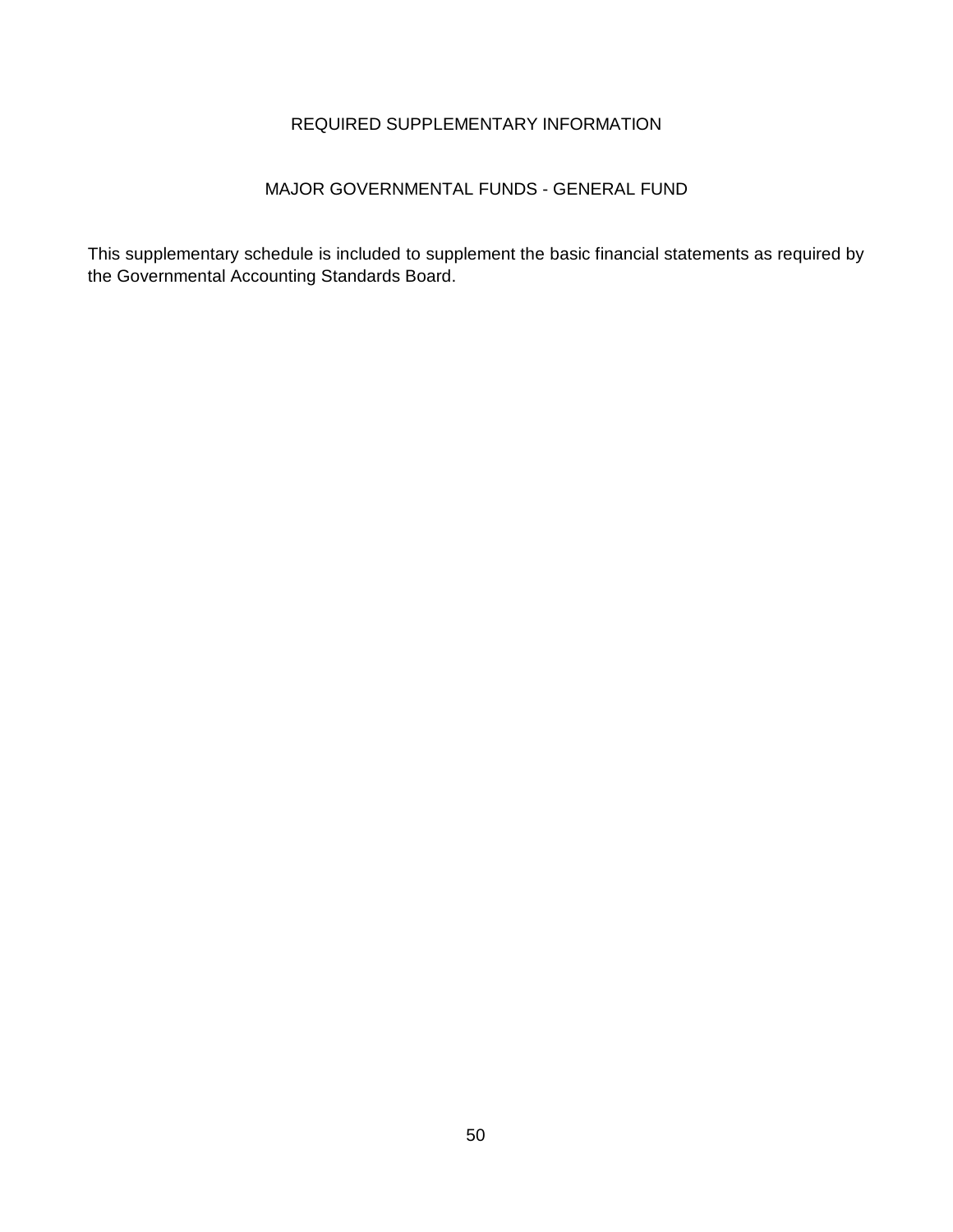# REQUIRED SUPPLEMENTARY INFORMATION

## MAJOR GOVERNMENTAL FUNDS - GENERAL FUND

This supplementary schedule is included to supplement the basic financial statements as required by the Governmental Accounting Standards Board.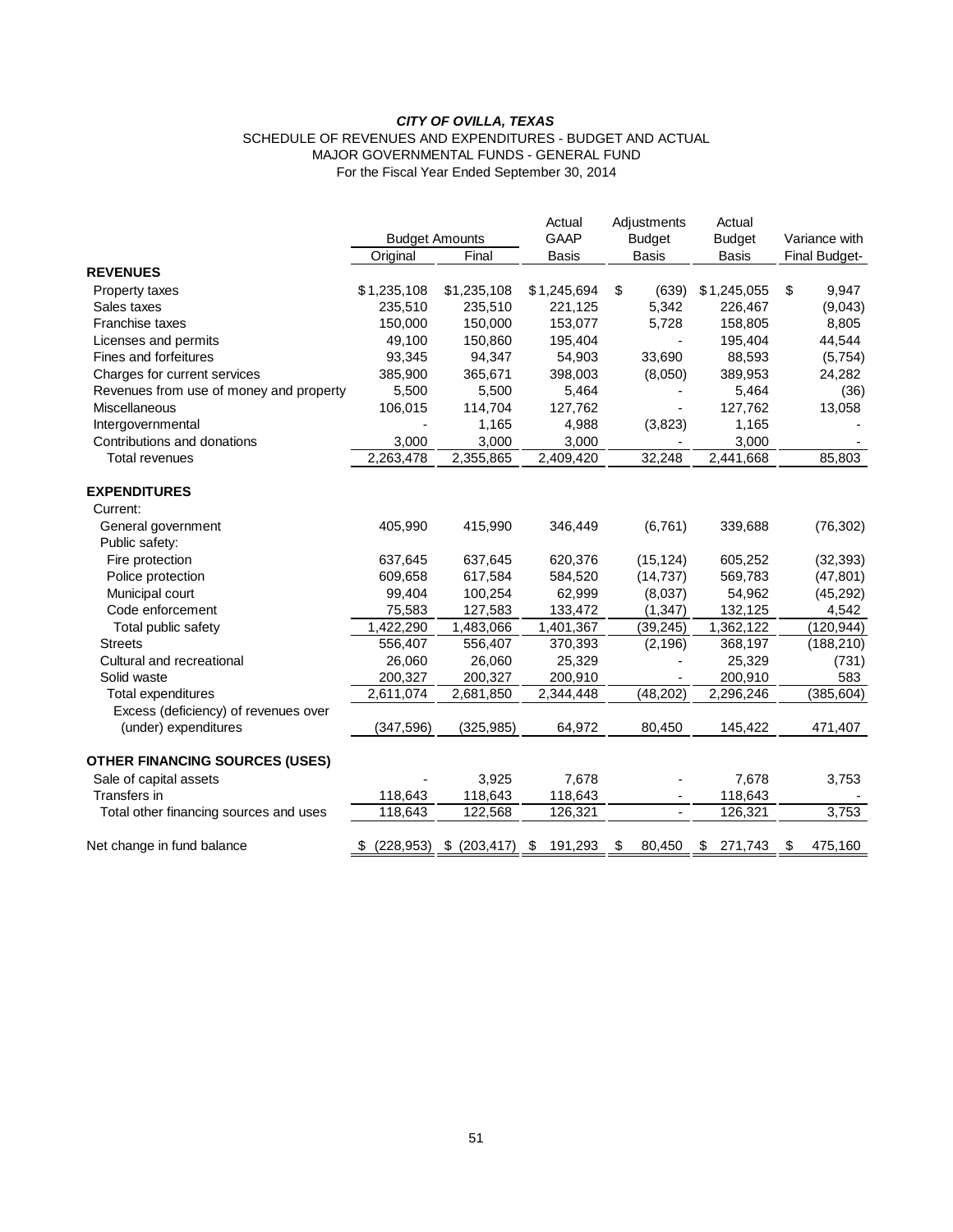***CITY OF OVILLA, TEXAS***

SCHEDULE OF REVENUES AND EXPENDITURES - BUDGET AND ACTUAL

MAJOR GOVERNMENTAL FUNDS - GENERAL FUND

For the Fiscal Year Ended September 30, 2014

| | Budget Amounts | | Actual GAAP | Adjustments Budget | Actual Budget | Variance with |
|---|---|---|---|---|---|---|
| | Original | Final | Basis | Basis | Basis | Final Budget- |
| **REVENUES** | | | | | | |
| Property taxes | $ 1,235,108 | $ 1,235,108 | $ 1,245,694 | $ (639) | $ 1,245,055 | $ 9,947 |
| Sales taxes | 235,510 | 235,510 | 221,125 | 5,342 | 226,467 | (9,043) |
| Franchise taxes | 150,000 | 150,000 | 153,077 | 5,728 | 158,805 | 8,805 |
| Licenses and permits | 49,100 | 150,860 | 195,404 | - | 195,404 | 44,544 |
| Fines and forfeitures | 93,345 | 94,347 | 54,903 | 33,690 | 88,593 | (5,754) |
| Charges for current services | 385,900 | 365,671 | 398,003 | (8,050) | 389,953 | 24,282 |
| Revenues from use of money and property | 5,500 | 5,500 | 5,464 | - | 5,464 | (36) |
| Miscellaneous | 106,015 | 114,704 | 127,762 | - | 127,762 | 13,058 |
| Intergovernmental | - | 1,165 | 4,988 | (3,823) | 1,165 | - |
| Contributions and donations | 3,000 | 3,000 | 3,000 | - | 3,000 | - |
| Total revenues | 2,263,478 | 2,355,865 | 2,409,420 | 32,248 | 2,441,668 | 85,803 |
| **EXPENDITURES** | | | | | | |
| Current: | | | | | | |
| General government | 405,990 | 415,990 | 346,449 | (6,761) | 339,688 | (76,302) |
| Public safety: | | | | | | |
| Fire protection | 637,645 | 637,645 | 620,376 | (15,124) | 605,252 | (32,393) |
| Police protection | 609,658 | 617,584 | 584,520 | (14,737) | 569,783 | (47,801) |
| Municipal court | 99,404 | 100,254 | 62,999 | (8,037) | 54,962 | (45,292) |
| Code enforcement | 75,583 | 127,583 | 133,472 | (1,347) | 132,125 | 4,542 |
| Total public safety | 1,422,290 | 1,483,066 | 1,401,367 | (39,245) | 1,362,122 | (120,944) |
| Streets | 556,407 | 556,407 | 370,393 | (2,196) | 368,197 | (188,210) |
| Cultural and recreational | 26,060 | 26,060 | 25,329 | - | 25,329 | (731) |
| Solid waste | 200,327 | 200,327 | 200,910 | - | 200,910 | 583 |
| Total expenditures | 2,611,074 | 2,681,850 | 2,344,448 | (48,202) | 2,296,246 | (385,604) |
| Excess (deficiency) of revenues over (under) expenditures | (347,596) | (325,985) | 64,972 | 80,450 | 145,422 | 471,407 |
| **OTHER FINANCING SOURCES (USES)** | | | | | | |
| Sale of capital assets | - | 3,925 | 7,678 | - | 7,678 | 3,753 |
| Transfers in | 118,643 | 118,643 | 118,643 | - | 118,643 | - |
| Total other financing sources and uses | 118,643 | 122,568 | 126,321 | - | 126,321 | 3,753 |
| Net change in fund balance | $ (228,953) | $ (203,417) | $ 191,293 | $ 80,450 | $ 271,743 | $ 475,160 |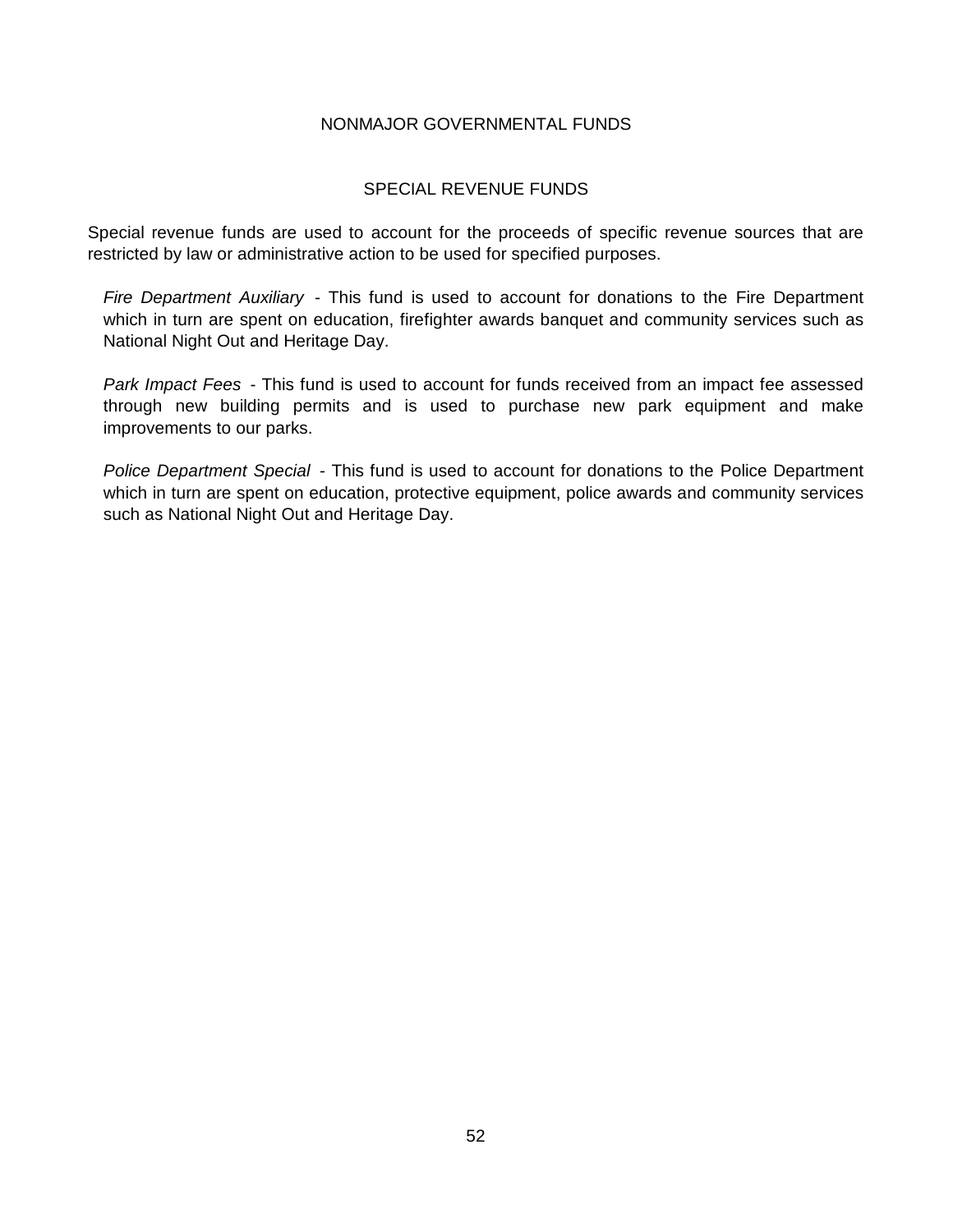# NONMAJOR GOVERNMENTAL FUNDS

## SPECIAL REVENUE FUNDS

Special revenue funds are used to account for the proceeds of specific revenue sources that are restricted by law or administrative action to be used for specified purposes.

*Fire Department Auxiliary* - This fund is used to account for donations to the Fire Department which in turn are spent on education, firefighter awards banquet and community services such as National Night Out and Heritage Day.

*Park Impact Fees* - This fund is used to account for funds received from an impact fee assessed through new building permits and is used to purchase new park equipment and make improvements to our parks.

*Police Department Special* - This fund is used to account for donations to the Police Department which in turn are spent on education, protective equipment, police awards and community services such as National Night Out and Heritage Day.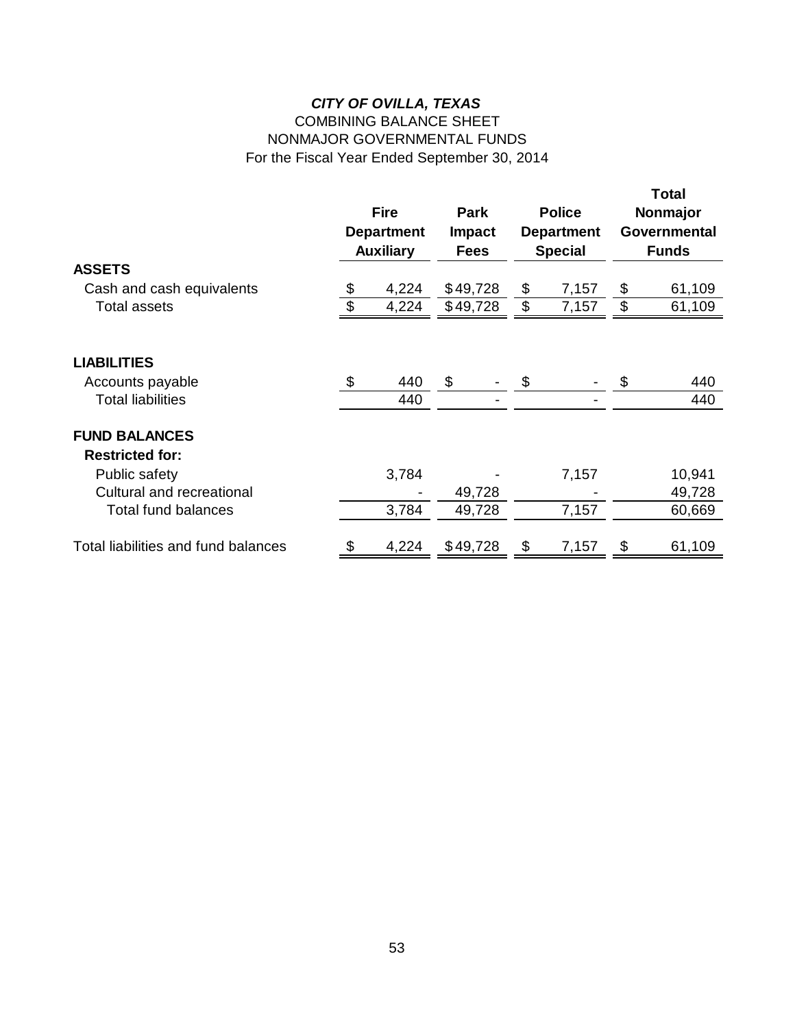# *CITY OF OVILLA, TEXAS*

COMBINING BALANCE SHEET
NONMAJOR GOVERNMENTAL FUNDS
For the Fiscal Year Ended September 30, 2014

| | Fire Department Auxiliary | Park Impact Fees | Police Department Special | Total Nonmajor Governmental Funds |
|---|---|---|---|---|
| **ASSETS** | | | | |
| Cash and cash equivalents | $ 4,224 | $ 49,728 | $ 7,157 | $ 61,109 |
| Total assets | $ 4,224 | $ 49,728 | $ 7,157 | $ 61,109 |
| **LIABILITIES** | | | | |
| Accounts payable | $ 440 | $ - | $ - | $ 440 |
| Total liabilities | 440 | - | - | 440 |
| **FUND BALANCES** | | | | |
| **Restricted for:** | | | | |
| Public safety | 3,784 | - | 7,157 | 10,941 |
| Cultural and recreational | - | 49,728 | - | 49,728 |
| Total fund balances | 3,784 | 49,728 | 7,157 | 60,669 |
| Total liabilities and fund balances | $ 4,224 | $ 49,728 | $ 7,157 | $ 61,109 |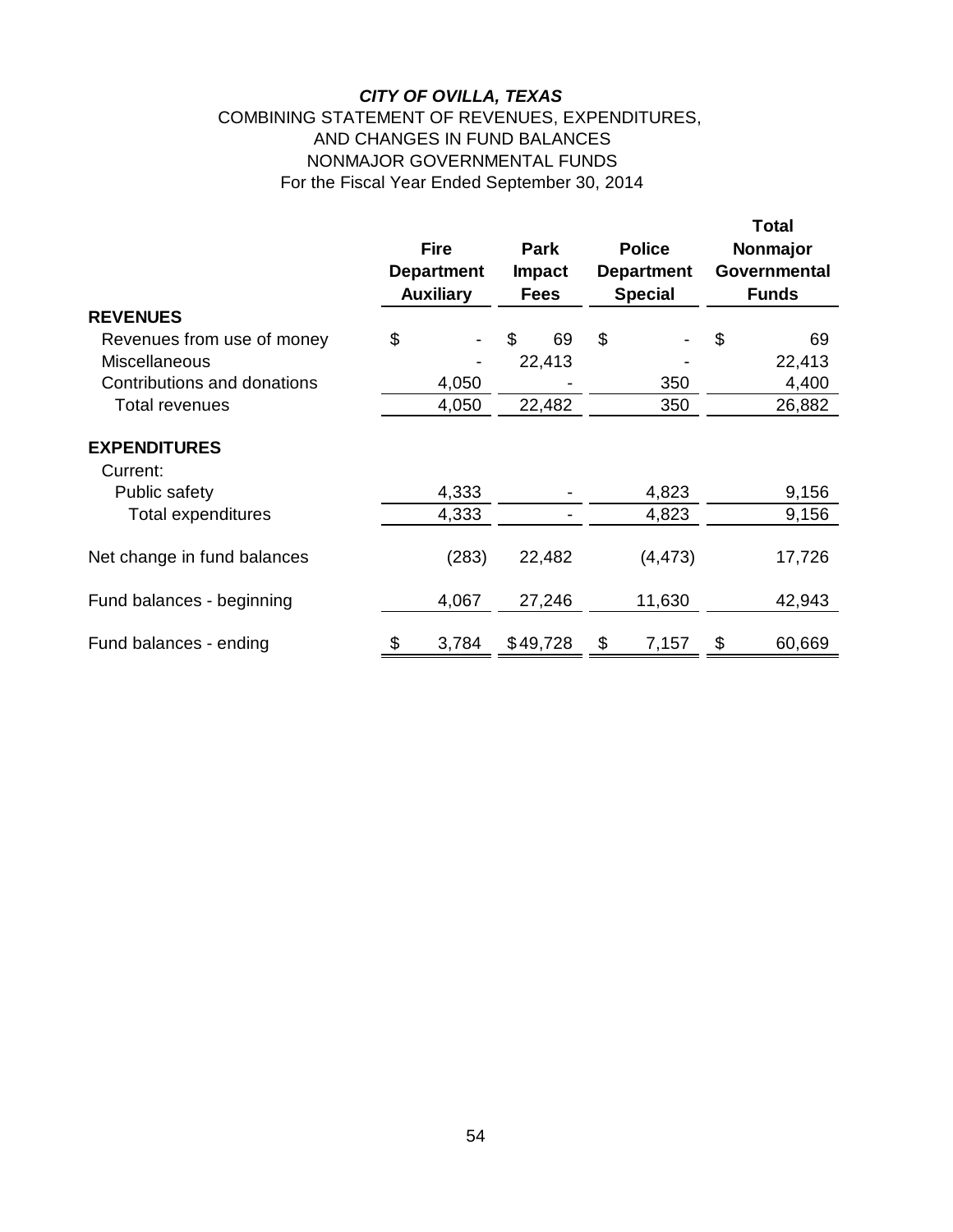# *CITY OF OVILLA, TEXAS*

COMBINING STATEMENT OF REVENUES, EXPENDITURES, AND CHANGES IN FUND BALANCES

NONMAJOR GOVERNMENTAL FUNDS

For the Fiscal Year Ended September 30, 2014

| | Fire Department Auxiliary | Park Impact Fees | Police Department Special | Total Nonmajor Governmental Funds |
|---|---|---|---|---|
| **REVENUES** | | | | |
| Revenues from use of money | $ - | $ 69 | $ - | $ 69 |
| Miscellaneous | - | 22,413 | - | 22,413 |
| Contributions and donations | 4,050 | - | 350 | 4,400 |
| Total revenues | 4,050 | 22,482 | 350 | 26,882 |
| **EXPENDITURES** | | | | |
| Current: | | | | |
| Public safety | 4,333 | - | 4,823 | 9,156 |
| Total expenditures | 4,333 | - | 4,823 | 9,156 |
| Net change in fund balances | (283) | 22,482 | (4,473) | 17,726 |
| Fund balances - beginning | 4,067 | 27,246 | 11,630 | 42,943 |
| Fund balances - ending | $ 3,784 | $ 49,728 | $ 7,157 | $ 60,669 |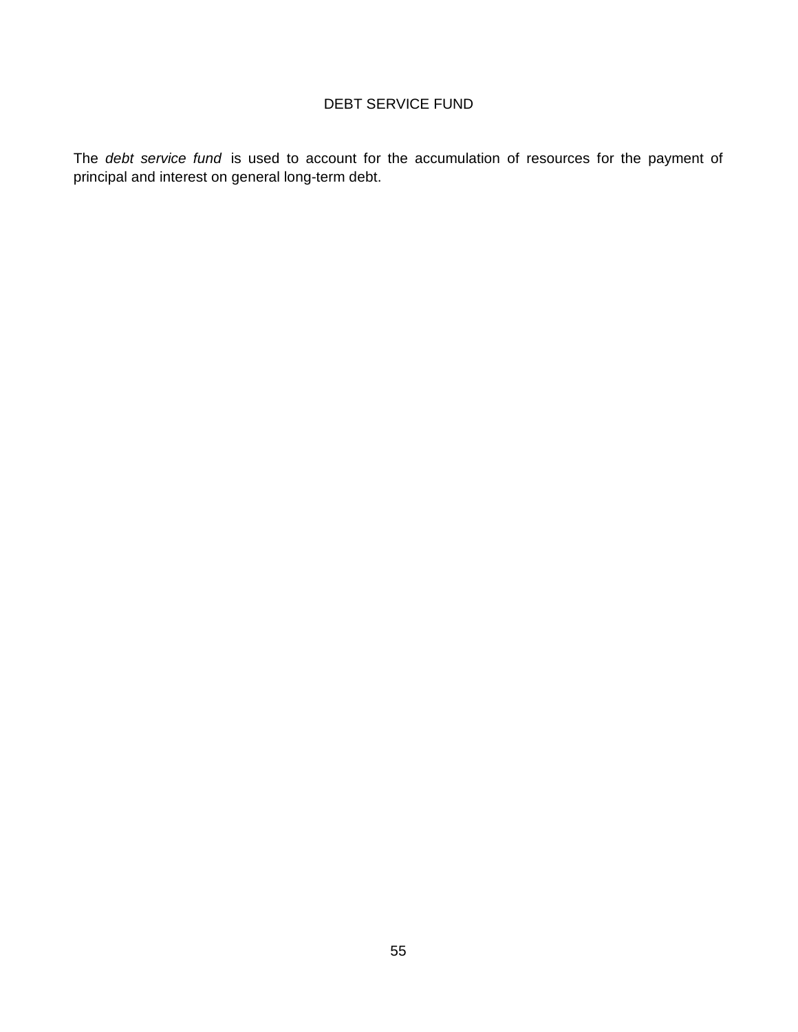# DEBT SERVICE FUND

The *debt service fund* is used to account for the accumulation of resources for the payment of principal and interest on general long-term debt.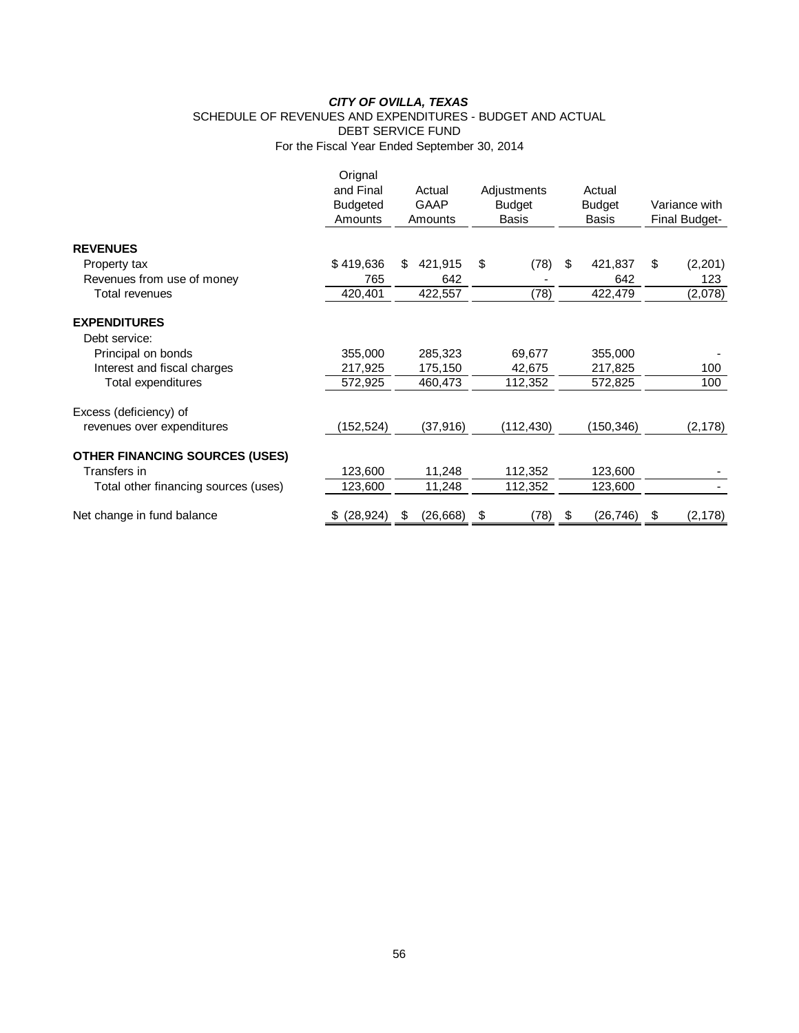***CITY OF OVILLA, TEXAS***

SCHEDULE OF REVENUES AND EXPENDITURES - BUDGET AND ACTUAL

DEBT SERVICE FUND

For the Fiscal Year Ended September 30, 2014

| | Orignal and Final Budgeted Amounts | Actual GAAP Amounts | Adjustments Budget Basis | Actual Budget Basis | Variance with Final Budget- |
|---|---|---|---|---|---|
| **REVENUES** | | | | | |
| Property tax | $ 419,636 | $ 421,915 | $ (78) | $ 421,837 | $ (2,201) |
| Revenues from use of money | 765 | 642 | - | 642 | 123 |
| Total revenues | 420,401 | 422,557 | (78) | 422,479 | (2,078) |
| **EXPENDITURES** | | | | | |
| Debt service: | | | | | |
| Principal on bonds | 355,000 | 285,323 | 69,677 | 355,000 | - |
| Interest and fiscal charges | 217,925 | 175,150 | 42,675 | 217,825 | 100 |
| Total expenditures | 572,925 | 460,473 | 112,352 | 572,825 | 100 |
| Excess (deficiency) of revenues over expenditures | (152,524) | (37,916) | (112,430) | (150,346) | (2,178) |
| **OTHER FINANCING SOURCES (USES)** | | | | | |
| Transfers in | 123,600 | 11,248 | 112,352 | 123,600 | - |
| Total other financing sources (uses) | 123,600 | 11,248 | 112,352 | 123,600 | - |
| Net change in fund balance | $ (28,924) | $ (26,668) | $ (78) | $ (26,746) | $ (2,178) |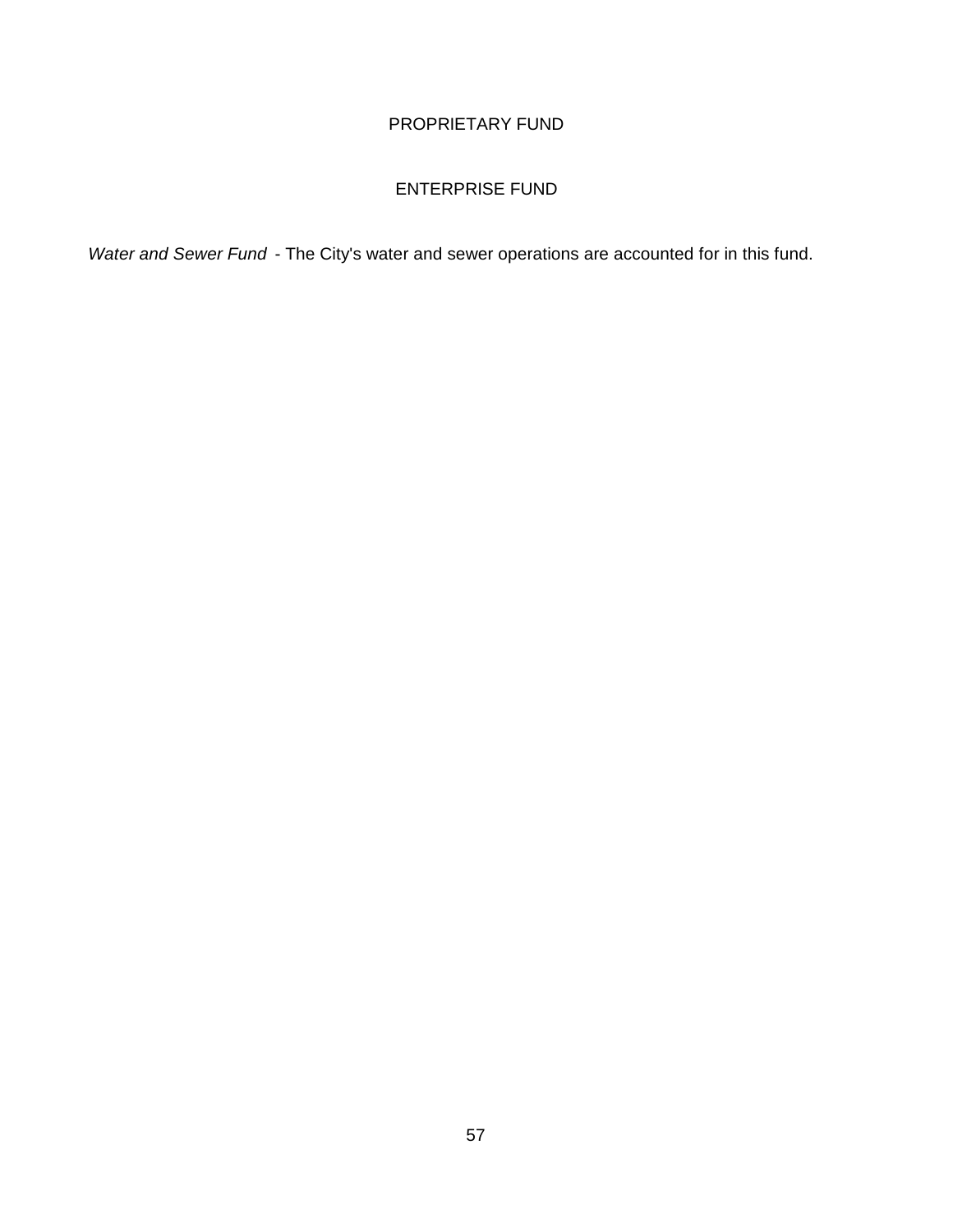# PROPRIETARY FUND

## ENTERPRISE FUND

*Water and Sewer Fund* - The City's water and sewer operations are accounted for in this fund.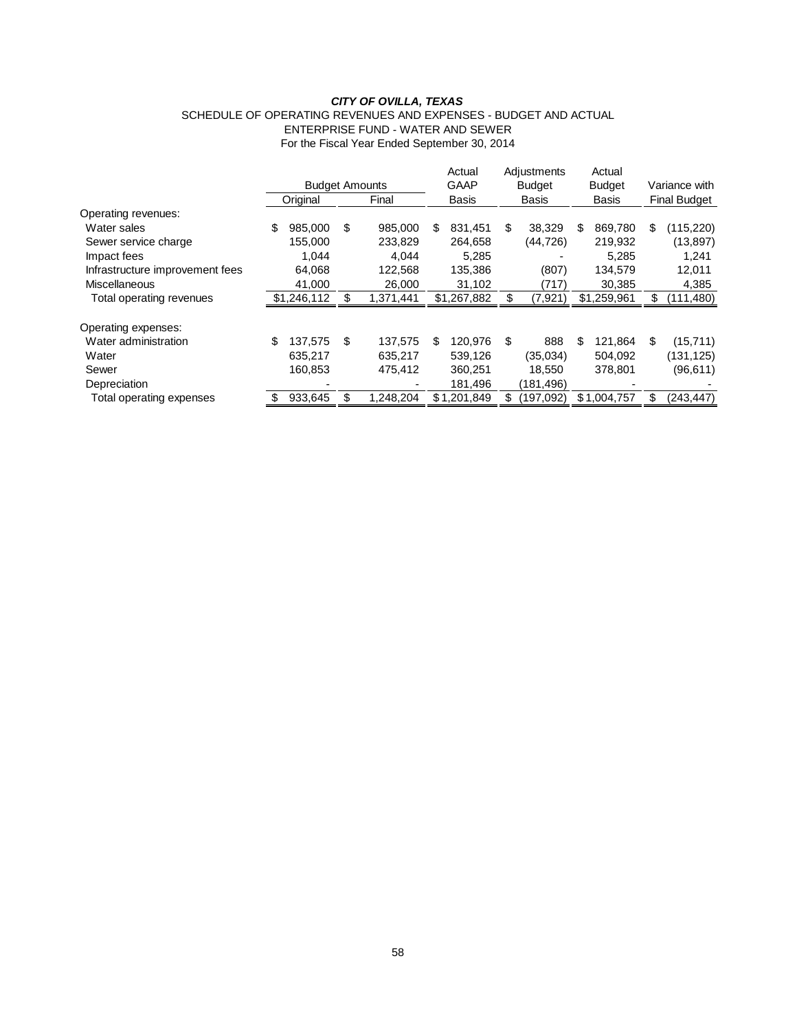# *CITY OF OVILLA, TEXAS*

SCHEDULE OF OPERATING REVENUES AND EXPENSES - BUDGET AND ACTUAL
ENTERPRISE FUND - WATER AND SEWER
For the Fiscal Year Ended September 30, 2014

| | Budget Amounts | | Actual GAAP | Adjustments Budget | Actual Budget | Variance with |
|---|---|---|---|---|---|---|
| | Original | Final | Basis | Basis | Basis | Final Budget |
| Operating revenues: | | | | | | |
| Water sales | $ 985,000 | $ 985,000 | $ 831,451 | $ 38,329 | $ 869,780 | $ (115,220) |
| Sewer service charge | 155,000 | 233,829 | 264,658 | (44,726) | 219,932 | (13,897) |
| Impact fees | 1,044 | 4,044 | 5,285 | - | 5,285 | 1,241 |
| Infrastructure improvement fees | 64,068 | 122,568 | 135,386 | (807) | 134,579 | 12,011 |
| Miscellaneous | 41,000 | 26,000 | 31,102 | (717) | 30,385 | 4,385 |
| Total operating revenues | $1,246,112 | $ 1,371,441 | $1,267,882 | $ (7,921) | $1,259,961 | $ (111,480) |
| Operating expenses: | | | | | | |
| Water administration | $ 137,575 | $ 137,575 | $ 120,976 | $ 888 | $ 121,864 | $ (15,711) |
| Water | 635,217 | 635,217 | 539,126 | (35,034) | 504,092 | (131,125) |
| Sewer | 160,853 | 475,412 | 360,251 | 18,550 | 378,801 | (96,611) |
| Depreciation | - | - | 181,496 | (181,496) | - | - |
| Total operating expenses | $ 933,645 | $ 1,248,204 | $ 1,201,849 | $ (197,092) | $ 1,004,757 | $ (243,447) |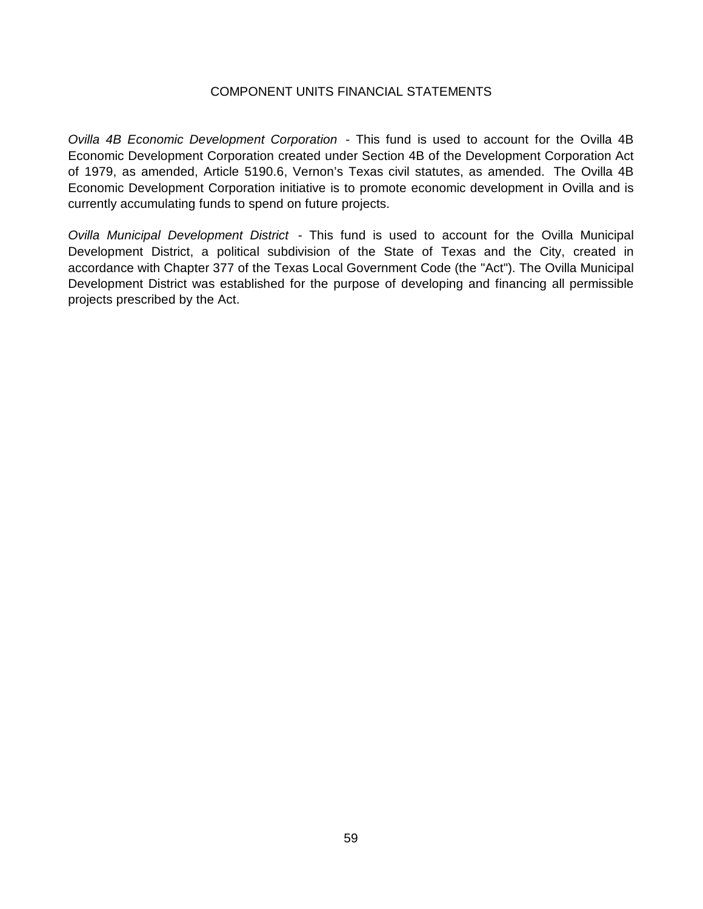# COMPONENT UNITS FINANCIAL STATEMENTS

*Ovilla 4B Economic Development Corporation* - This fund is used to account for the Ovilla 4B Economic Development Corporation created under Section 4B of the Development Corporation Act of 1979, as amended, Article 5190.6, Vernon's Texas civil statutes, as amended. The Ovilla 4B Economic Development Corporation initiative is to promote economic development in Ovilla and is currently accumulating funds to spend on future projects.

*Ovilla Municipal Development District* - This fund is used to account for the Ovilla Municipal Development District, a political subdivision of the State of Texas and the City, created in accordance with Chapter 377 of the Texas Local Government Code (the "Act"). The Ovilla Municipal Development District was established for the purpose of developing and financing all permissible projects prescribed by the Act.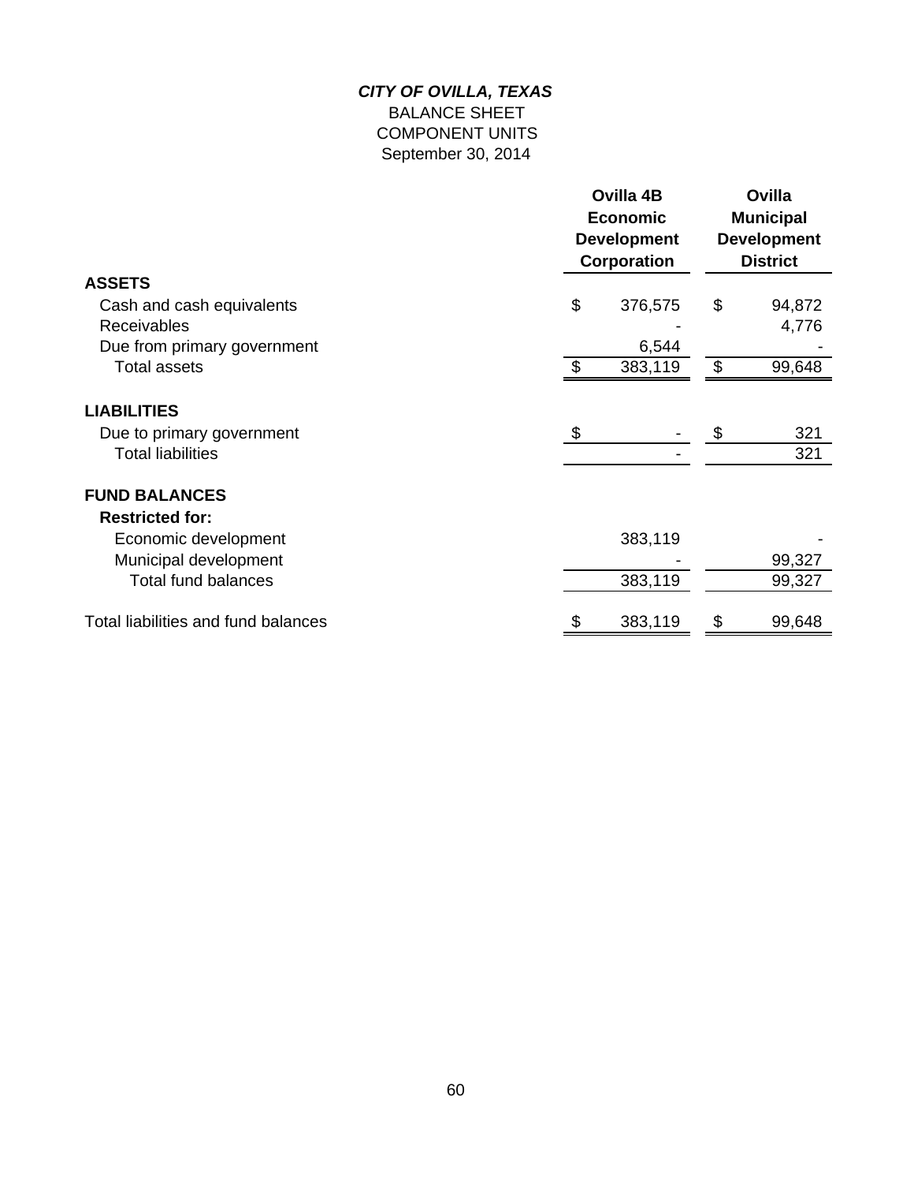***CITY OF OVILLA, TEXAS***

BALANCE SHEET

COMPONENT UNITS

September 30, 2014

| | Ovilla 4B Economic Development Corporation | Ovilla Municipal Development District |
|---|---|---|
| **ASSETS** | | |
| Cash and cash equivalents | $ 376,575 | $ 94,872 |
| Receivables | - | 4,776 |
| Due from primary government | 6,544 | - |
| Total assets | $ 383,119 | $ 99,648 |
| **LIABILITIES** | | |
| Due to primary government | $ - | $ 321 |
| Total liabilities | - | 321 |
| **FUND BALANCES** | | |
| **Restricted for:** | | |
| Economic development | 383,119 | - |
| Municipal development | - | 99,327 |
| Total fund balances | 383,119 | 99,327 |
| Total liabilities and fund balances | $ 383,119 | $ 99,648 |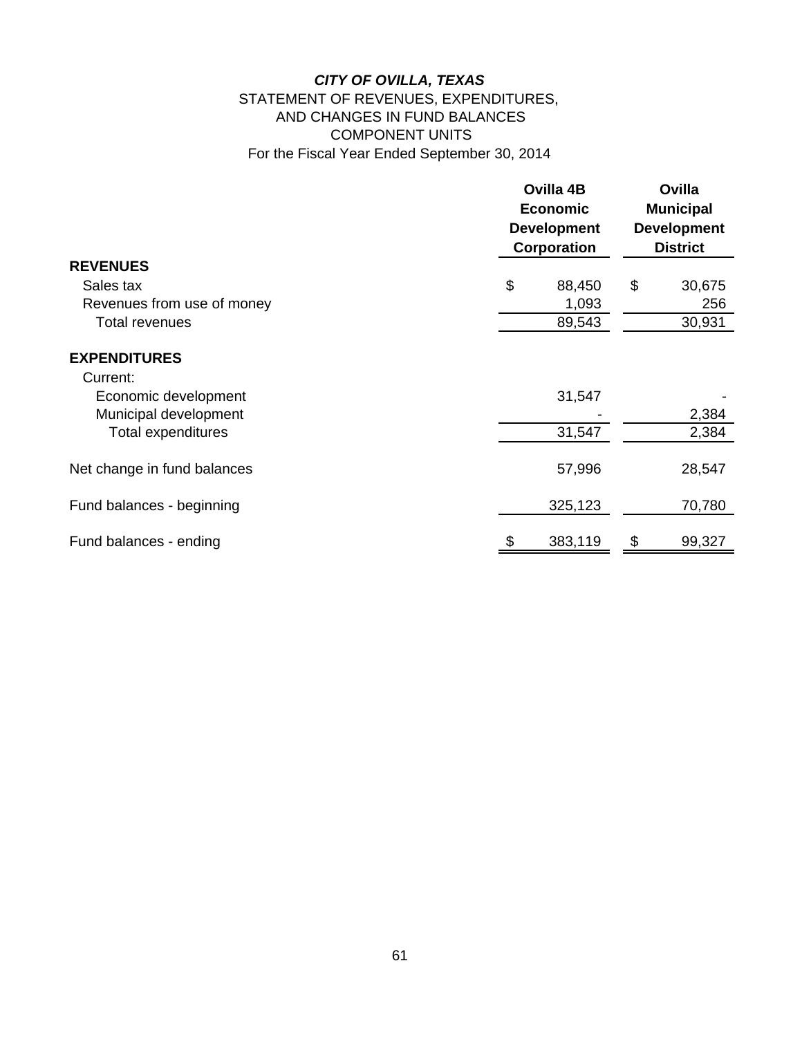***CITY OF OVILLA, TEXAS***

STATEMENT OF REVENUES, EXPENDITURES,
AND CHANGES IN FUND BALANCES
COMPONENT UNITS
For the Fiscal Year Ended September 30, 2014

| | Ovilla 4B Economic Development Corporation | Ovilla Municipal Development District |
|---|---|---|
| **REVENUES** | | |
| Sales tax | $ 88,450 | $ 30,675 |
| Revenues from use of money | 1,093 | 256 |
| Total revenues | 89,543 | 30,931 |
| | | |
| **EXPENDITURES** | | |
| Current: | | |
| Economic development | 31,547 | - |
| Municipal development | - | 2,384 |
| Total expenditures | 31,547 | 2,384 |
| | | |
| Net change in fund balances | 57,996 | 28,547 |
| | | |
| Fund balances - beginning | 325,123 | 70,780 |
| | | |
| Fund balances - ending | $ 383,119 | $ 99,327 |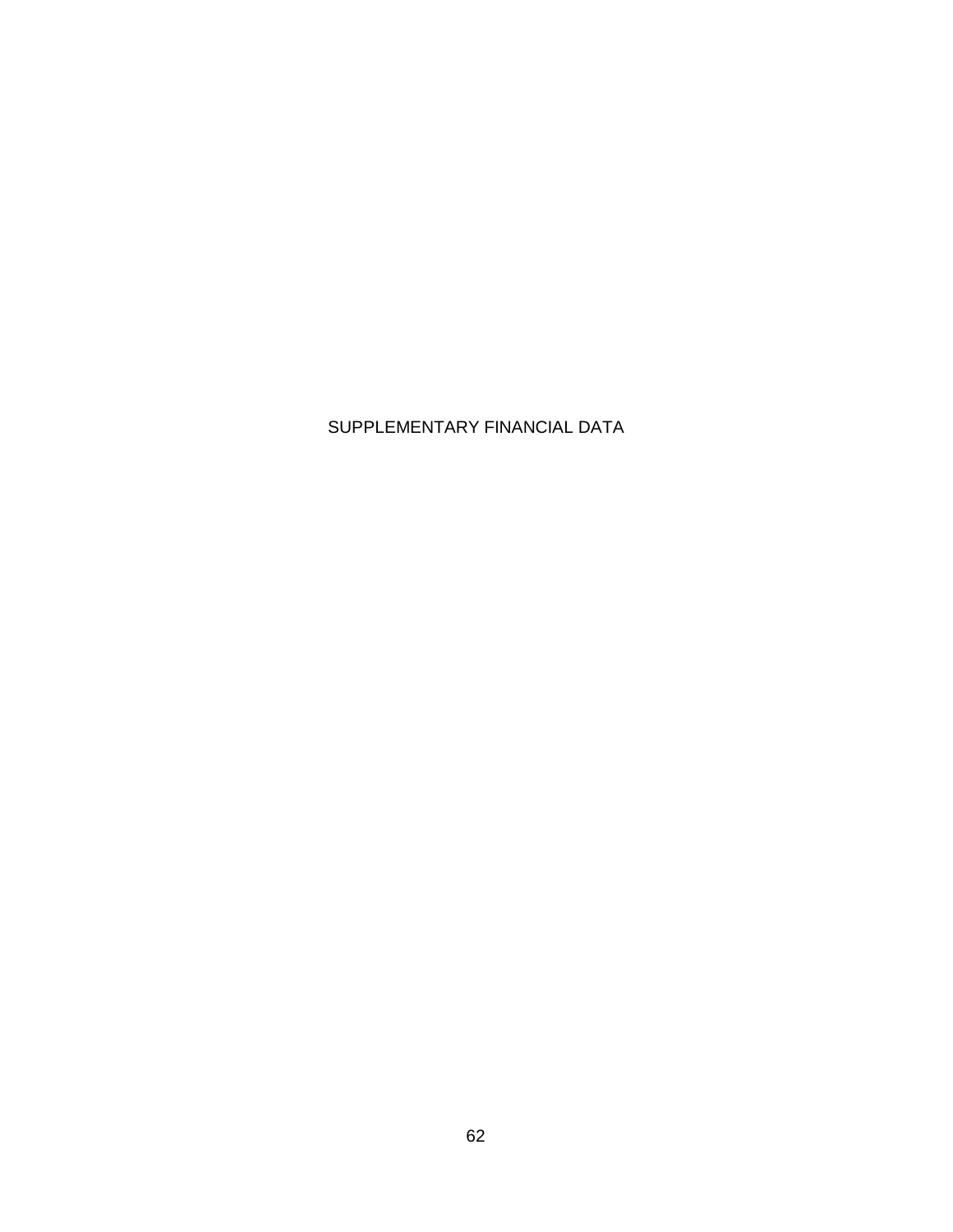# SUPPLEMENTARY FINANCIAL DATA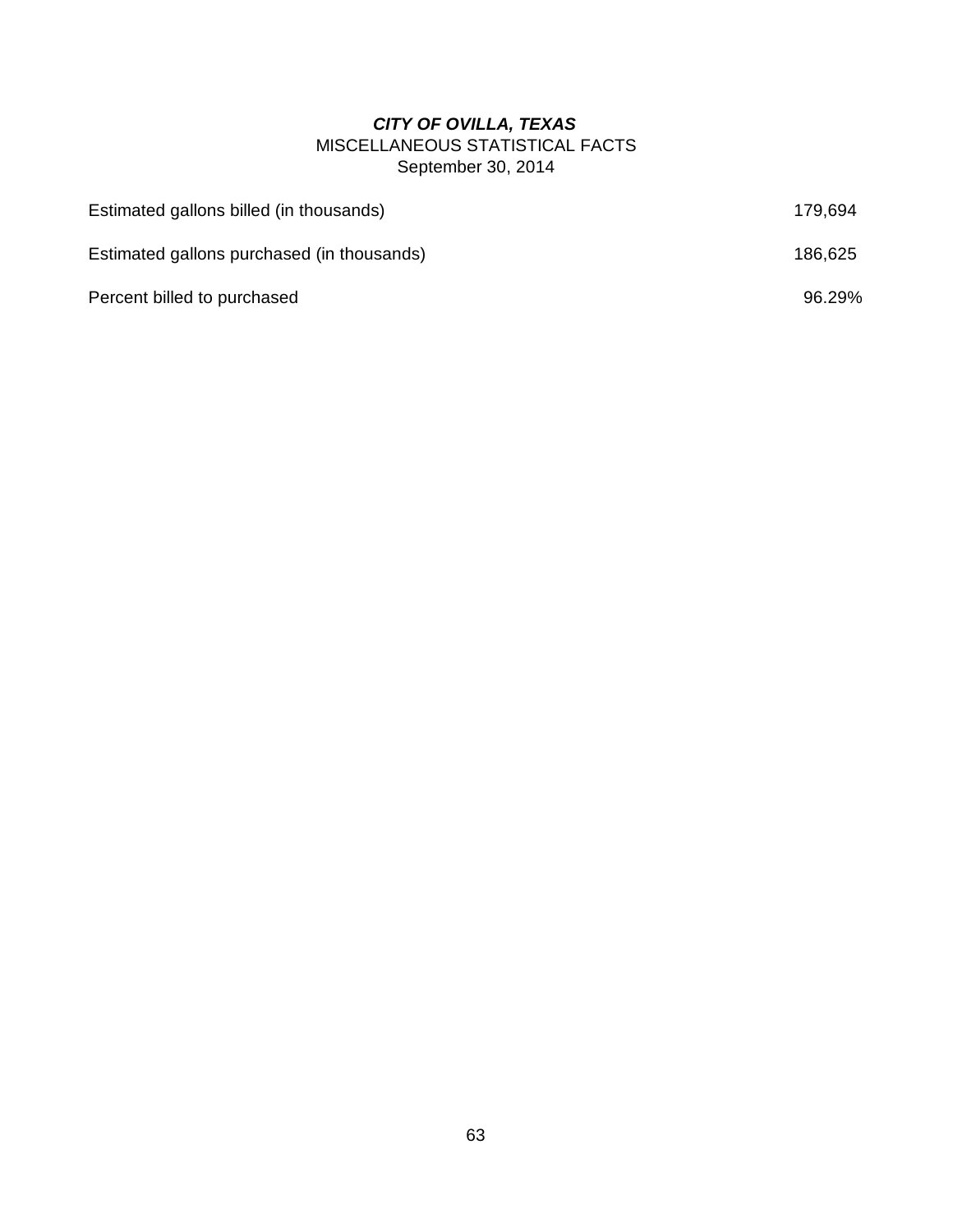***CITY OF OVILLA, TEXAS***

MISCELLANEOUS STATISTICAL FACTS

September 30, 2014

| | |
|---|---|
| Estimated gallons billed (in thousands) | 179,694 |
| Estimated gallons purchased (in thousands) | 186,625 |
| Percent billed to purchased | 96.29% |